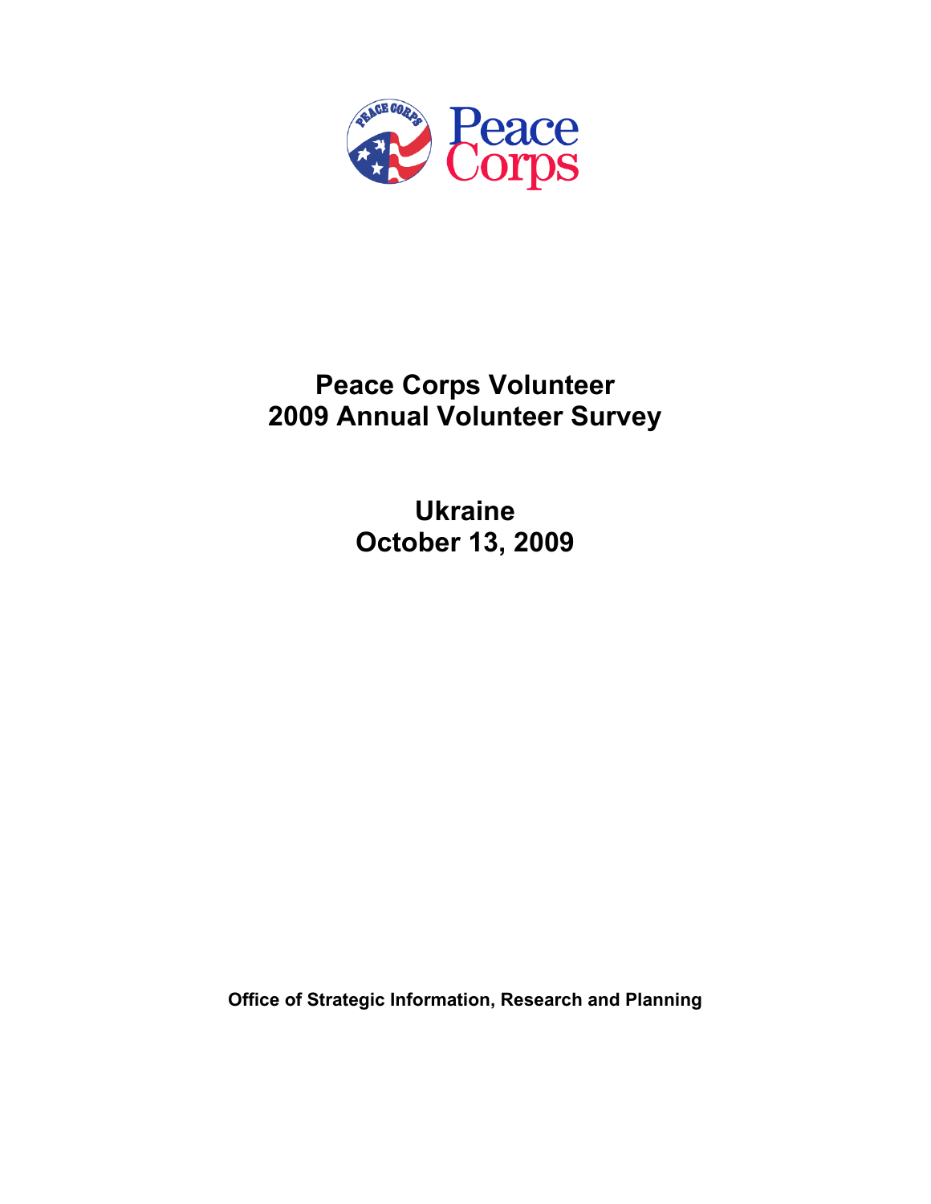Peace Corps

# Peace Corps Volunteer
# 2009 Annual Volunteer Survey

## Ukraine
## October 13, 2009

**Office of Strategic Information, Research and Planning**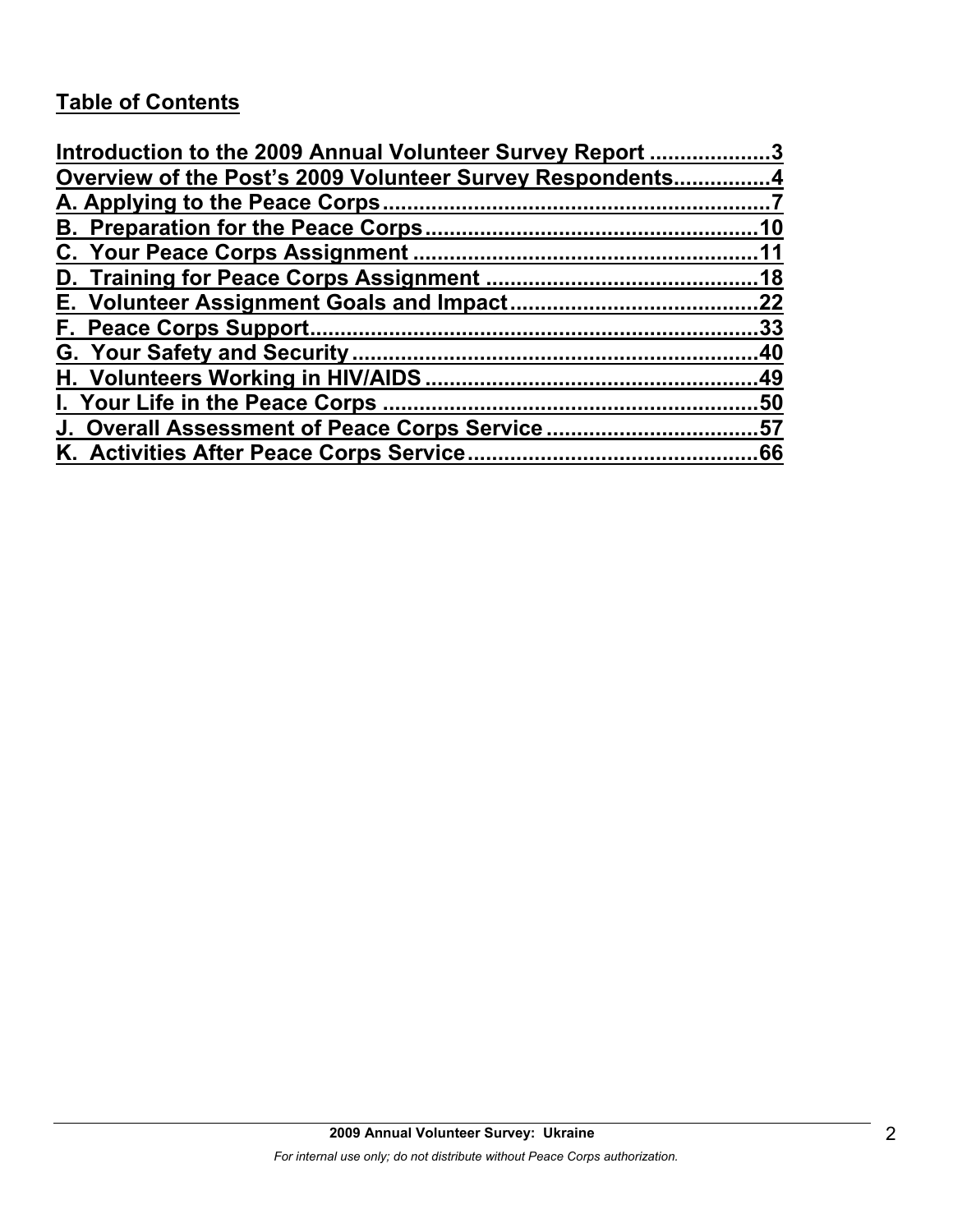## Table of Contents

Introduction to the 2009 Annual Volunteer Survey Report ....................3
Overview of the Post's 2009 Volunteer Survey Respondents................4
A. Applying to the Peace Corps................................................................7
B. Preparation for the Peace Corps.......................................................10
C. Your Peace Corps Assignment .........................................................11
D. Training for Peace Corps Assignment ............................................18
E. Volunteer Assignment Goals and Impact........................................22
F. Peace Corps Support..........................................................................33
G. Your Safety and Security...................................................................40
H. Volunteers Working in HIV/AIDS .......................................................49
I. Your Life in the Peace Corps ..............................................................50
J. Overall Assessment of Peace Corps Service ...................................57
K. Activities After Peace Corps Service................................................66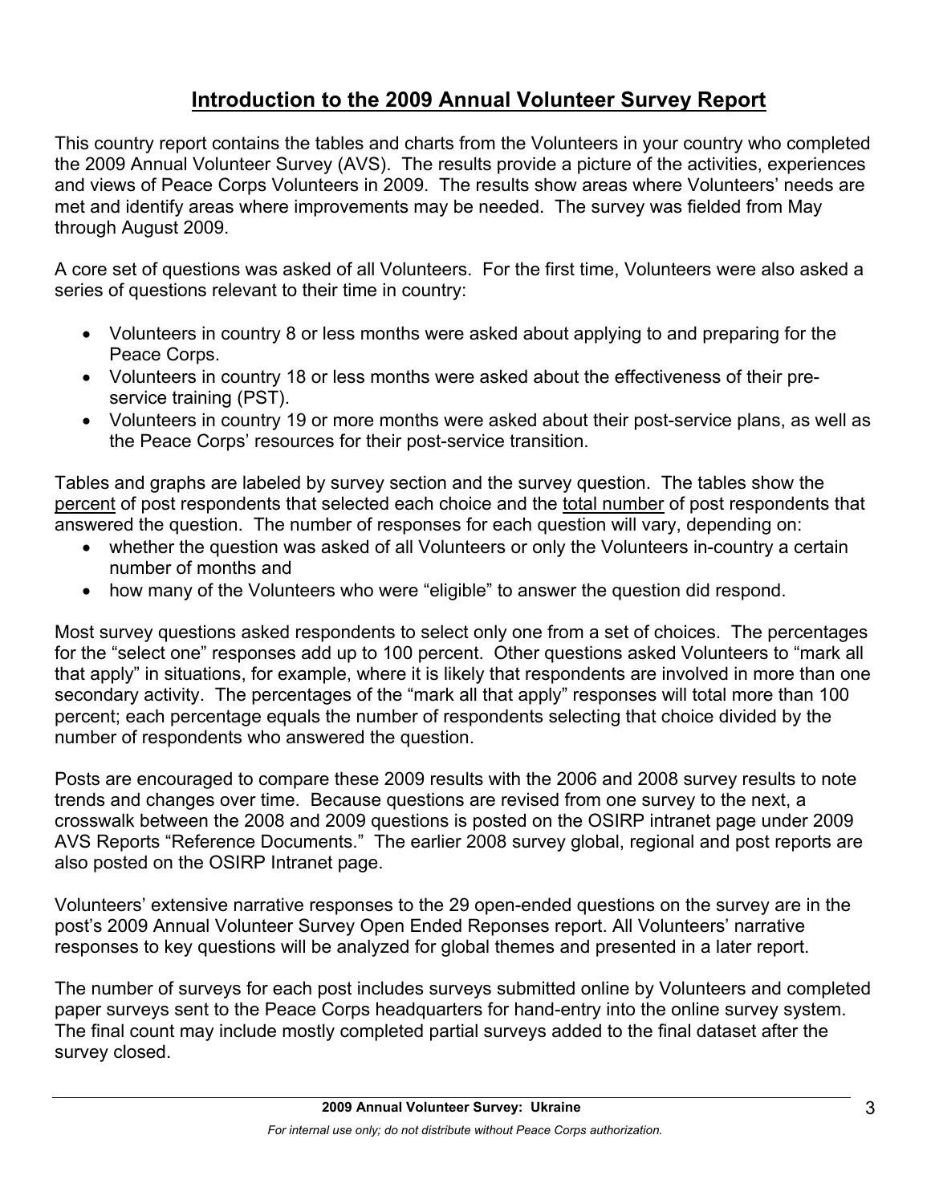# Introduction to the 2009 Annual Volunteer Survey Report

This country report contains the tables and charts from the Volunteers in your country who completed the 2009 Annual Volunteer Survey (AVS). The results provide a picture of the activities, experiences and views of Peace Corps Volunteers in 2009. The results show areas where Volunteers' needs are met and identify areas where improvements may be needed. The survey was fielded from May through August 2009.

A core set of questions was asked of all Volunteers. For the first time, Volunteers were also asked a series of questions relevant to their time in country:

- Volunteers in country 8 or less months were asked about applying to and preparing for the Peace Corps.
- Volunteers in country 18 or less months were asked about the effectiveness of their pre-service training (PST).
- Volunteers in country 19 or more months were asked about their post-service plans, as well as the Peace Corps' resources for their post-service transition.

Tables and graphs are labeled by survey section and the survey question. The tables show the percent of post respondents that selected each choice and the total number of post respondents that answered the question. The number of responses for each question will vary, depending on:

- whether the question was asked of all Volunteers or only the Volunteers in-country a certain number of months and
- how many of the Volunteers who were "eligible" to answer the question did respond.

Most survey questions asked respondents to select only one from a set of choices. The percentages for the "select one" responses add up to 100 percent. Other questions asked Volunteers to "mark all that apply" in situations, for example, where it is likely that respondents are involved in more than one secondary activity. The percentages of the "mark all that apply" responses will total more than 100 percent; each percentage equals the number of respondents selecting that choice divided by the number of respondents who answered the question.

Posts are encouraged to compare these 2009 results with the 2006 and 2008 survey results to note trends and changes over time. Because questions are revised from one survey to the next, a crosswalk between the 2008 and 2009 questions is posted on the OSIRP intranet page under 2009 AVS Reports "Reference Documents." The earlier 2008 survey global, regional and post reports are also posted on the OSIRP Intranet page.

Volunteers' extensive narrative responses to the 29 open-ended questions on the survey are in the post's 2009 Annual Volunteer Survey Open Ended Reponses report. All Volunteers' narrative responses to key questions will be analyzed for global themes and presented in a later report.

The number of surveys for each post includes surveys submitted online by Volunteers and completed paper surveys sent to the Peace Corps headquarters for hand-entry into the online survey system. The final count may include mostly completed partial surveys added to the final dataset after the survey closed.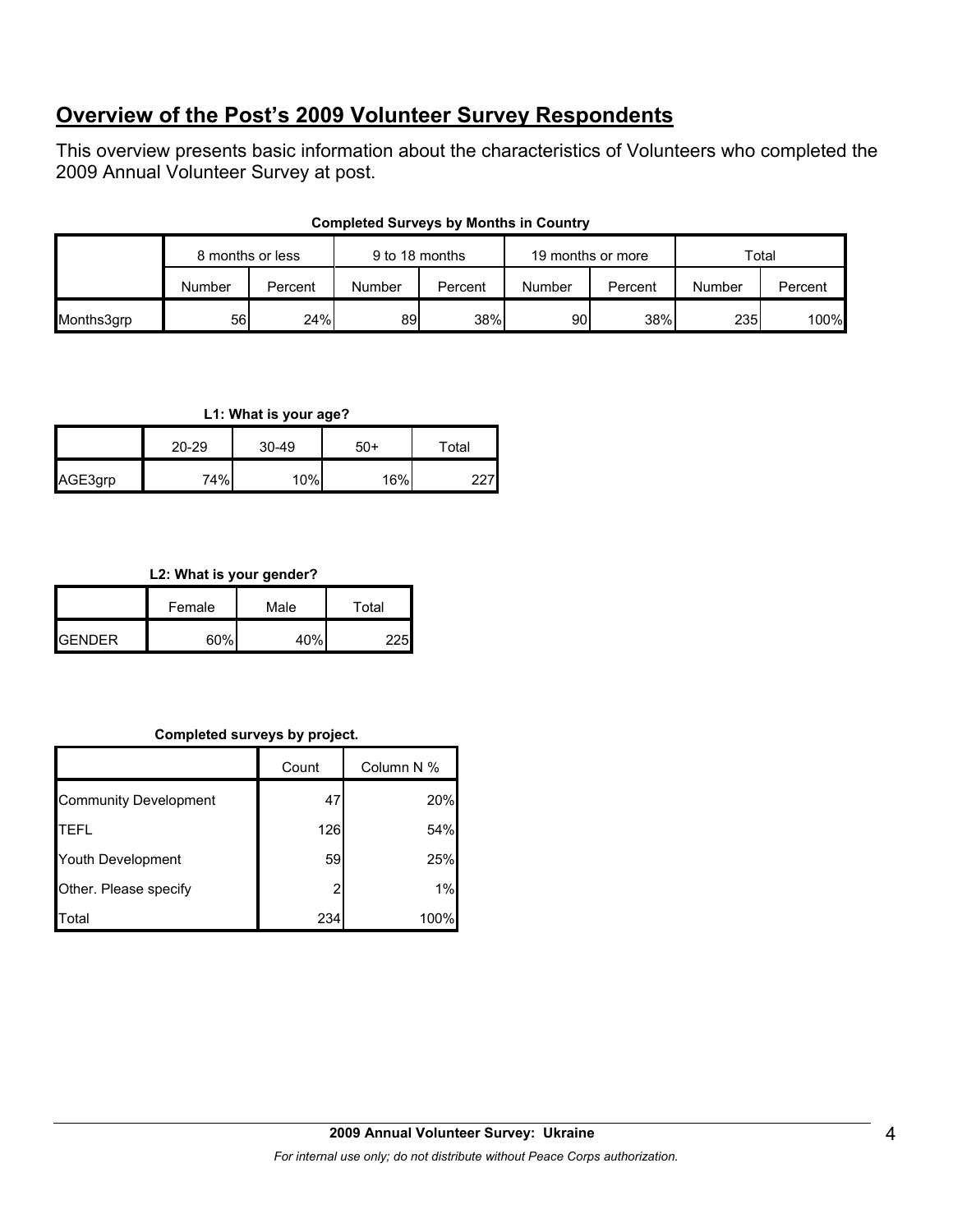## Overview of the Post's 2009 Volunteer Survey Respondents

This overview presents basic information about the characteristics of Volunteers who completed the 2009 Annual Volunteer Survey at post.

**Completed Surveys by Months in Country**

| | 8 months or less | | 9 to 18 months | | 19 months or more | | Total | |
|---|---|---|---|---|---|---|---|---|
| | Number | Percent | Number | Percent | Number | Percent | Number | Percent |
| Months3grp | 56 | 24% | 89 | 38% | 90 | 38% | 235 | 100% |

**L1: What is your age?**

| | 20-29 | 30-49 | 50+ | Total |
|---|---|---|---|---|
| AGE3grp | 74% | 10% | 16% | 227 |

**L2: What is your gender?**

| | Female | Male | Total |
|---|---|---|---|
| GENDER | 60% | 40% | 225 |

**Completed surveys by project.**

| | Count | Column N % |
|---|---|---|
| Community Development | 47 | 20% |
| TEFL | 126 | 54% |
| Youth Development | 59 | 25% |
| Other. Please specify | 2 | 1% |
| Total | 234 | 100% |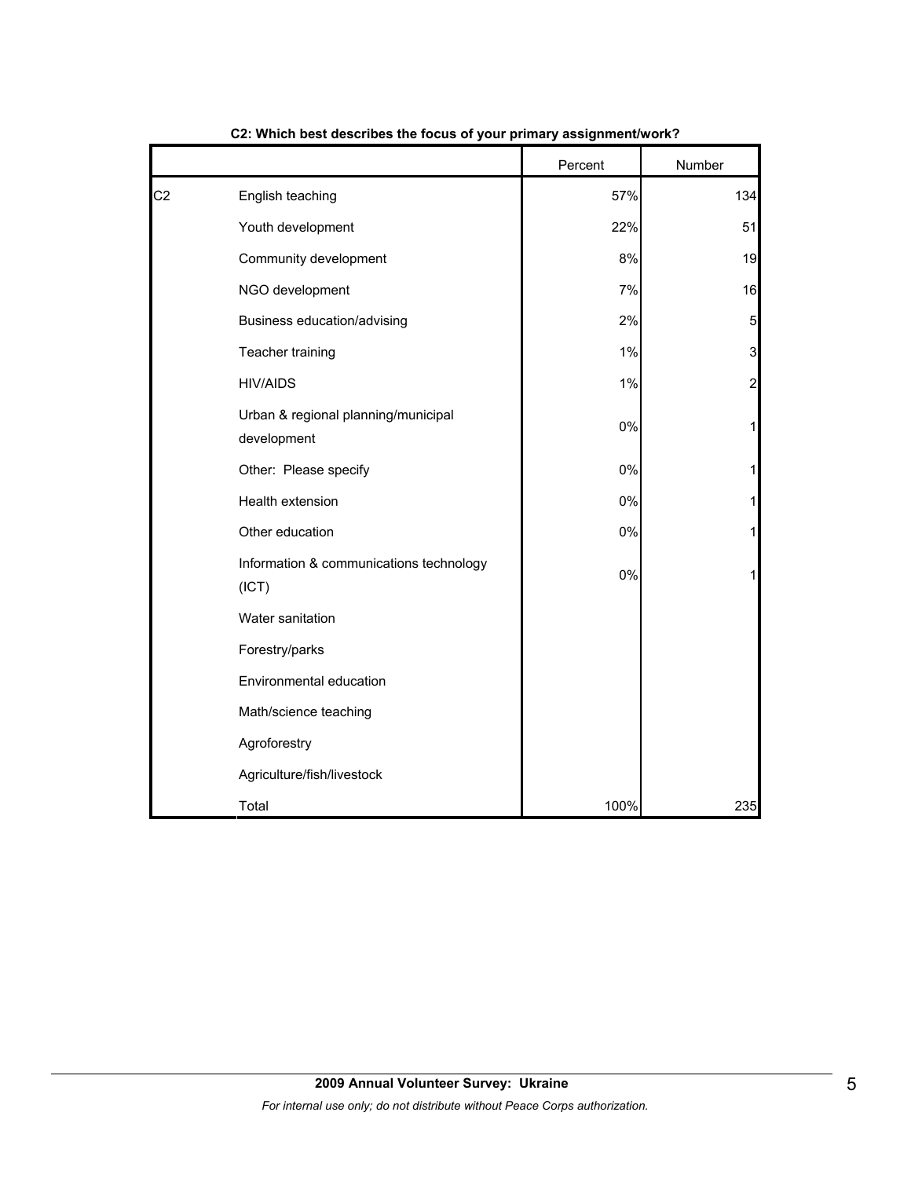**C2: Which best describes the focus of your primary assignment/work?**

| | | Percent | Number |
|---|---|---|---|
| C2 | English teaching | 57% | 134 |
| | Youth development | 22% | 51 |
| | Community development | 8% | 19 |
| | NGO development | 7% | 16 |
| | Business education/advising | 2% | 5 |
| | Teacher training | 1% | 3 |
| | HIV/AIDS | 1% | 2 |
| | Urban & regional planning/municipal development | 0% | 1 |
| | Other: Please specify | 0% | 1 |
| | Health extension | 0% | 1 |
| | Other education | 0% | 1 |
| | Information & communications technology (ICT) | 0% | 1 |
| | Water sanitation | | |
| | Forestry/parks | | |
| | Environmental education | | |
| | Math/science teaching | | |
| | Agroforestry | | |
| | Agriculture/fish/livestock | | |
| | Total | 100% | 235 |

**2009 Annual Volunteer Survey: Ukraine**

*For internal use only; do not distribute without Peace Corps authorization.*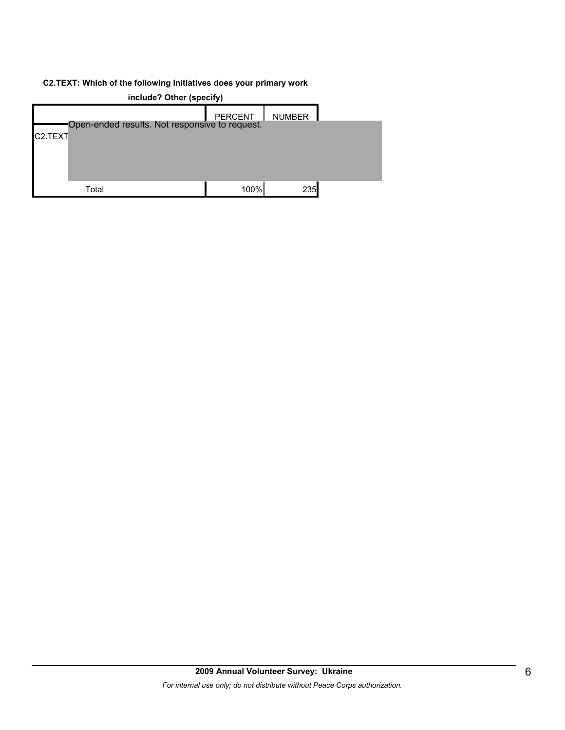**C2.TEXT: Which of the following initiatives does your primary work include? Other (specify)**

| | | PERCENT | NUMBER |
|---|---|---|---|
| C2.TEXT | Open-ended results. Not responsive to request. | | |
| | Total | 100% | 235 |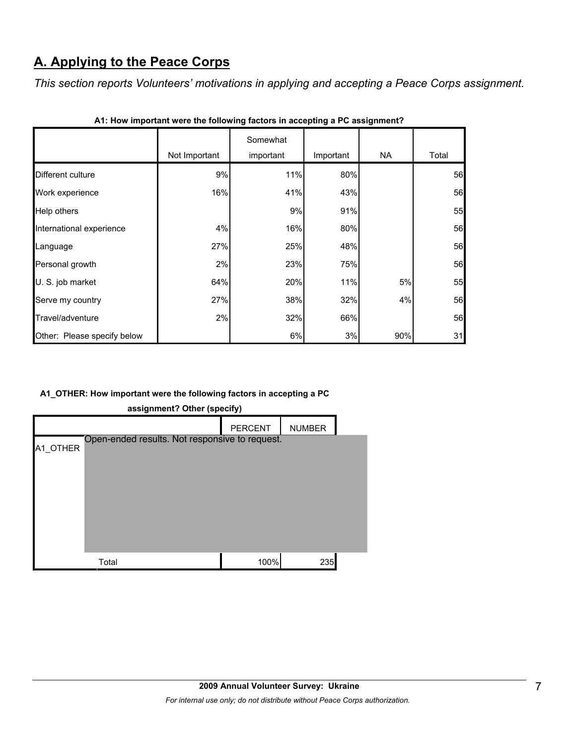## A. Applying to the Peace Corps

*This section reports Volunteers' motivations in applying and accepting a Peace Corps assignment.*

**A1: How important were the following factors in accepting a PC assignment?**

| | Not Important | Somewhat important | Important | NA | Total |
|---|---|---|---|---|---|
| Different culture | 9% | 11% | 80% | | 56 |
| Work experience | 16% | 41% | 43% | | 56 |
| Help others | | 9% | 91% | | 55 |
| International experience | 4% | 16% | 80% | | 56 |
| Language | 27% | 25% | 48% | | 56 |
| Personal growth | 2% | 23% | 75% | | 56 |
| U. S. job market | 64% | 20% | 11% | 5% | 55 |
| Serve my country | 27% | 38% | 32% | 4% | 56 |
| Travel/adventure | 2% | 32% | 66% | | 56 |
| Other: Please specify below | | 6% | 3% | 90% | 31 |

**A1_OTHER: How important were the following factors in accepting a PC assignment? Other (specify)**

| | | PERCENT | NUMBER |
|---|---|---|---|
| A1_OTHER | Open-ended results. Not responsive to request. | | |
| | Total | 100% | 235 |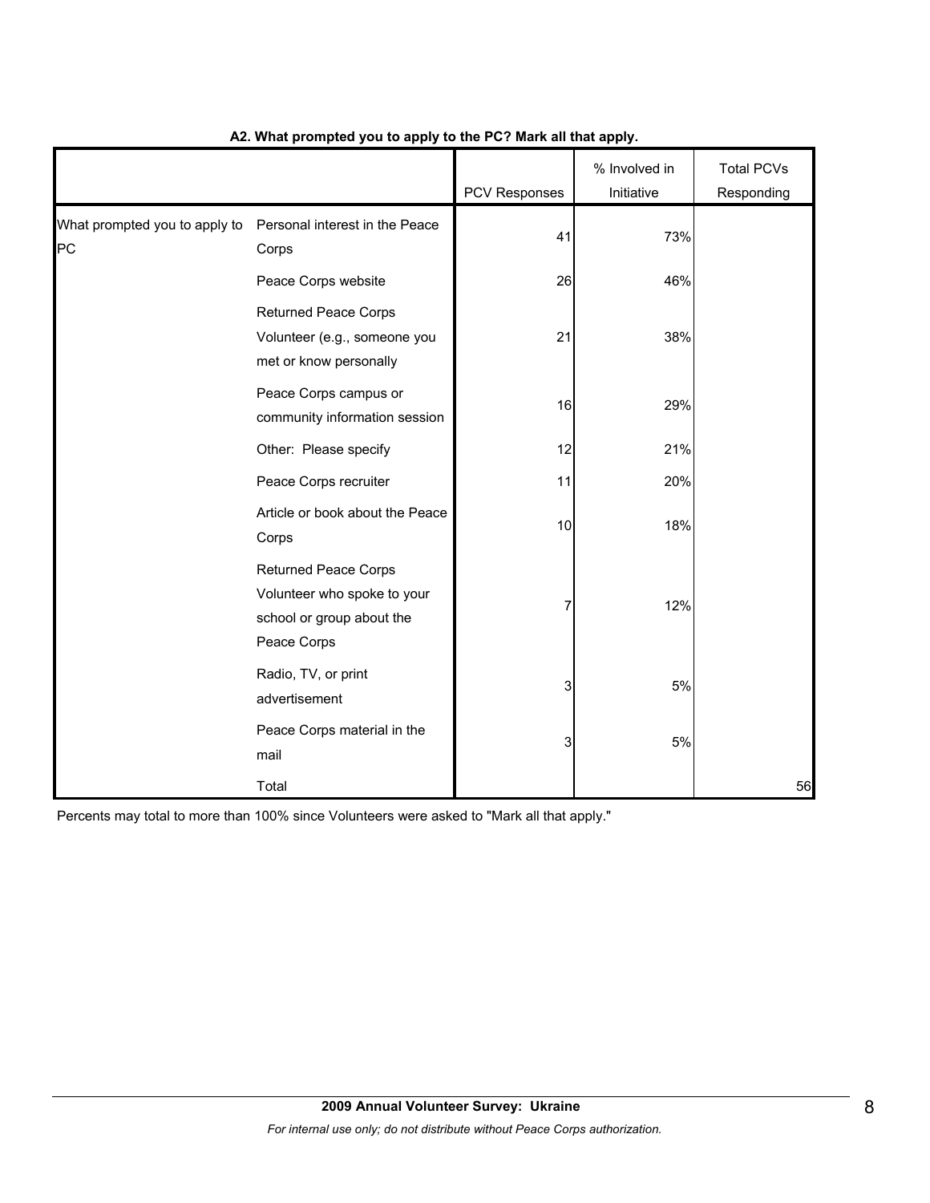**A2. What prompted you to apply to the PC? Mark all that apply.**

| | | PCV Responses | % Involved in Initiative | Total PCVs Responding |
|---|---|---|---|---|
| What prompted you to apply to PC | Personal interest in the Peace Corps | 41 | 73% | |
| | Peace Corps website | 26 | 46% | |
| | Returned Peace Corps Volunteer (e.g., someone you met or know personally | 21 | 38% | |
| | Peace Corps campus or community information session | 16 | 29% | |
| | Other: Please specify | 12 | 21% | |
| | Peace Corps recruiter | 11 | 20% | |
| | Article or book about the Peace Corps | 10 | 18% | |
| | Returned Peace Corps Volunteer who spoke to your school or group about the Peace Corps | 7 | 12% | |
| | Radio, TV, or print advertisement | 3 | 5% | |
| | Peace Corps material in the mail | 3 | 5% | |
| | Total | | | 56 |

Percents may total to more than 100% since Volunteers were asked to "Mark all that apply."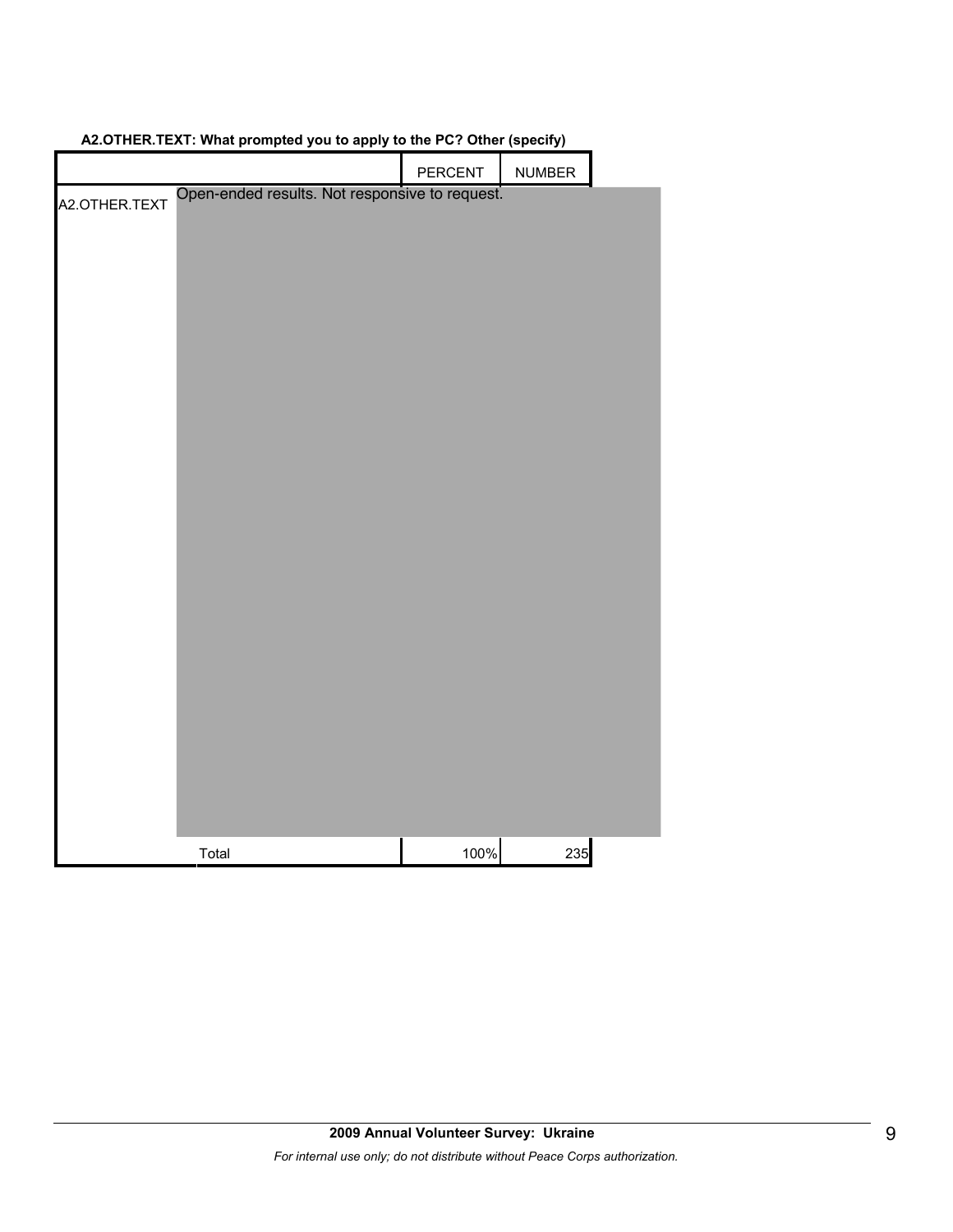**A2.OTHER.TEXT: What prompted you to apply to the PC? Other (specify)**

| | | PERCENT | NUMBER |
|---|---|---|---|
| A2.OTHER.TEXT | Open-ended results. Not responsive to request. | | |
| | Total | 100% | 235 |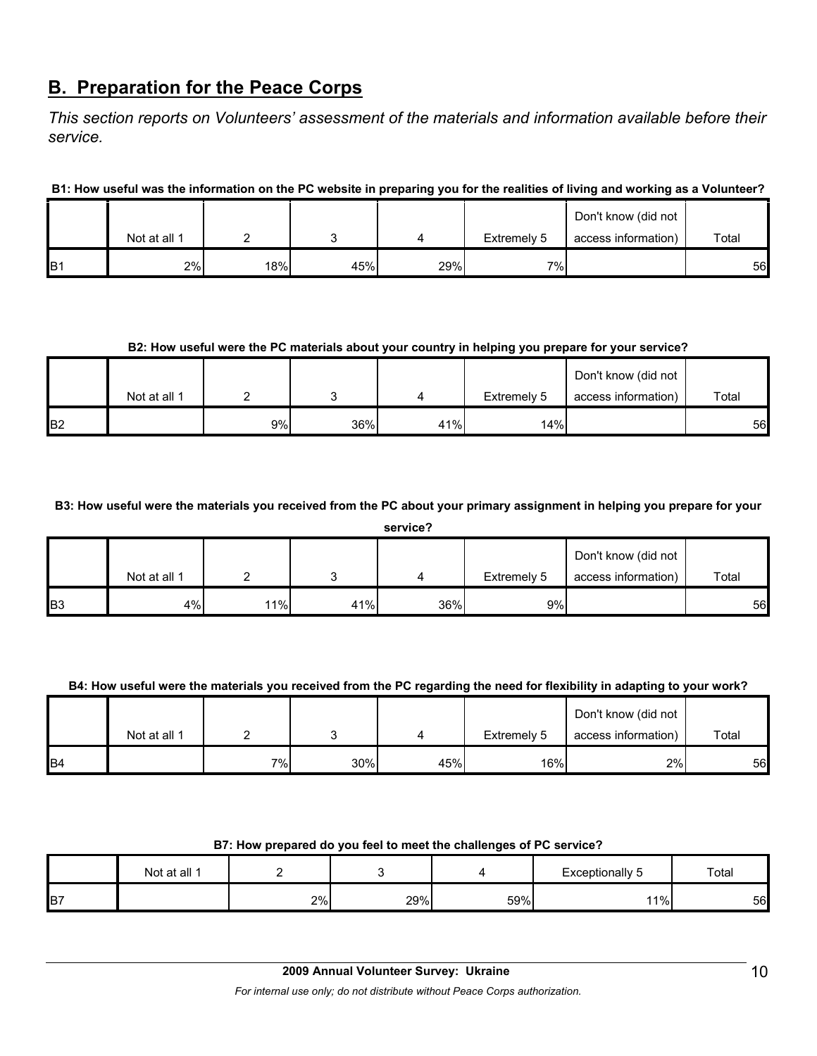## B. Preparation for the Peace Corps

*This section reports on Volunteers' assessment of the materials and information available before their service.*

**B1: How useful was the information on the PC website in preparing you for the realities of living and working as a Volunteer?**

| | Not at all 1 | 2 | 3 | 4 | Extremely 5 | Don't know (did not access information) | Total |
|---|---|---|---|---|---|---|---|
| B1 | 2% | 18% | 45% | 29% | 7% | | 56 |

**B2: How useful were the PC materials about your country in helping you prepare for your service?**

| | Not at all 1 | 2 | 3 | 4 | Extremely 5 | Don't know (did not access information) | Total |
|---|---|---|---|---|---|---|---|
| B2 | | 9% | 36% | 41% | 14% | | 56 |

**B3: How useful were the materials you received from the PC about your primary assignment in helping you prepare for your service?**

| | Not at all 1 | 2 | 3 | 4 | Extremely 5 | Don't know (did not access information) | Total |
|---|---|---|---|---|---|---|---|
| B3 | 4% | 11% | 41% | 36% | 9% | | 56 |

**B4: How useful were the materials you received from the PC regarding the need for flexibility in adapting to your work?**

| | Not at all 1 | 2 | 3 | 4 | Extremely 5 | Don't know (did not access information) | Total |
|---|---|---|---|---|---|---|---|
| B4 | | 7% | 30% | 45% | 16% | 2% | 56 |

**B7: How prepared do you feel to meet the challenges of PC service?**

| | Not at all 1 | 2 | 3 | 4 | Exceptionally 5 | Total |
|---|---|---|---|---|---|---|
| B7 | | 2% | 29% | 59% | 11% | 56 |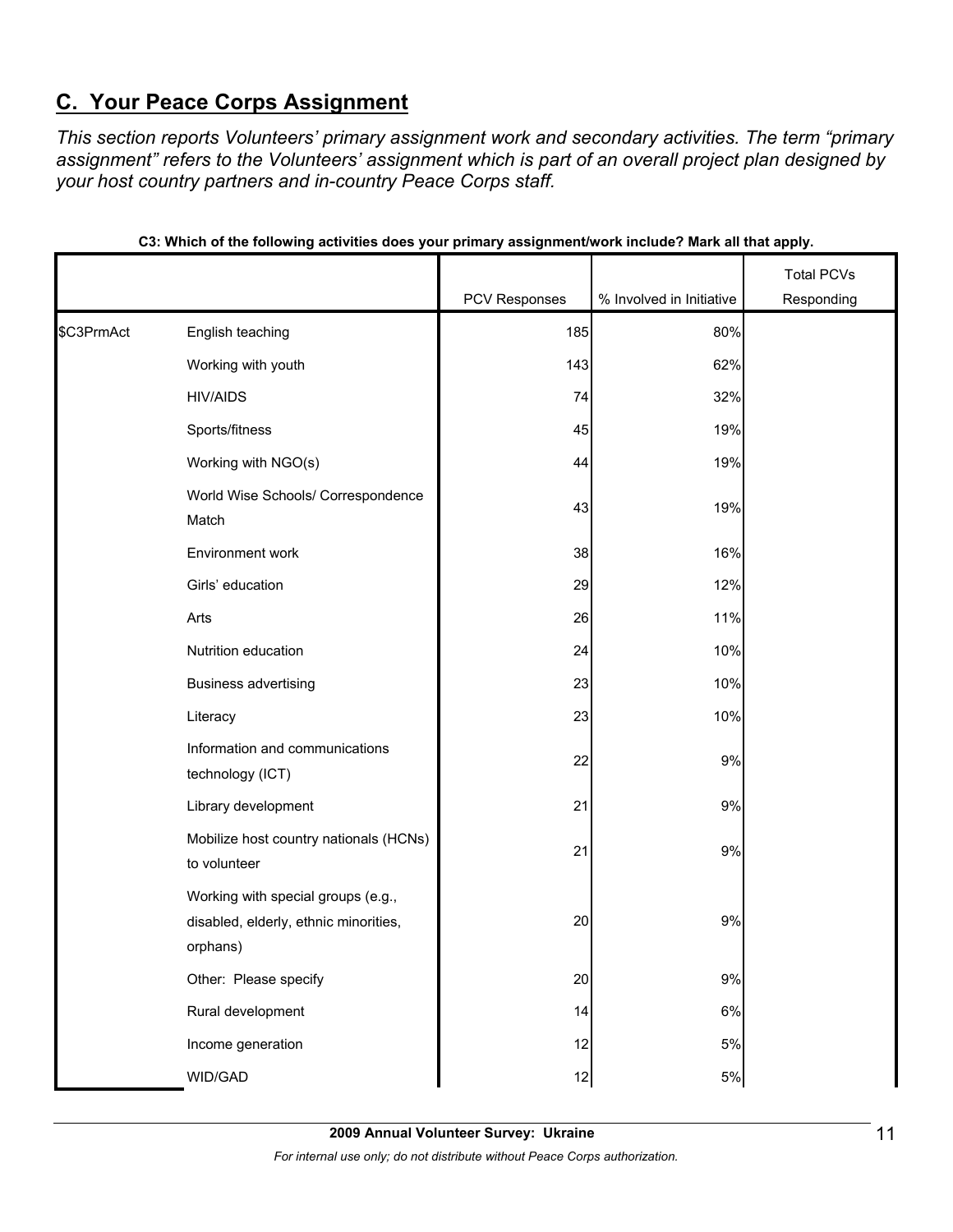## C. Your Peace Corps Assignment

*This section reports Volunteers' primary assignment work and secondary activities. The term "primary assignment" refers to the Volunteers' assignment which is part of an overall project plan designed by your host country partners and in-country Peace Corps staff.*

**C3: Which of the following activities does your primary assignment/work include? Mark all that apply.**

| | | PCV Responses | % Involved in Initiative | Total PCVs Responding |
|---|---|---|---|---|
| $C3PrmAct | English teaching | 185 | 80% | |
| | Working with youth | 143 | 62% | |
| | HIV/AIDS | 74 | 32% | |
| | Sports/fitness | 45 | 19% | |
| | Working with NGO(s) | 44 | 19% | |
| | World Wise Schools/ Correspondence Match | 43 | 19% | |
| | Environment work | 38 | 16% | |
| | Girls' education | 29 | 12% | |
| | Arts | 26 | 11% | |
| | Nutrition education | 24 | 10% | |
| | Business advertising | 23 | 10% | |
| | Literacy | 23 | 10% | |
| | Information and communications technology (ICT) | 22 | 9% | |
| | Library development | 21 | 9% | |
| | Mobilize host country nationals (HCNs) to volunteer | 21 | 9% | |
| | Working with special groups (e.g., disabled, elderly, ethnic minorities, orphans) | 20 | 9% | |
| | Other: Please specify | 20 | 9% | |
| | Rural development | 14 | 6% | |
| | Income generation | 12 | 5% | |
| | WID/GAD | 12 | 5% | |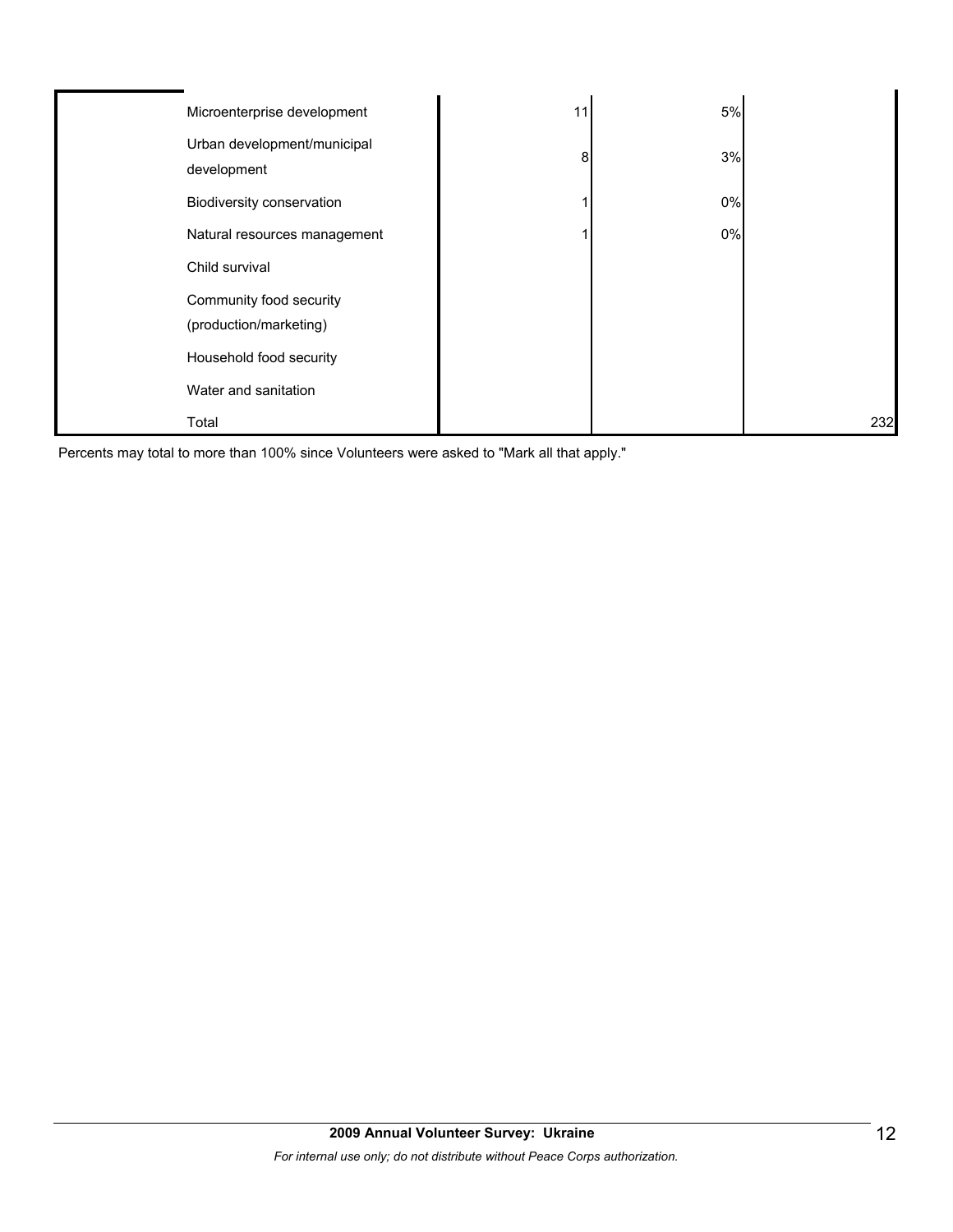| | | | | |
|---|---|---|---|---|
| | Microenterprise development | 11 | 5% | |
| | Urban development/municipal development | 8 | 3% | |
| | Biodiversity conservation | 1 | 0% | |
| | Natural resources management | 1 | 0% | |
| | Child survival | | | |
| | Community food security (production/marketing) | | | |
| | Household food security | | | |
| | Water and sanitation | | | |
| | Total | | | 232 |

Percents may total to more than 100% since Volunteers were asked to "Mark all that apply."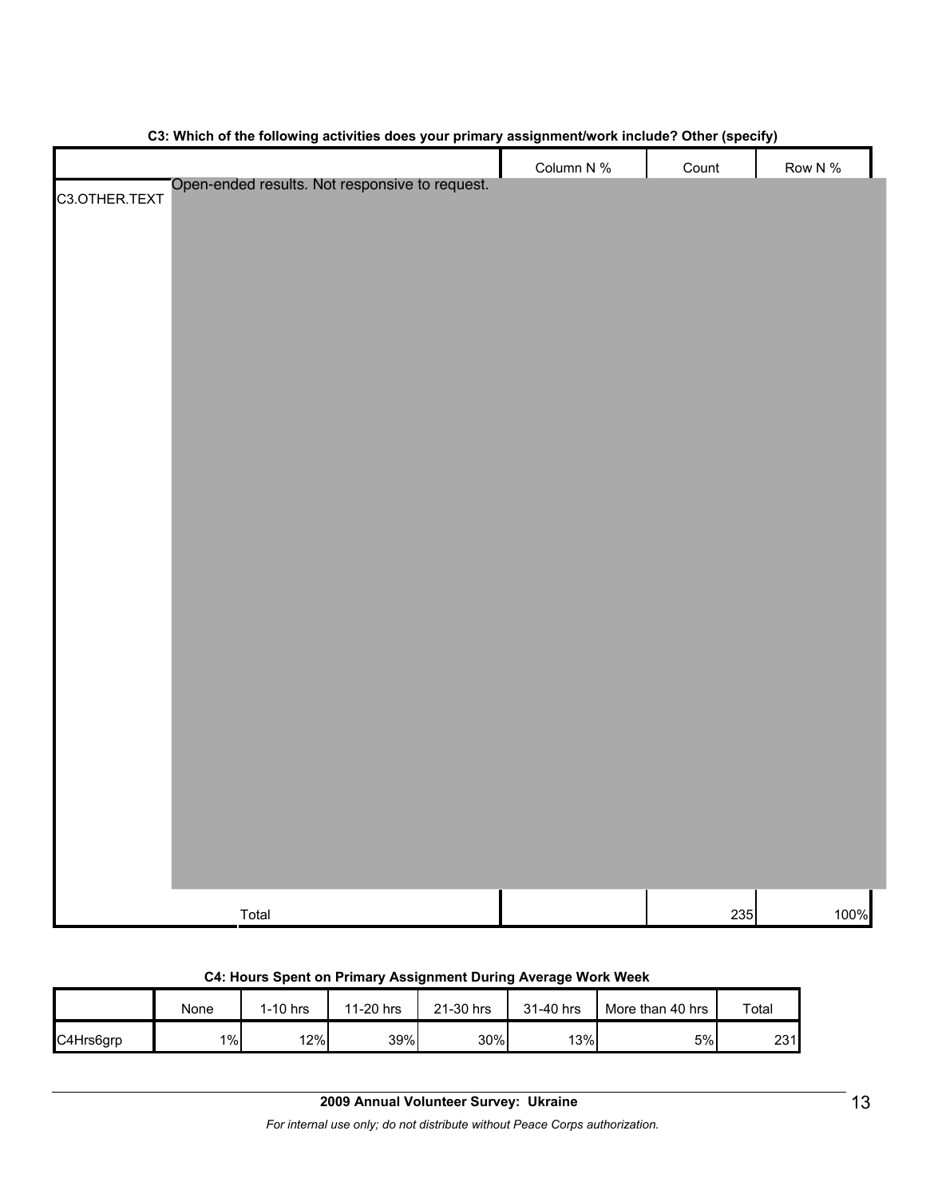**C3: Which of the following activities does your primary assignment/work include? Other (specify)**

| | | Column N % | Count | Row N % |
|---|---|---|---|---|
| C3.OTHER.TEXT | Open-ended results. Not responsive to request. | | | |
| | Total | | 235 | 100% |

**C4: Hours Spent on Primary Assignment During Average Work Week**

| | None | 1-10 hrs | 11-20 hrs | 21-30 hrs | 31-40 hrs | More than 40 hrs | Total |
|---|---|---|---|---|---|---|---|
| C4Hrs6grp | 1% | 12% | 39% | 30% | 13% | 5% | 231 |

**2009 Annual Volunteer Survey: Ukraine**

*For internal use only; do not distribute without Peace Corps authorization.*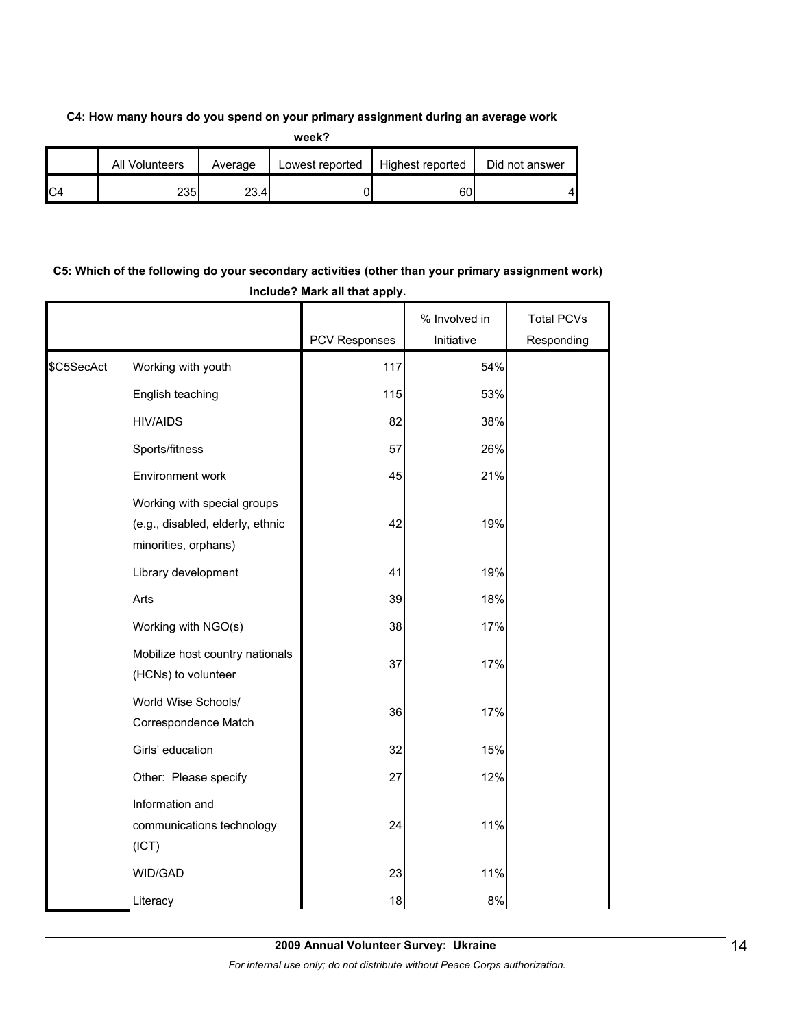**C4: How many hours do you spend on your primary assignment during an average work week?**

| | All Volunteers | Average | Lowest reported | Highest reported | Did not answer |
|---|---|---|---|---|---|
| C4 | 235 | 23.4 | 0 | 60 | 4 |

**C5: Which of the following do your secondary activities (other than your primary assignment work) include? Mark all that apply.**

| | | PCV Responses | % Involved in Initiative | Total PCVs Responding |
|---|---|---|---|---|
| $C5SecAct | Working with youth | 117 | 54% | |
| | English teaching | 115 | 53% | |
| | HIV/AIDS | 82 | 38% | |
| | Sports/fitness | 57 | 26% | |
| | Environment work | 45 | 21% | |
| | Working with special groups (e.g., disabled, elderly, ethnic minorities, orphans) | 42 | 19% | |
| | Library development | 41 | 19% | |
| | Arts | 39 | 18% | |
| | Working with NGO(s) | 38 | 17% | |
| | Mobilize host country nationals (HCNs) to volunteer | 37 | 17% | |
| | World Wise Schools/ Correspondence Match | 36 | 17% | |
| | Girls' education | 32 | 15% | |
| | Other: Please specify | 27 | 12% | |
| | Information and communications technology (ICT) | 24 | 11% | |
| | WID/GAD | 23 | 11% | |
| | Literacy | 18 | 8% | |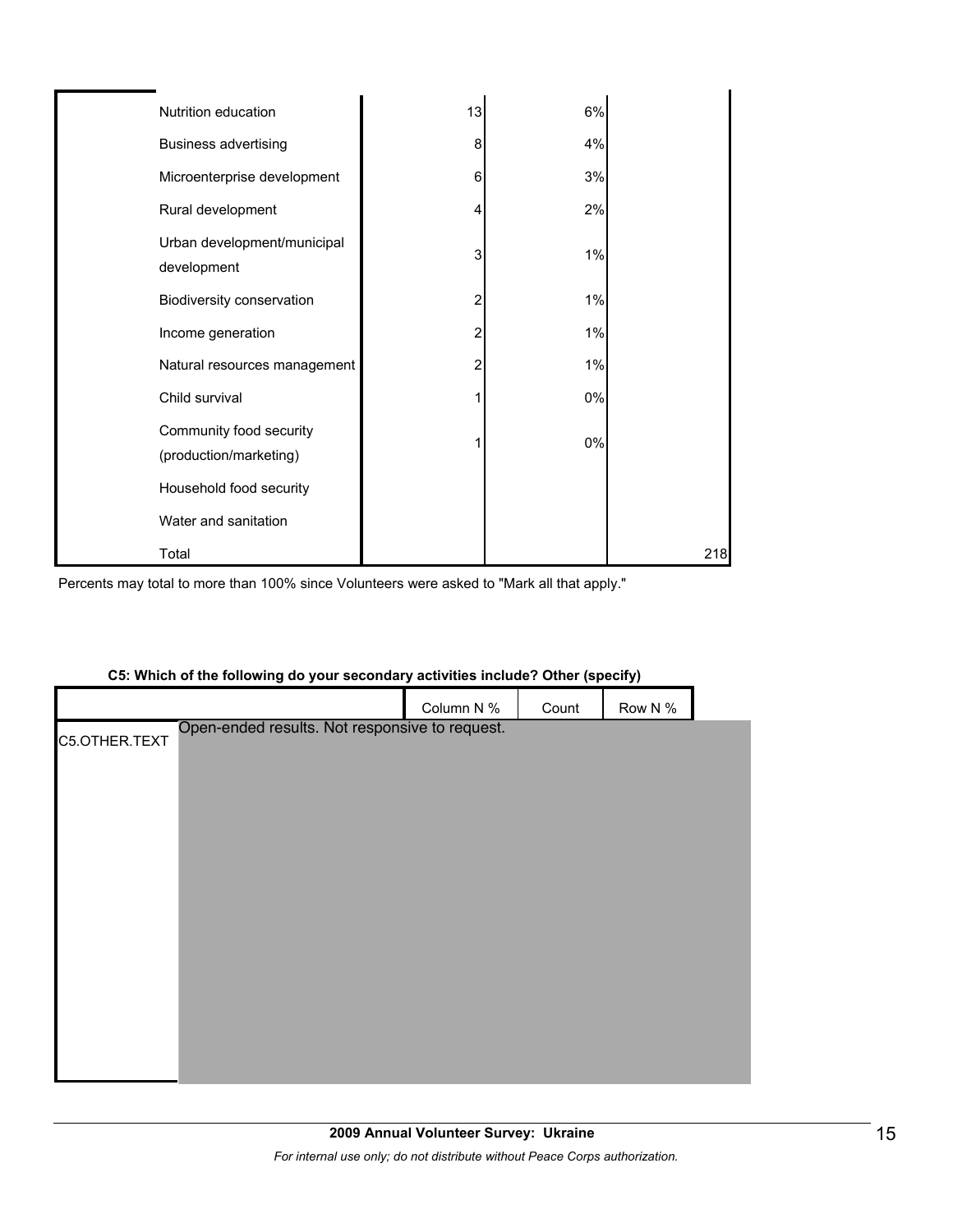| | | | | |
|---|---|---|---|---|
| | Nutrition education | 13 | 6% | |
| | Business advertising | 8 | 4% | |
| | Microenterprise development | 6 | 3% | |
| | Rural development | 4 | 2% | |
| | Urban development/municipal development | 3 | 1% | |
| | Biodiversity conservation | 2 | 1% | |
| | Income generation | 2 | 1% | |
| | Natural resources management | 2 | 1% | |
| | Child survival | 1 | 0% | |
| | Community food security (production/marketing) | 1 | 0% | |
| | Household food security | | | |
| | Water and sanitation | | | |
| | Total | | | 218 |

Percents may total to more than 100% since Volunteers were asked to "Mark all that apply."

**C5: Which of the following do your secondary activities include? Other (specify)**

| | Column N % | Count | Row N % |
|---|---|---|---|
| C5.OTHER.TEXT | Open-ended results. Not responsive to request. | | |

**2009 Annual Volunteer Survey: Ukraine**

*For internal use only; do not distribute without Peace Corps authorization.*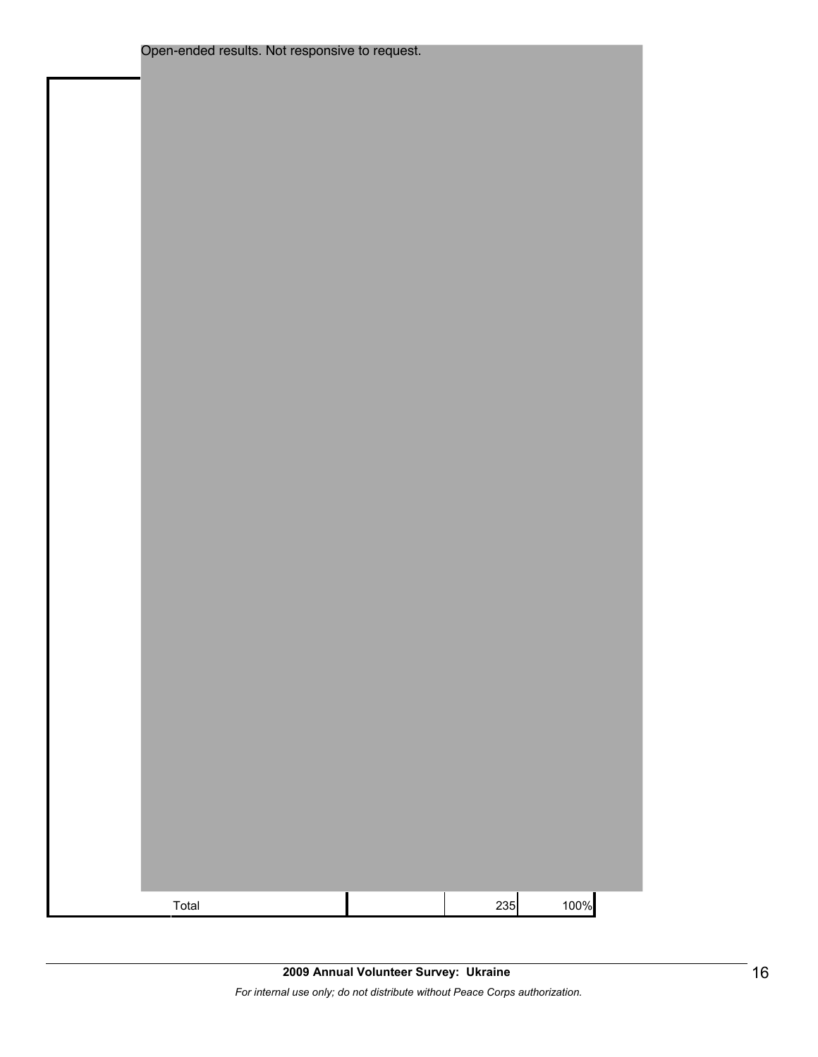Open-ended results. Not responsive to request.

| | | | |
|---|---|---|---|
| Total | | 235 | 100% |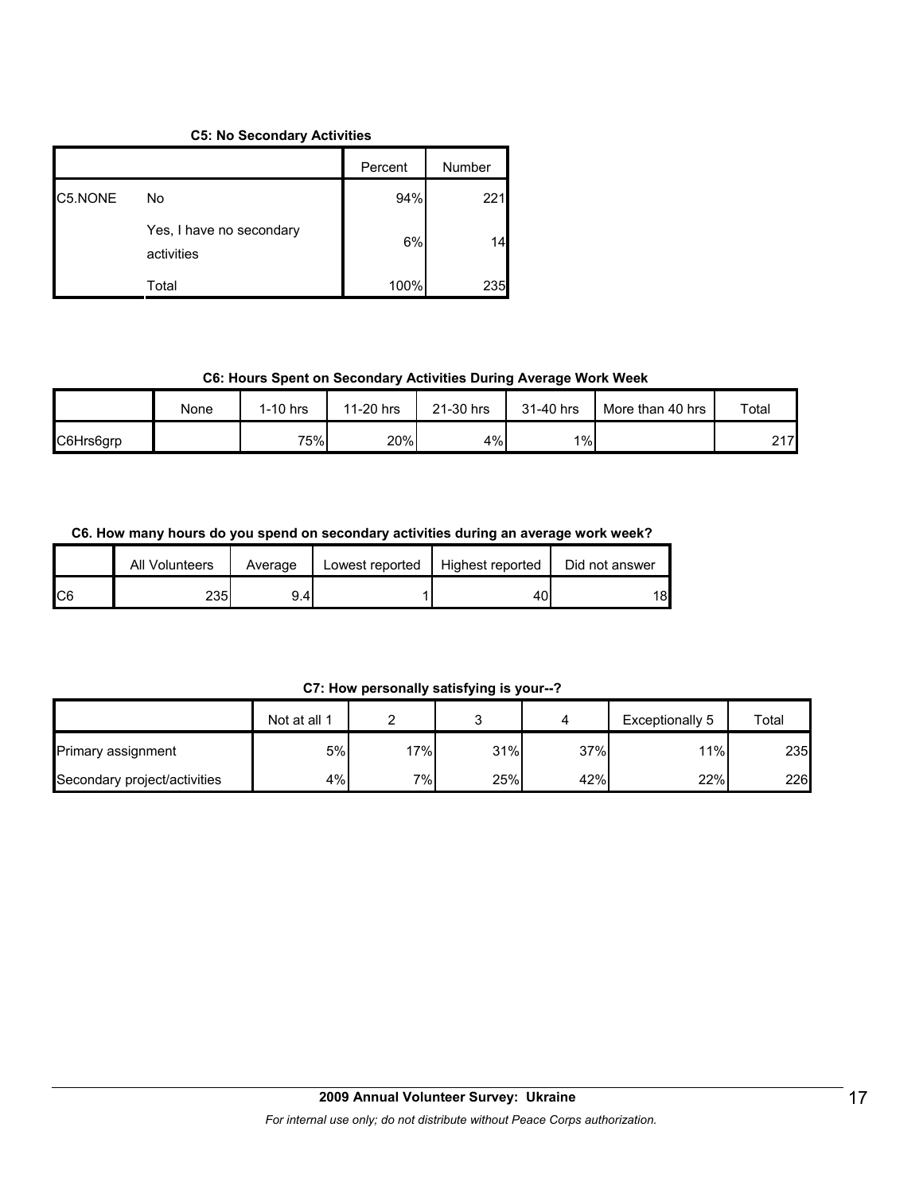**C5: No Secondary Activities**

| | | Percent | Number |
|---|---|---|---|
| C5.NONE | No | 94% | 221 |
| | Yes, I have no secondary activities | 6% | 14 |
| | Total | 100% | 235 |

**C6: Hours Spent on Secondary Activities During Average Work Week**

| | None | 1-10 hrs | 11-20 hrs | 21-30 hrs | 31-40 hrs | More than 40 hrs | Total |
|---|---|---|---|---|---|---|---|
| C6Hrs6grp | | 75% | 20% | 4% | 1% | | 217 |

**C6. How many hours do you spend on secondary activities during an average work week?**

| | All Volunteers | Average | Lowest reported | Highest reported | Did not answer |
|---|---|---|---|---|---|
| C6 | 235 | 9.4 | 1 | 40 | 18 |

**C7: How personally satisfying is your--?**

| | Not at all 1 | 2 | 3 | 4 | Exceptionally 5 | Total |
|---|---|---|---|---|---|---|
| Primary assignment | 5% | 17% | 31% | 37% | 11% | 235 |
| Secondary project/activities | 4% | 7% | 25% | 42% | 22% | 226 |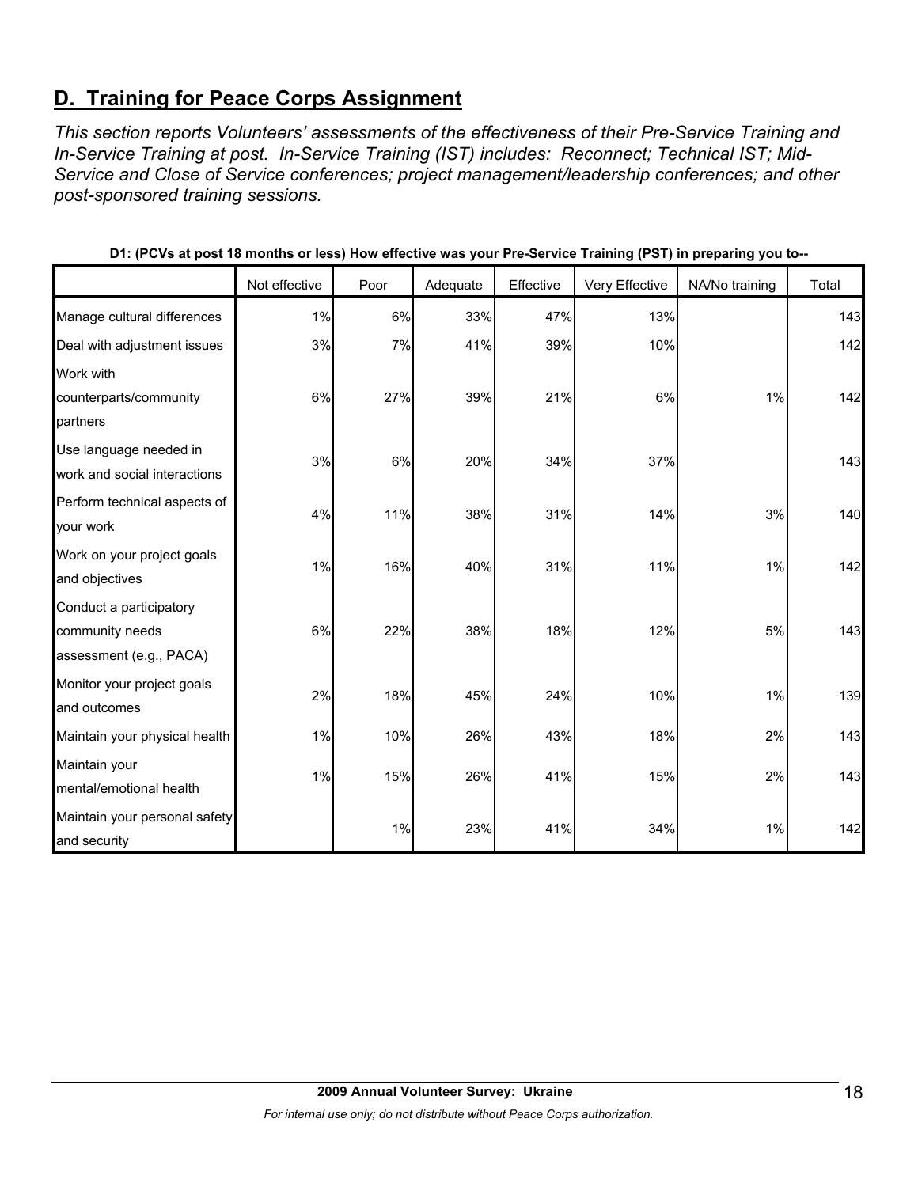## D. Training for Peace Corps Assignment

*This section reports Volunteers' assessments of the effectiveness of their Pre-Service Training and In-Service Training at post. In-Service Training (IST) includes: Reconnect; Technical IST; Mid-Service and Close of Service conferences; project management/leadership conferences; and other post-sponsored training sessions.*

**D1: (PCVs at post 18 months or less) How effective was your Pre-Service Training (PST) in preparing you to--**

| | Not effective | Poor | Adequate | Effective | Very Effective | NA/No training | Total |
|---|---|---|---|---|---|---|---|
| Manage cultural differences | 1% | 6% | 33% | 47% | 13% | | 143 |
| Deal with adjustment issues | 3% | 7% | 41% | 39% | 10% | | 142 |
| Work with counterparts/community partners | 6% | 27% | 39% | 21% | 6% | 1% | 142 |
| Use language needed in work and social interactions | 3% | 6% | 20% | 34% | 37% | | 143 |
| Perform technical aspects of your work | 4% | 11% | 38% | 31% | 14% | 3% | 140 |
| Work on your project goals and objectives | 1% | 16% | 40% | 31% | 11% | 1% | 142 |
| Conduct a participatory community needs assessment (e.g., PACA) | 6% | 22% | 38% | 18% | 12% | 5% | 143 |
| Monitor your project goals and outcomes | 2% | 18% | 45% | 24% | 10% | 1% | 139 |
| Maintain your physical health | 1% | 10% | 26% | 43% | 18% | 2% | 143 |
| Maintain your mental/emotional health | 1% | 15% | 26% | 41% | 15% | 2% | 143 |
| Maintain your personal safety and security | | 1% | 23% | 41% | 34% | 1% | 142 |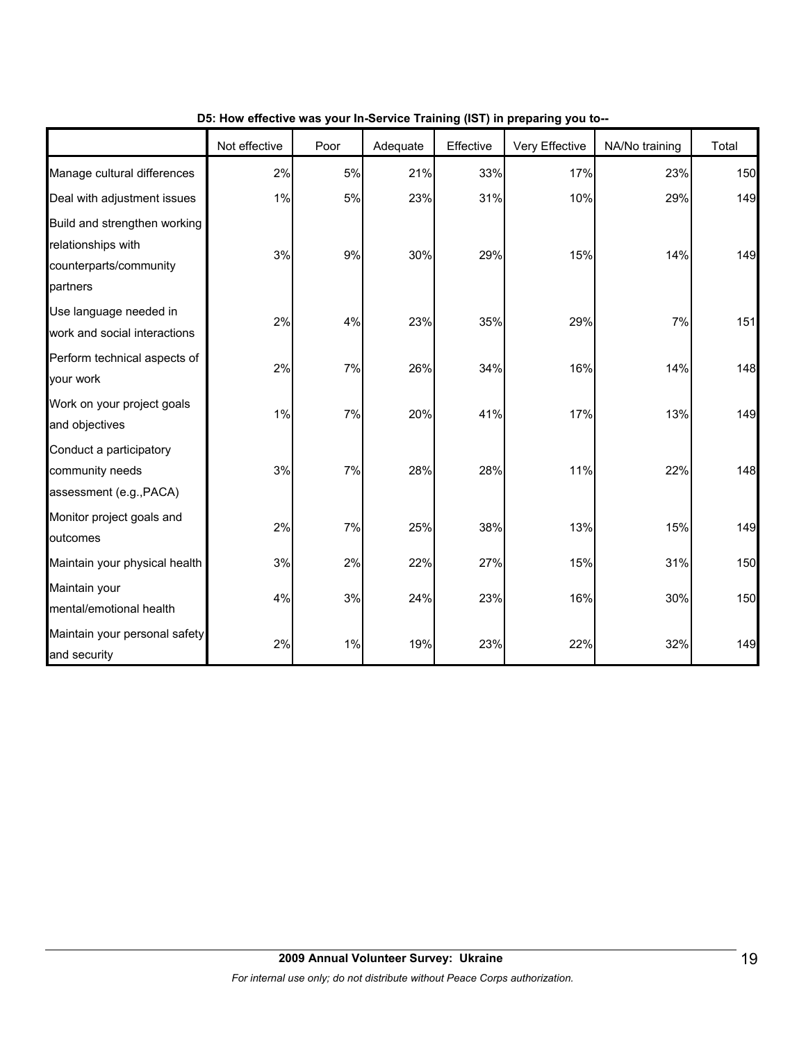**D5: How effective was your In-Service Training (IST) in preparing you to--**

| | Not effective | Poor | Adequate | Effective | Very Effective | NA/No training | Total |
|---|---|---|---|---|---|---|---|
| Manage cultural differences | 2% | 5% | 21% | 33% | 17% | 23% | 150 |
| Deal with adjustment issues | 1% | 5% | 23% | 31% | 10% | 29% | 149 |
| Build and strengthen working relationships with counterparts/community partners | 3% | 9% | 30% | 29% | 15% | 14% | 149 |
| Use language needed in work and social interactions | 2% | 4% | 23% | 35% | 29% | 7% | 151 |
| Perform technical aspects of your work | 2% | 7% | 26% | 34% | 16% | 14% | 148 |
| Work on your project goals and objectives | 1% | 7% | 20% | 41% | 17% | 13% | 149 |
| Conduct a participatory community needs assessment (e.g.,PACA) | 3% | 7% | 28% | 28% | 11% | 22% | 148 |
| Monitor project goals and outcomes | 2% | 7% | 25% | 38% | 13% | 15% | 149 |
| Maintain your physical health | 3% | 2% | 22% | 27% | 15% | 31% | 150 |
| Maintain your mental/emotional health | 4% | 3% | 24% | 23% | 16% | 30% | 150 |
| Maintain your personal safety and security | 2% | 1% | 19% | 23% | 22% | 32% | 149 |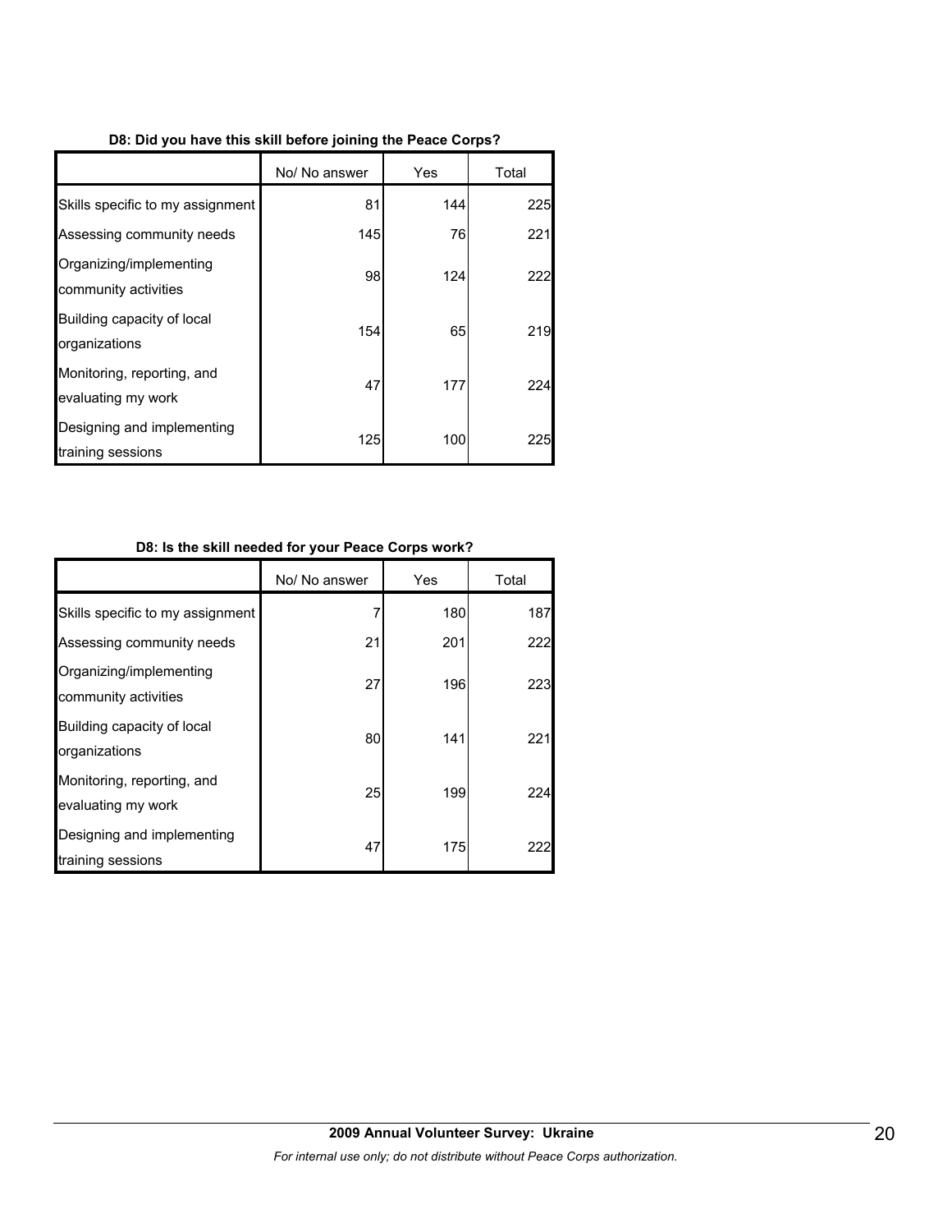**D8: Did you have this skill before joining the Peace Corps?**

| | No/ No answer | Yes | Total |
|---|---|---|---|
| Skills specific to my assignment | 81 | 144 | 225 |
| Assessing community needs | 145 | 76 | 221 |
| Organizing/implementing community activities | 98 | 124 | 222 |
| Building capacity of local organizations | 154 | 65 | 219 |
| Monitoring, reporting, and evaluating my work | 47 | 177 | 224 |
| Designing and implementing training sessions | 125 | 100 | 225 |

**D8: Is the skill needed for your Peace Corps work?**

| | No/ No answer | Yes | Total |
|---|---|---|---|
| Skills specific to my assignment | 7 | 180 | 187 |
| Assessing community needs | 21 | 201 | 222 |
| Organizing/implementing community activities | 27 | 196 | 223 |
| Building capacity of local organizations | 80 | 141 | 221 |
| Monitoring, reporting, and evaluating my work | 25 | 199 | 224 |
| Designing and implementing training sessions | 47 | 175 | 222 |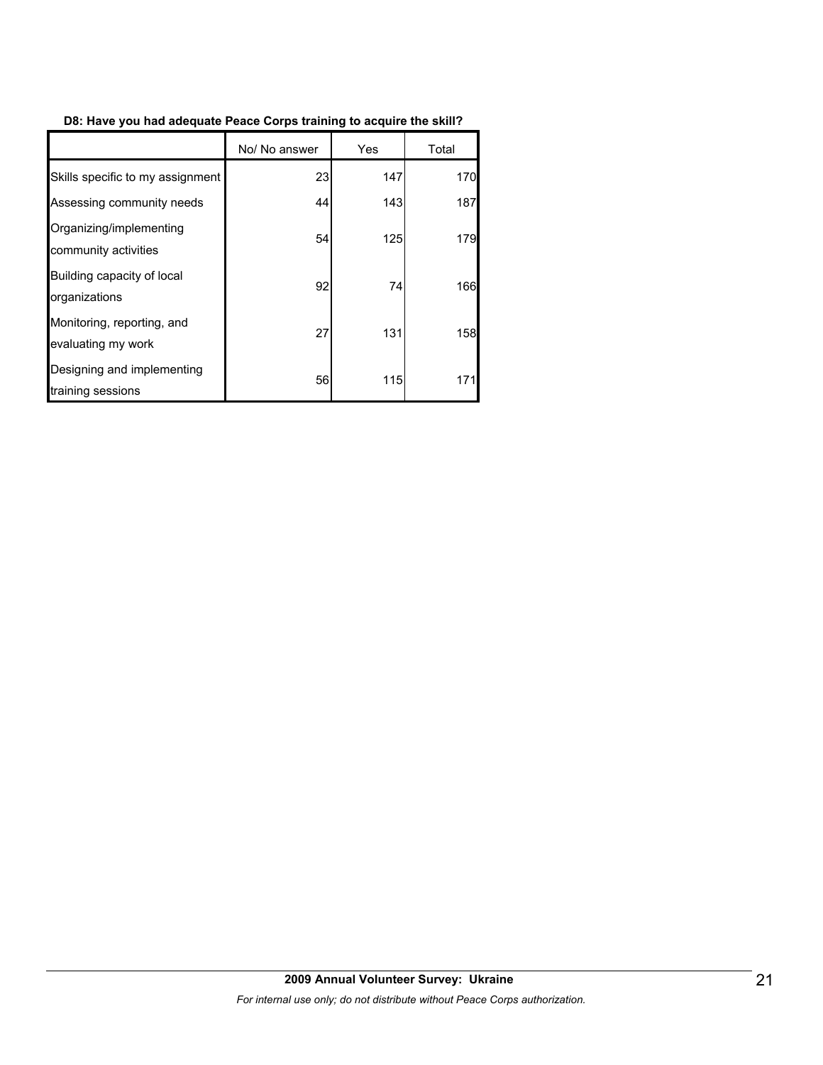**D8: Have you had adequate Peace Corps training to acquire the skill?**

| | No/ No answer | Yes | Total |
|---|---|---|---|
| Skills specific to my assignment | 23 | 147 | 170 |
| Assessing community needs | 44 | 143 | 187 |
| Organizing/implementing community activities | 54 | 125 | 179 |
| Building capacity of local organizations | 92 | 74 | 166 |
| Monitoring, reporting, and evaluating my work | 27 | 131 | 158 |
| Designing and implementing training sessions | 56 | 115 | 171 |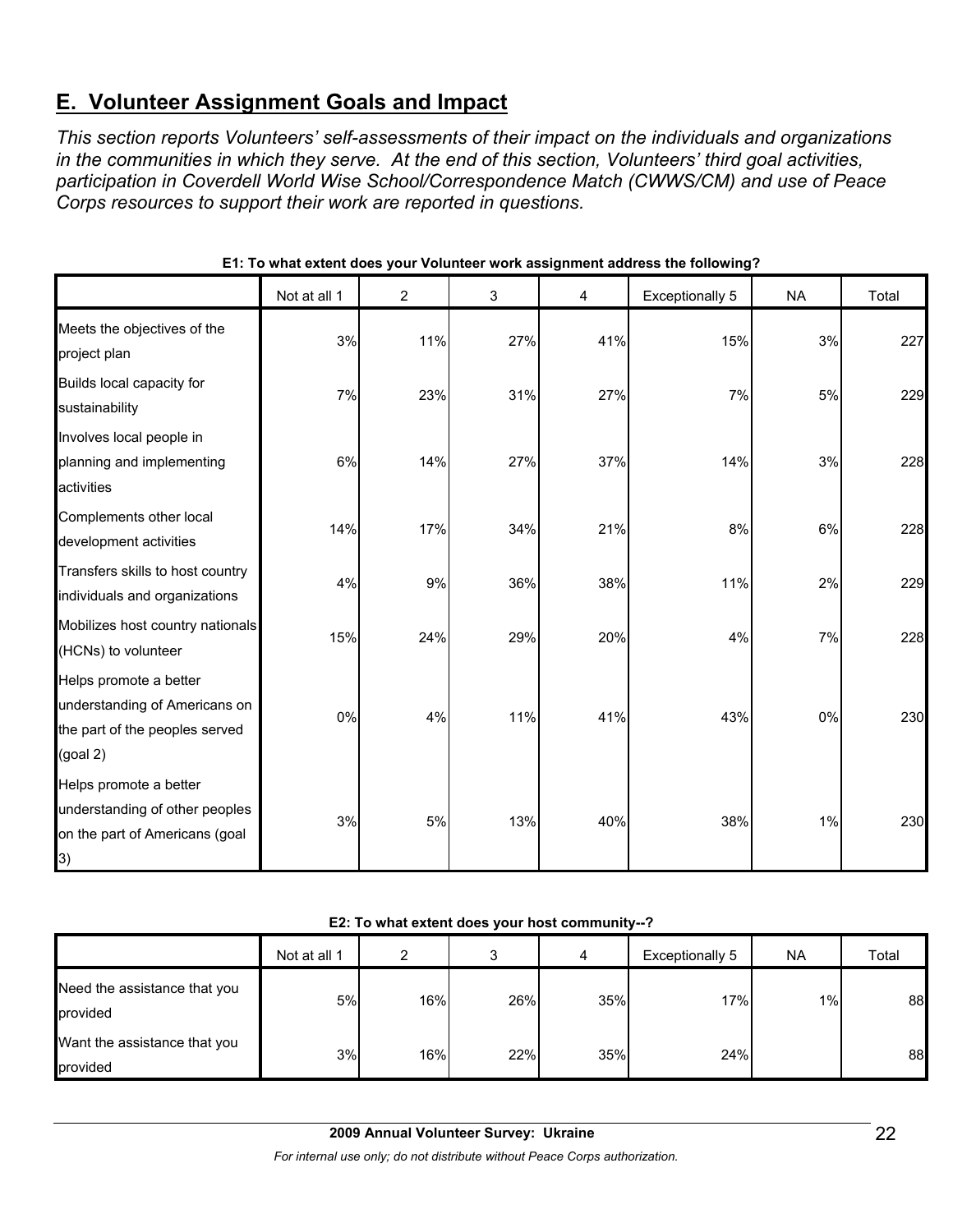## E. Volunteer Assignment Goals and Impact

*This section reports Volunteers' self-assessments of their impact on the individuals and organizations in the communities in which they serve. At the end of this section, Volunteers' third goal activities, participation in Coverdell World Wise School/Correspondence Match (CWWS/CM) and use of Peace Corps resources to support their work are reported in questions.*

**E1: To what extent does your Volunteer work assignment address the following?**

| | Not at all 1 | 2 | 3 | 4 | Exceptionally 5 | NA | Total |
|---|---|---|---|---|---|---|---|
| Meets the objectives of the project plan | 3% | 11% | 27% | 41% | 15% | 3% | 227 |
| Builds local capacity for sustainability | 7% | 23% | 31% | 27% | 7% | 5% | 229 |
| Involves local people in planning and implementing activities | 6% | 14% | 27% | 37% | 14% | 3% | 228 |
| Complements other local development activities | 14% | 17% | 34% | 21% | 8% | 6% | 228 |
| Transfers skills to host country individuals and organizations | 4% | 9% | 36% | 38% | 11% | 2% | 229 |
| Mobilizes host country nationals (HCNs) to volunteer | 15% | 24% | 29% | 20% | 4% | 7% | 228 |
| Helps promote a better understanding of Americans on the part of the peoples served (goal 2) | 0% | 4% | 11% | 41% | 43% | 0% | 230 |
| Helps promote a better understanding of other peoples on the part of Americans (goal 3) | 3% | 5% | 13% | 40% | 38% | 1% | 230 |

**E2: To what extent does your host community--?**

| | Not at all 1 | 2 | 3 | 4 | Exceptionally 5 | NA | Total |
|---|---|---|---|---|---|---|---|
| Need the assistance that you provided | 5% | 16% | 26% | 35% | 17% | 1% | 88 |
| Want the assistance that you provided | 3% | 16% | 22% | 35% | 24% | | 88 |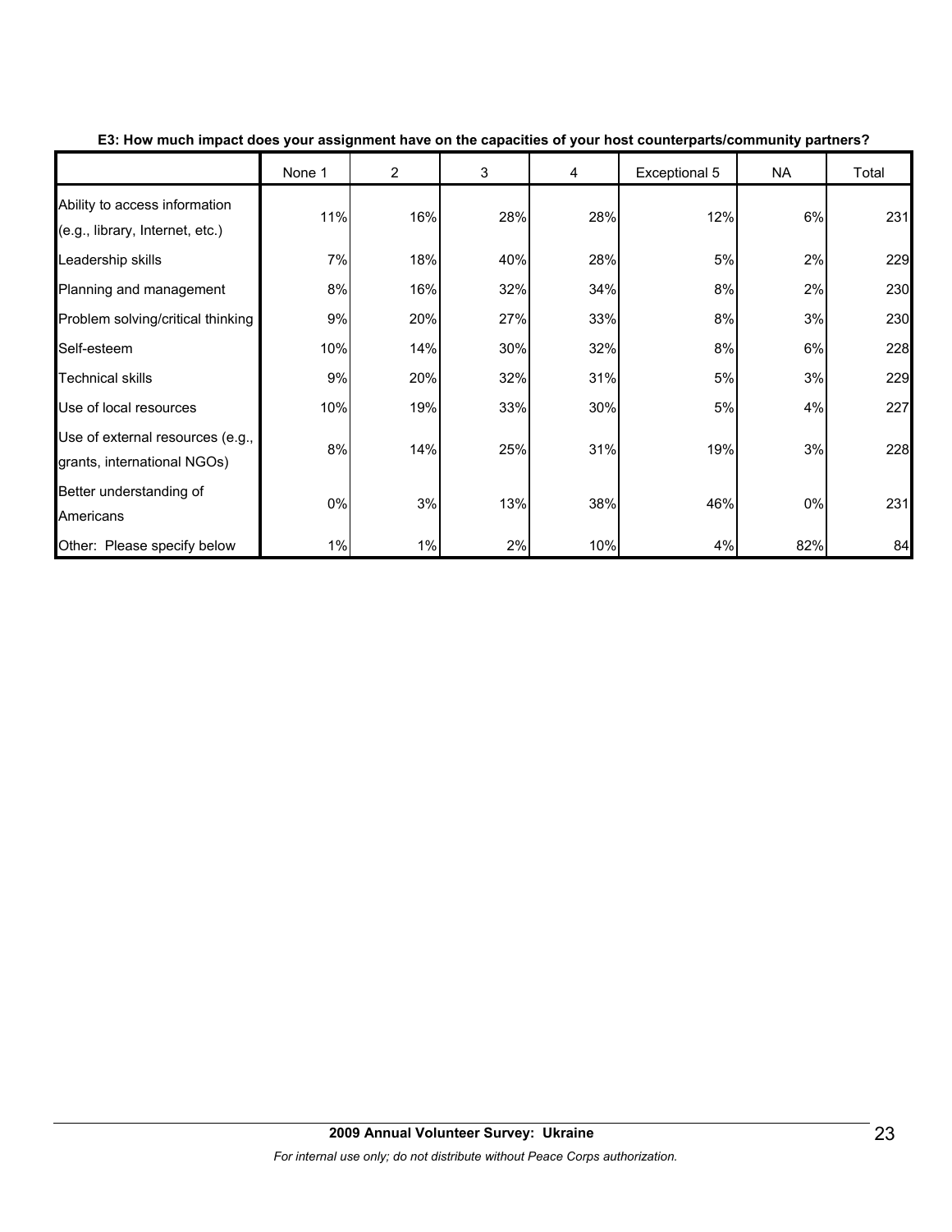**E3: How much impact does your assignment have on the capacities of your host counterparts/community partners?**

| | None 1 | 2 | 3 | 4 | Exceptional 5 | NA | Total |
|---|---|---|---|---|---|---|---|
| Ability to access information (e.g., library, Internet, etc.) | 11% | 16% | 28% | 28% | 12% | 6% | 231 |
| Leadership skills | 7% | 18% | 40% | 28% | 5% | 2% | 229 |
| Planning and management | 8% | 16% | 32% | 34% | 8% | 2% | 230 |
| Problem solving/critical thinking | 9% | 20% | 27% | 33% | 8% | 3% | 230 |
| Self-esteem | 10% | 14% | 30% | 32% | 8% | 6% | 228 |
| Technical skills | 9% | 20% | 32% | 31% | 5% | 3% | 229 |
| Use of local resources | 10% | 19% | 33% | 30% | 5% | 4% | 227 |
| Use of external resources (e.g., grants, international NGOs) | 8% | 14% | 25% | 31% | 19% | 3% | 228 |
| Better understanding of Americans | 0% | 3% | 13% | 38% | 46% | 0% | 231 |
| Other: Please specify below | 1% | 1% | 2% | 10% | 4% | 82% | 84 |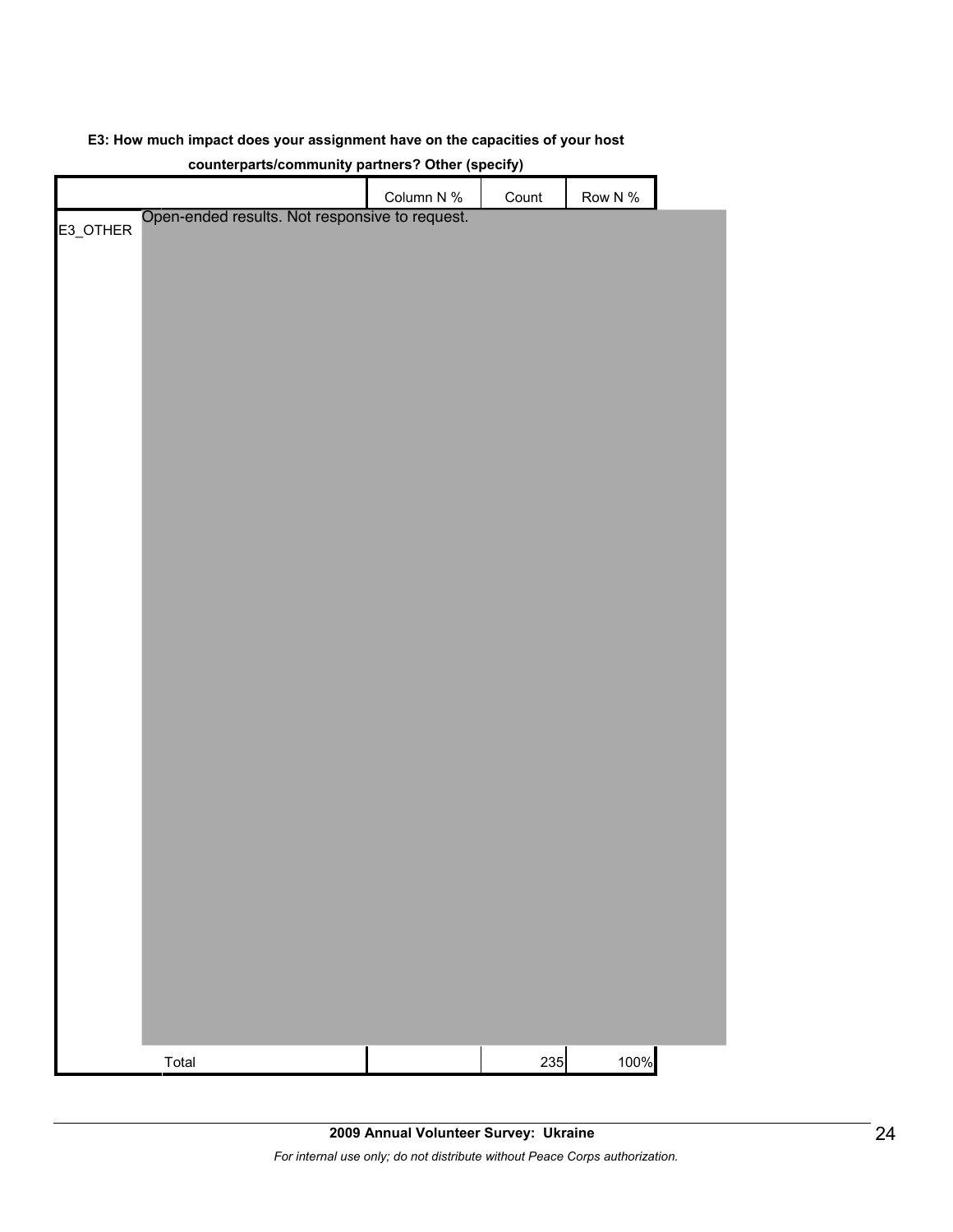**E3: How much impact does your assignment have on the capacities of your host counterparts/community partners? Other (specify)**

| | | Column N % | Count | Row N % |
|---|---|---|---|---|
| E3_OTHER | Open-ended results. Not responsive to request. | | | |
| | Total | | 235 | 100% |

**2009 Annual Volunteer Survey: Ukraine**

*For internal use only; do not distribute without Peace Corps authorization.*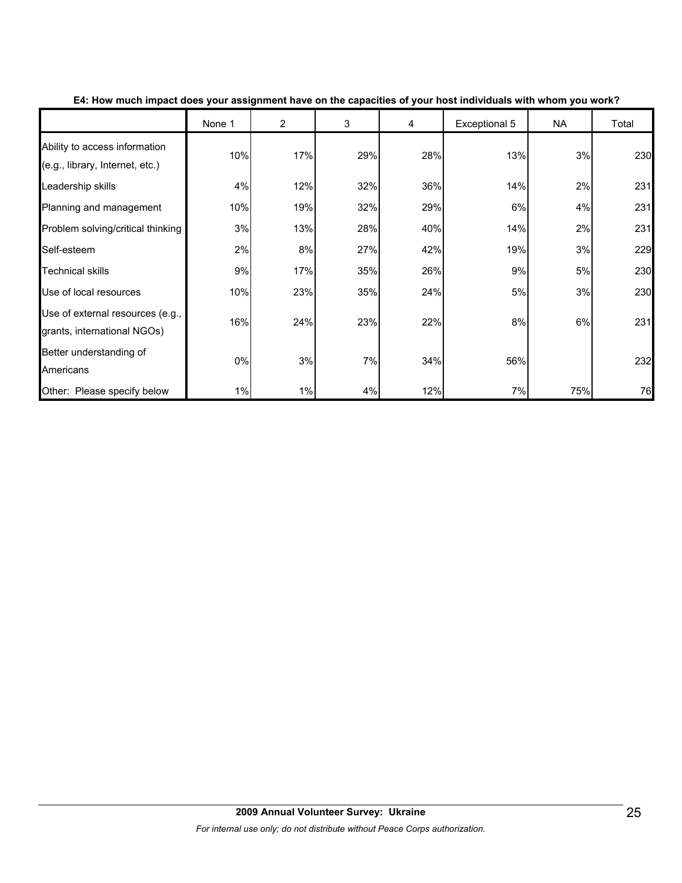**E4: How much impact does your assignment have on the capacities of your host individuals with whom you work?**

| | None 1 | 2 | 3 | 4 | Exceptional 5 | NA | Total |
|---|---|---|---|---|---|---|---|
| Ability to access information (e.g., library, Internet, etc.) | 10% | 17% | 29% | 28% | 13% | 3% | 230 |
| Leadership skills | 4% | 12% | 32% | 36% | 14% | 2% | 231 |
| Planning and management | 10% | 19% | 32% | 29% | 6% | 4% | 231 |
| Problem solving/critical thinking | 3% | 13% | 28% | 40% | 14% | 2% | 231 |
| Self-esteem | 2% | 8% | 27% | 42% | 19% | 3% | 229 |
| Technical skills | 9% | 17% | 35% | 26% | 9% | 5% | 230 |
| Use of local resources | 10% | 23% | 35% | 24% | 5% | 3% | 230 |
| Use of external resources (e.g., grants, international NGOs) | 16% | 24% | 23% | 22% | 8% | 6% | 231 |
| Better understanding of Americans | 0% | 3% | 7% | 34% | 56% | | 232 |
| Other: Please specify below | 1% | 1% | 4% | 12% | 7% | 75% | 76 |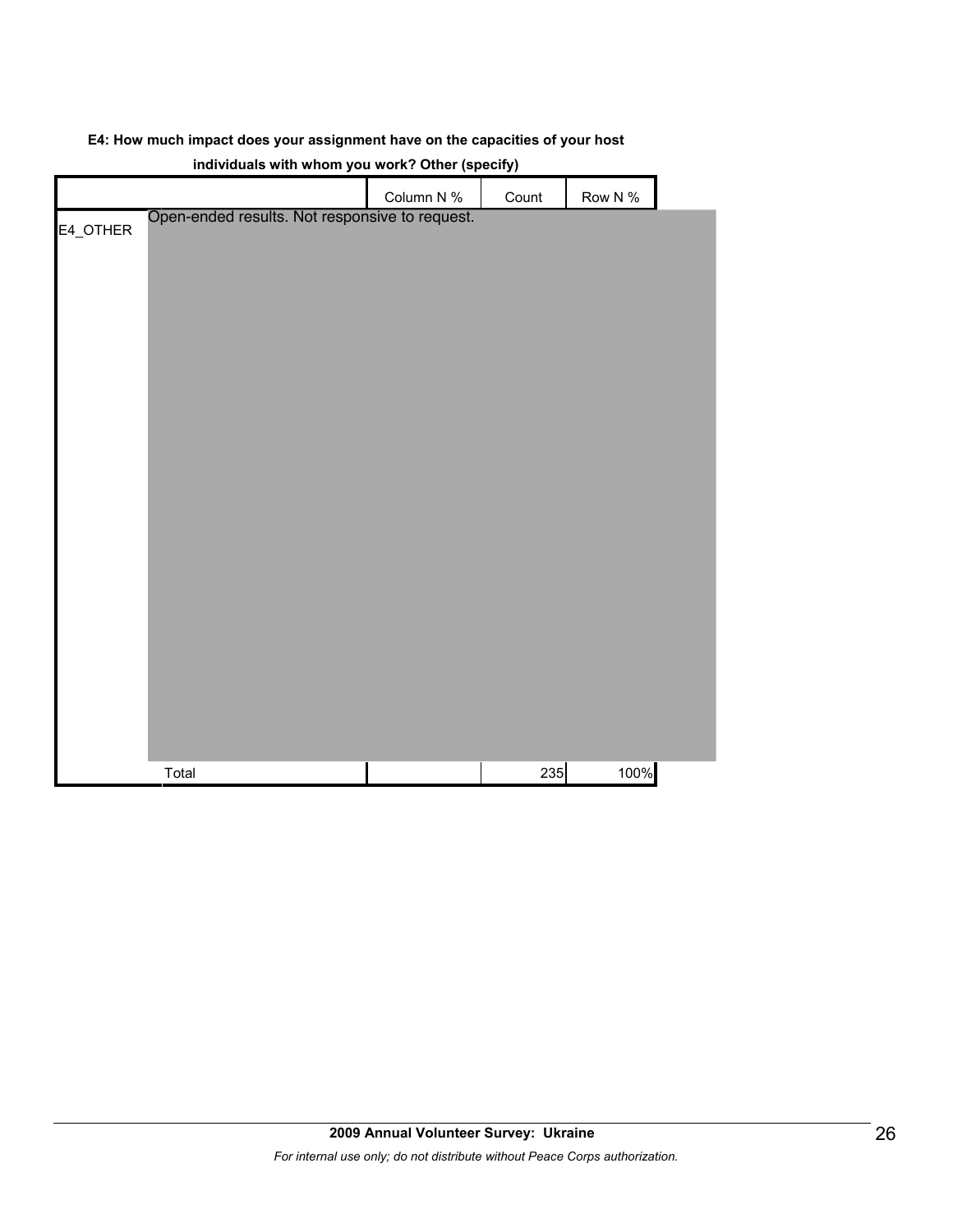**E4: How much impact does your assignment have on the capacities of your host individuals with whom you work? Other (specify)**

| | | Column N % | Count | Row N % |
|---|---|---|---|---|
| E4_OTHER | Open-ended results. Not responsive to request. | | | |
| | Total | | 235 | 100% |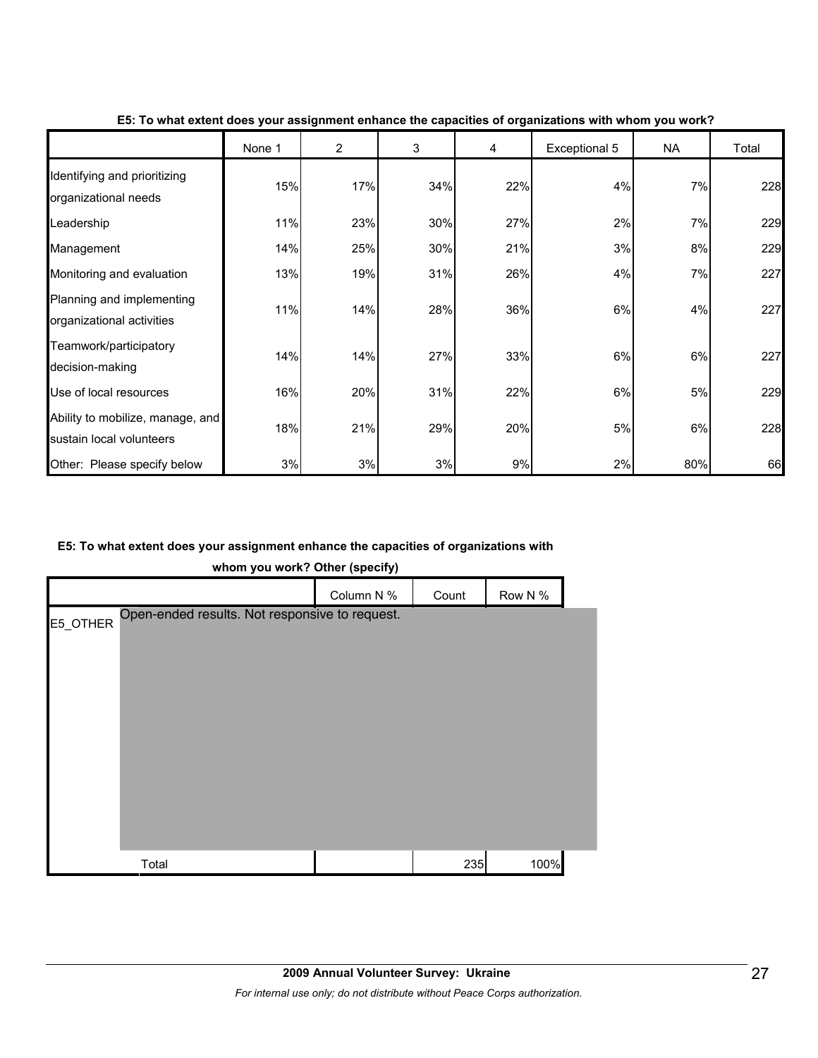**E5: To what extent does your assignment enhance the capacities of organizations with whom you work?**

| | None 1 | 2 | 3 | 4 | Exceptional 5 | NA | Total |
|---|---|---|---|---|---|---|---|
| Identifying and prioritizing organizational needs | 15% | 17% | 34% | 22% | 4% | 7% | 228 |
| Leadership | 11% | 23% | 30% | 27% | 2% | 7% | 229 |
| Management | 14% | 25% | 30% | 21% | 3% | 8% | 229 |
| Monitoring and evaluation | 13% | 19% | 31% | 26% | 4% | 7% | 227 |
| Planning and implementing organizational activities | 11% | 14% | 28% | 36% | 6% | 4% | 227 |
| Teamwork/participatory decision-making | 14% | 14% | 27% | 33% | 6% | 6% | 227 |
| Use of local resources | 16% | 20% | 31% | 22% | 6% | 5% | 229 |
| Ability to mobilize, manage, and sustain local volunteers | 18% | 21% | 29% | 20% | 5% | 6% | 228 |
| Other: Please specify below | 3% | 3% | 3% | 9% | 2% | 80% | 66 |

**E5: To what extent does your assignment enhance the capacities of organizations with whom you work? Other (specify)**

| | | Column N % | Count | Row N % |
|---|---|---|---|---|
| E5_OTHER | Open-ended results. Not responsive to request. | | | |
| | Total | | 235 | 100% |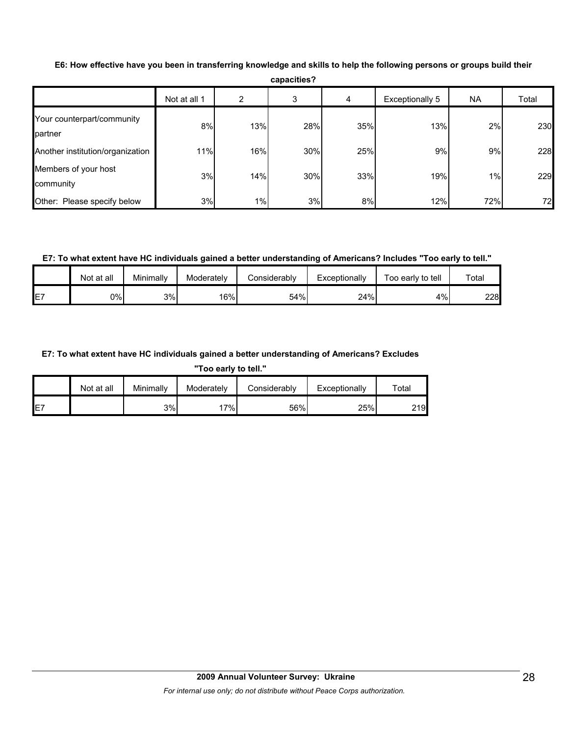**E6: How effective have you been in transferring knowledge and skills to help the following persons or groups build their capacities?**

| | Not at all 1 | 2 | 3 | 4 | Exceptionally 5 | NA | Total |
|---|---|---|---|---|---|---|---|
| Your counterpart/community partner | 8% | 13% | 28% | 35% | 13% | 2% | 230 |
| Another institution/organization | 11% | 16% | 30% | 25% | 9% | 9% | 228 |
| Members of your host community | 3% | 14% | 30% | 33% | 19% | 1% | 229 |
| Other: Please specify below | 3% | 1% | 3% | 8% | 12% | 72% | 72 |

**E7: To what extent have HC individuals gained a better understanding of Americans? Includes "Too early to tell."**

| | Not at all | Minimally | Moderately | Considerably | Exceptionally | Too early to tell | Total |
|---|---|---|---|---|---|---|---|
| E7 | 0% | 3% | 16% | 54% | 24% | 4% | 228 |

**E7: To what extent have HC individuals gained a better understanding of Americans? Excludes "Too early to tell."**

| | Not at all | Minimally | Moderately | Considerably | Exceptionally | Total |
|---|---|---|---|---|---|---|
| E7 | | 3% | 17% | 56% | 25% | 219 |

**2009 Annual Volunteer Survey: Ukraine**

*For internal use only; do not distribute without Peace Corps authorization.*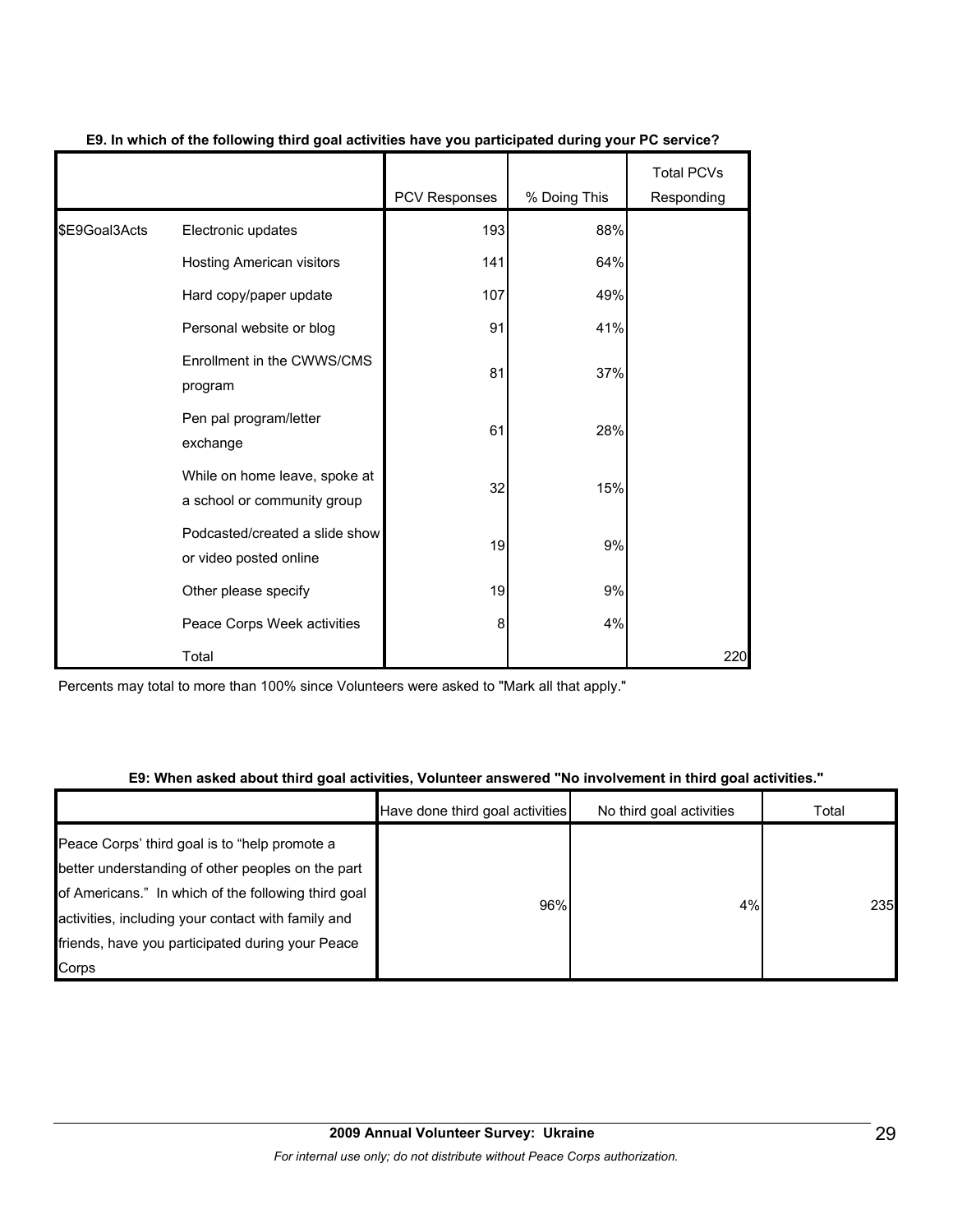**E9. In which of the following third goal activities have you participated during your PC service?**

| | | PCV Responses | % Doing This | Total PCVs Responding |
|---|---|---|---|---|
| $E9Goal3Acts | Electronic updates | 193 | 88% | |
| | Hosting American visitors | 141 | 64% | |
| | Hard copy/paper update | 107 | 49% | |
| | Personal website or blog | 91 | 41% | |
| | Enrollment in the CWWS/CMS program | 81 | 37% | |
| | Pen pal program/letter exchange | 61 | 28% | |
| | While on home leave, spoke at a school or community group | 32 | 15% | |
| | Podcasted/created a slide show or video posted online | 19 | 9% | |
| | Other please specify | 19 | 9% | |
| | Peace Corps Week activities | 8 | 4% | |
| | Total | | | 220 |

Percents may total to more than 100% since Volunteers were asked to "Mark all that apply."

**E9: When asked about third goal activities, Volunteer answered "No involvement in third goal activities."**

| | Have done third goal activities | No third goal activities | Total |
|---|---|---|---|
| Peace Corps' third goal is to "help promote a better understanding of other peoples on the part of Americans." In which of the following third goal activities, including your contact with family and friends, have you participated during your Peace Corps | 96% | 4% | 235 |

**2009 Annual Volunteer Survey: Ukraine**

*For internal use only; do not distribute without Peace Corps authorization.*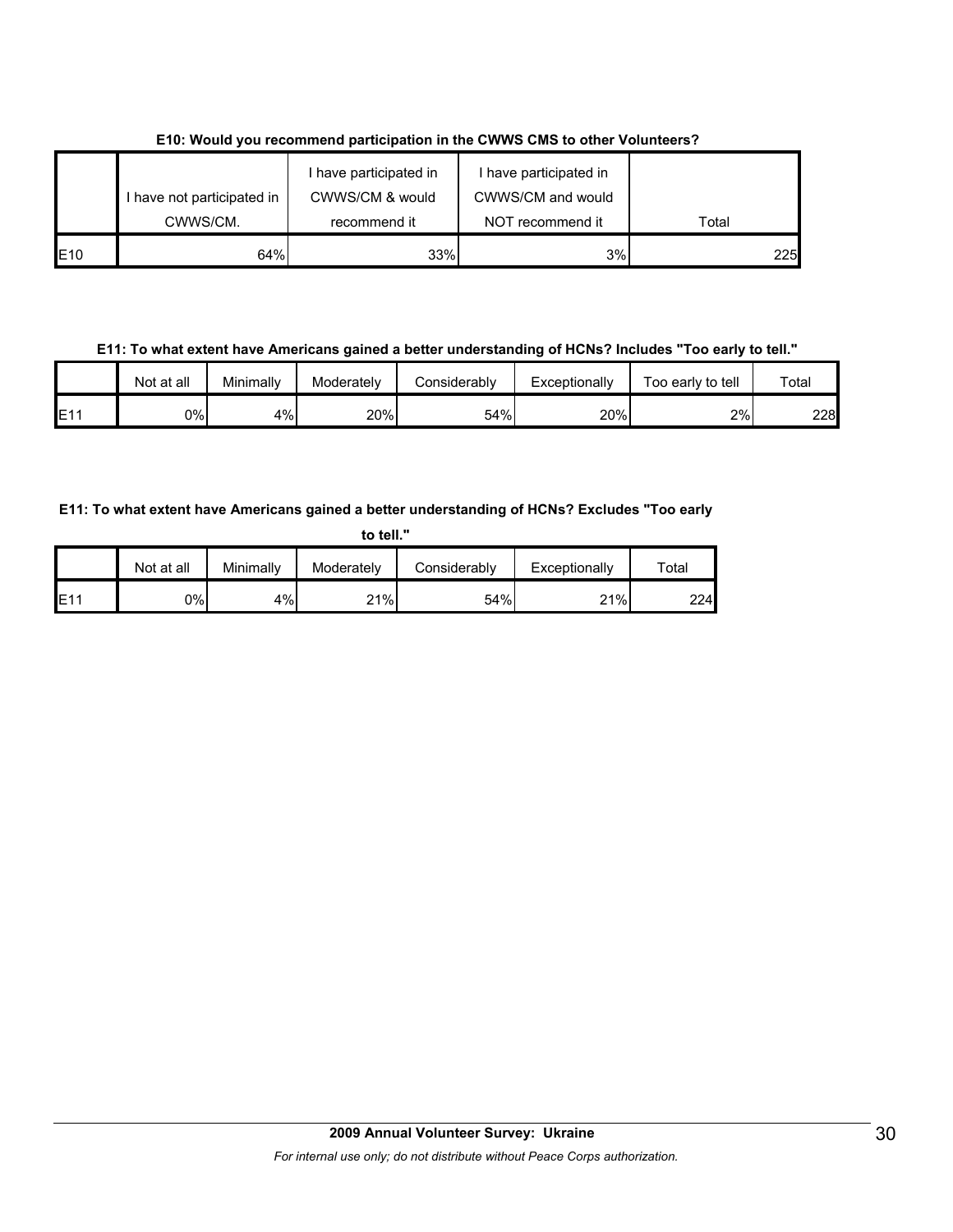**E10: Would you recommend participation in the CWWS CMS to other Volunteers?**

| | I have not participated in CWWS/CM. | I have participated in CWWS/CM & would recommend it | I have participated in CWWS/CM and would NOT recommend it | Total |
|---|---|---|---|---|
| E10 | 64% | 33% | 3% | 225 |

**E11: To what extent have Americans gained a better understanding of HCNs? Includes "Too early to tell."**

| | Not at all | Minimally | Moderately | Considerably | Exceptionally | Too early to tell | Total |
|---|---|---|---|---|---|---|---|
| E11 | 0% | 4% | 20% | 54% | 20% | 2% | 228 |

**E11: To what extent have Americans gained a better understanding of HCNs? Excludes "Too early to tell."**

| | Not at all | Minimally | Moderately | Considerably | Exceptionally | Total |
|---|---|---|---|---|---|---|
| E11 | 0% | 4% | 21% | 54% | 21% | 224 |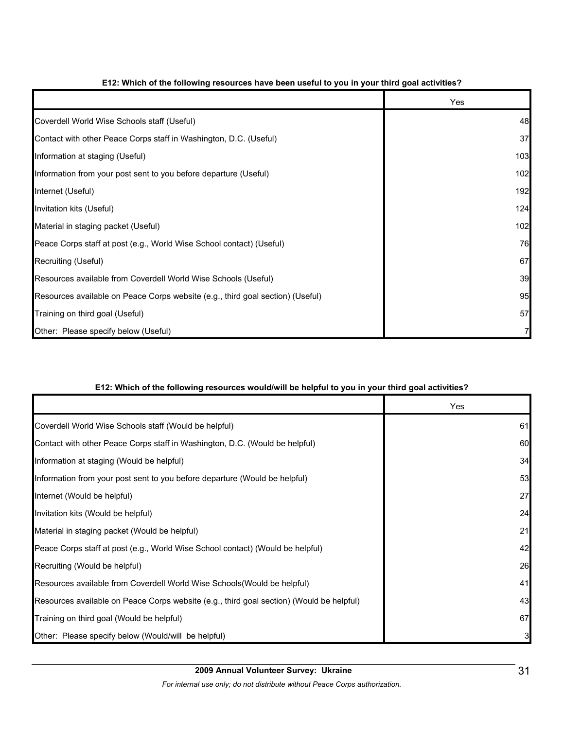**E12: Which of the following resources have been useful to you in your third goal activities?**

| | Yes |
|---|---|
| Coverdell World Wise Schools staff (Useful) | 48 |
| Contact with other Peace Corps staff in Washington, D.C. (Useful) | 37 |
| Information at staging (Useful) | 103 |
| Information from your post sent to you before departure (Useful) | 102 |
| Internet (Useful) | 192 |
| Invitation kits (Useful) | 124 |
| Material in staging packet (Useful) | 102 |
| Peace Corps staff at post (e.g., World Wise School contact) (Useful) | 76 |
| Recruiting (Useful) | 67 |
| Resources available from Coverdell World Wise Schools (Useful) | 39 |
| Resources available on Peace Corps website (e.g., third goal section) (Useful) | 95 |
| Training on third goal (Useful) | 57 |
| Other: Please specify below (Useful) | 7 |

**E12: Which of the following resources would/will be helpful to you in your third goal activities?**

| | Yes |
|---|---|
| Coverdell World Wise Schools staff (Would be helpful) | 61 |
| Contact with other Peace Corps staff in Washington, D.C. (Would be helpful) | 60 |
| Information at staging (Would be helpful) | 34 |
| Information from your post sent to you before departure (Would be helpful) | 53 |
| Internet (Would be helpful) | 27 |
| Invitation kits (Would be helpful) | 24 |
| Material in staging packet (Would be helpful) | 21 |
| Peace Corps staff at post (e.g., World Wise School contact) (Would be helpful) | 42 |
| Recruiting (Would be helpful) | 26 |
| Resources available from Coverdell World Wise Schools(Would be helpful) | 41 |
| Resources available on Peace Corps website (e.g., third goal section) (Would be helpful) | 43 |
| Training on third goal (Would be helpful) | 67 |
| Other: Please specify below (Would/will be helpful) | 3 |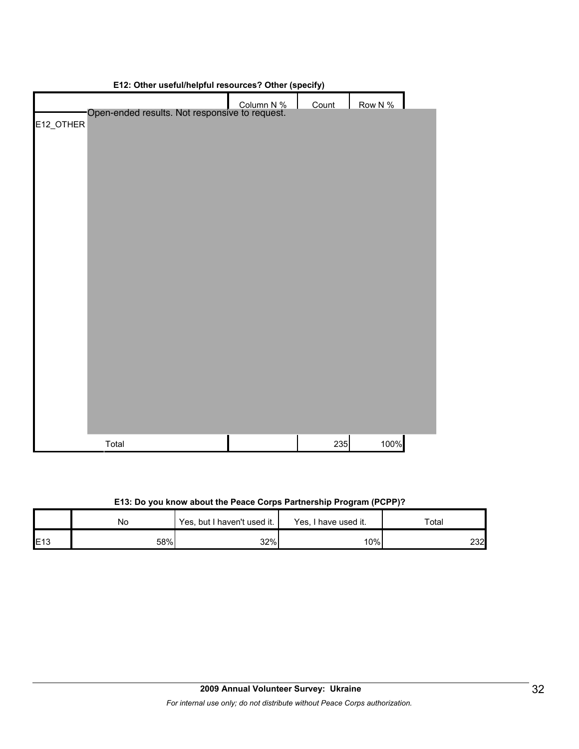### E12: Other useful/helpful resources? Other (specify)

| | | Column N % | Count | Row N % |
|---|---|---|---|---|
| E12_OTHER | Open-ended results. Not responsive to request. | | | |
| | Total | | 235 | 100% |

### E13: Do you know about the Peace Corps Partnership Program (PCPP)?

| | No | Yes, but I haven't used it. | Yes, I have used it. | Total |
|---|---|---|---|---|
| E13 | 58% | 32% | 10% | 232 |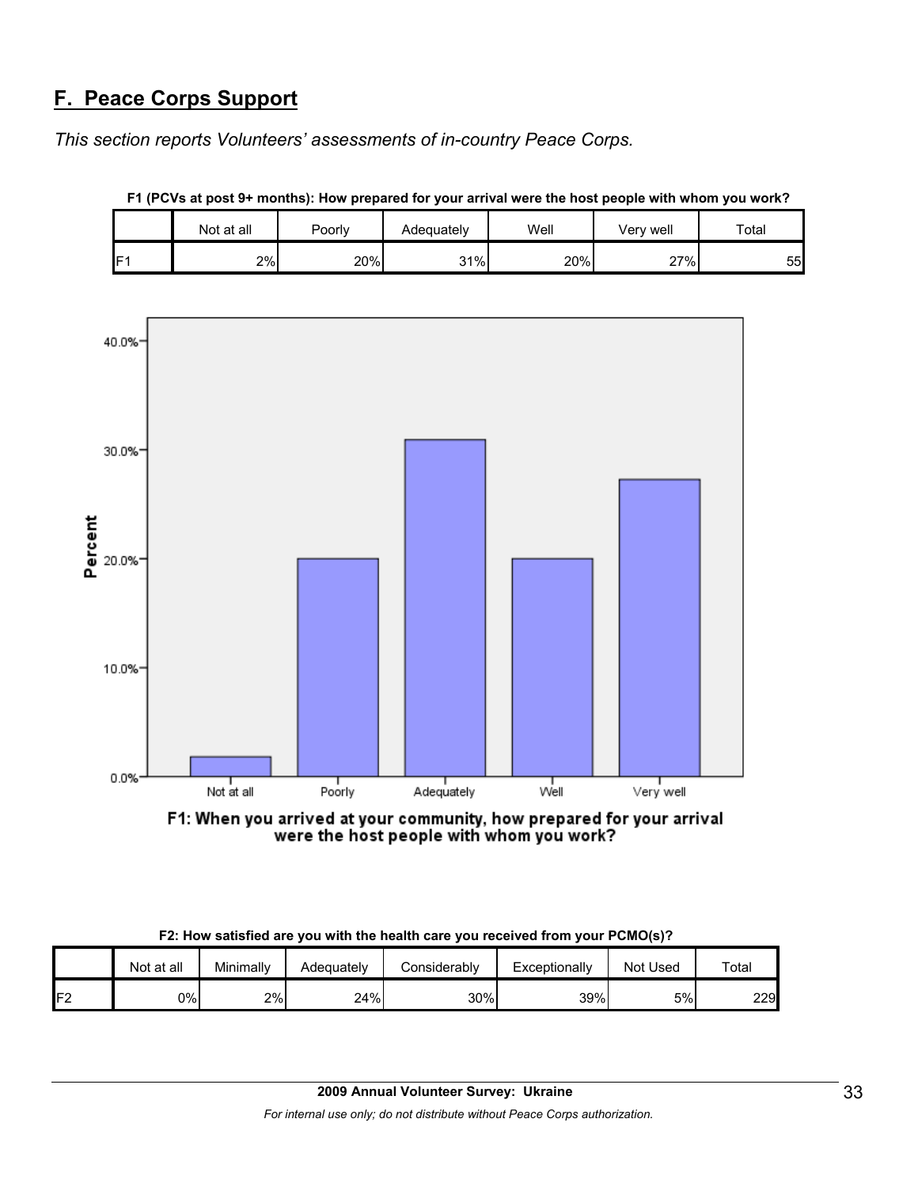## F. Peace Corps Support

*This section reports Volunteers' assessments of in-country Peace Corps.*

**F1 (PCVs at post 9+ months): How prepared for your arrival were the host people with whom you work?**

| | Not at all | Poorly | Adequately | Well | Very well | Total |
|---|---|---|---|---|---|---|
| F1 | 2% | 20% | 31% | 20% | 27% | 55 |

**F2: How satisfied are you with the health care you received from your PCMO(s)?**

| | Not at all | Minimally | Adequately | Considerably | Exceptionally | Not Used | Total |
|---|---|---|---|---|---|---|---|
| F2 | 0% | 2% | 24% | 30% | 39% | 5% | 229 |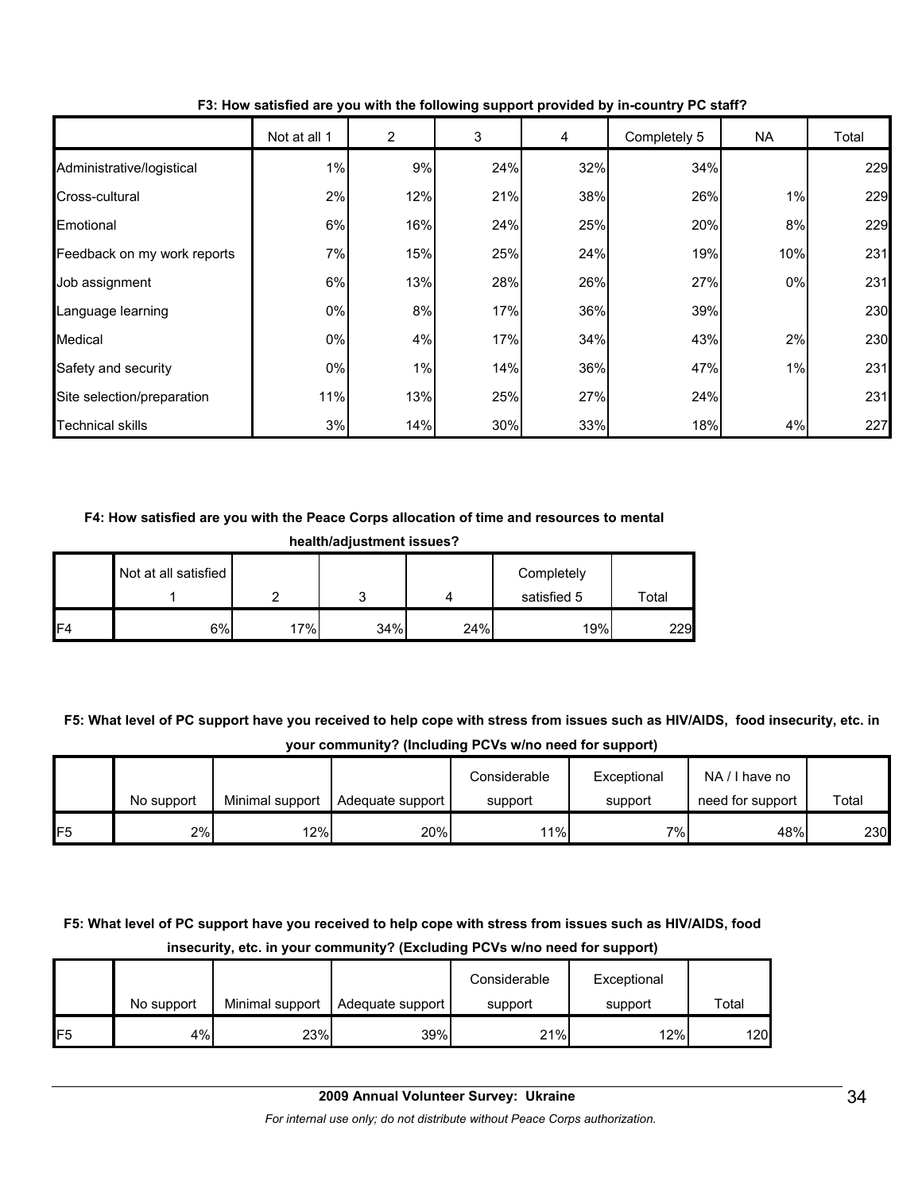**F3: How satisfied are you with the following support provided by in-country PC staff?**

| | Not at all 1 | 2 | 3 | 4 | Completely 5 | NA | Total |
|---|---|---|---|---|---|---|---|
| Administrative/logistical | 1% | 9% | 24% | 32% | 34% | | 229 |
| Cross-cultural | 2% | 12% | 21% | 38% | 26% | 1% | 229 |
| Emotional | 6% | 16% | 24% | 25% | 20% | 8% | 229 |
| Feedback on my work reports | 7% | 15% | 25% | 24% | 19% | 10% | 231 |
| Job assignment | 6% | 13% | 28% | 26% | 27% | 0% | 231 |
| Language learning | 0% | 8% | 17% | 36% | 39% | | 230 |
| Medical | 0% | 4% | 17% | 34% | 43% | 2% | 230 |
| Safety and security | 0% | 1% | 14% | 36% | 47% | 1% | 231 |
| Site selection/preparation | 11% | 13% | 25% | 27% | 24% | | 231 |
| Technical skills | 3% | 14% | 30% | 33% | 18% | 4% | 227 |

**F4: How satisfied are you with the Peace Corps allocation of time and resources to mental health/adjustment issues?**

| | Not at all satisfied 1 | 2 | 3 | 4 | Completely satisfied 5 | Total |
|---|---|---|---|---|---|---|
| F4 | 6% | 17% | 34% | 24% | 19% | 229 |

**F5: What level of PC support have you received to help cope with stress from issues such as HIV/AIDS, food insecurity, etc. in your community? (Including PCVs w/no need for support)**

| | No support | Minimal support | Adequate support | Considerable support | Exceptional support | NA / I have no need for support | Total |
|---|---|---|---|---|---|---|---|
| F5 | 2% | 12% | 20% | 11% | 7% | 48% | 230 |

**F5: What level of PC support have you received to help cope with stress from issues such as HIV/AIDS, food insecurity, etc. in your community? (Excluding PCVs w/no need for support)**

| | No support | Minimal support | Adequate support | Considerable support | Exceptional support | Total |
|---|---|---|---|---|---|---|
| F5 | 4% | 23% | 39% | 21% | 12% | 120 |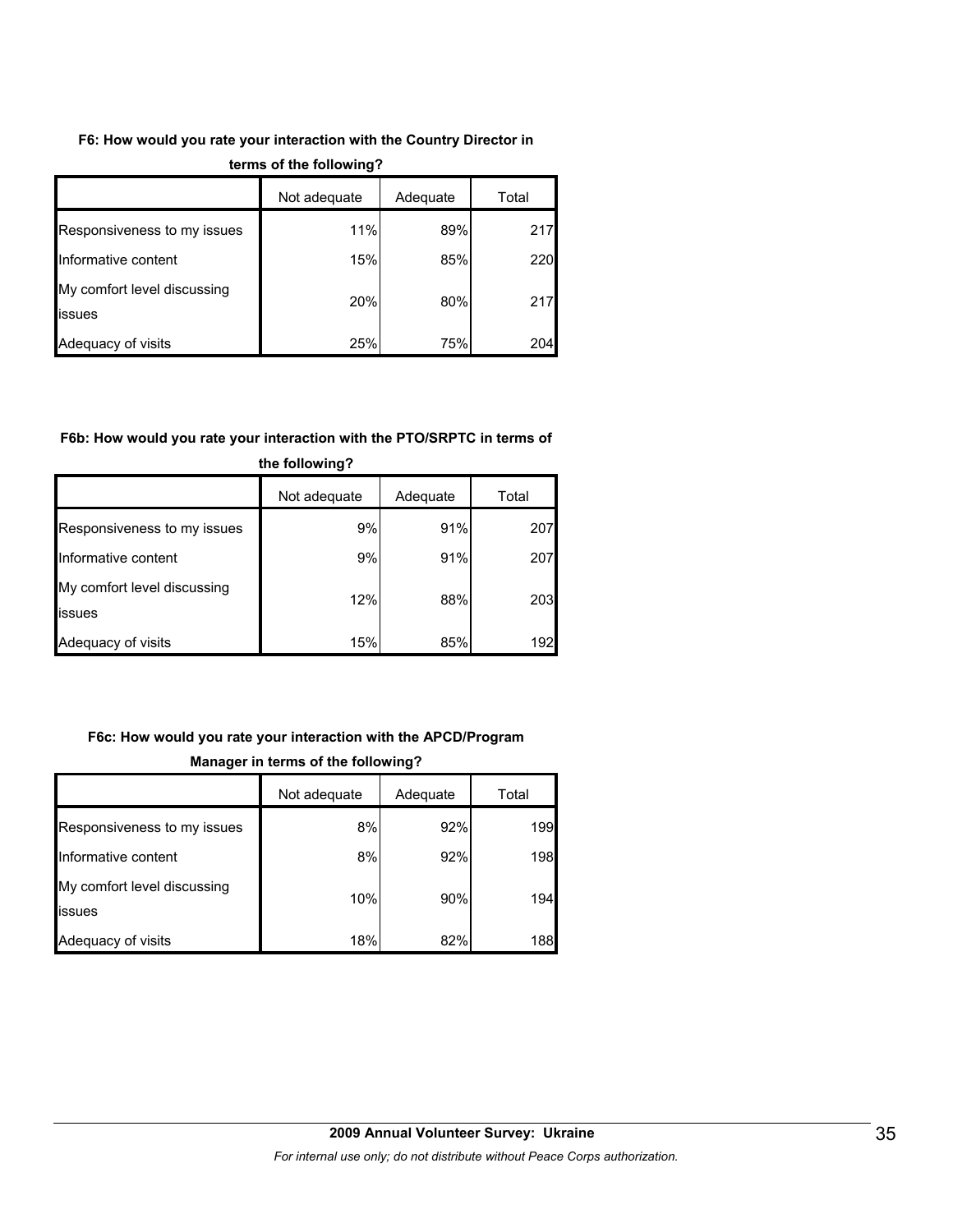**F6: How would you rate your interaction with the Country Director in terms of the following?**

| | Not adequate | Adequate | Total |
|---|---|---|---|
| Responsiveness to my issues | 11% | 89% | 217 |
| Informative content | 15% | 85% | 220 |
| My comfort level discussing issues | 20% | 80% | 217 |
| Adequacy of visits | 25% | 75% | 204 |

**F6b: How would you rate your interaction with the PTO/SRPTC in terms of the following?**

| | Not adequate | Adequate | Total |
|---|---|---|---|
| Responsiveness to my issues | 9% | 91% | 207 |
| Informative content | 9% | 91% | 207 |
| My comfort level discussing issues | 12% | 88% | 203 |
| Adequacy of visits | 15% | 85% | 192 |

**F6c: How would you rate your interaction with the APCD/Program Manager in terms of the following?**

| | Not adequate | Adequate | Total |
|---|---|---|---|
| Responsiveness to my issues | 8% | 92% | 199 |
| Informative content | 8% | 92% | 198 |
| My comfort level discussing issues | 10% | 90% | 194 |
| Adequacy of visits | 18% | 82% | 188 |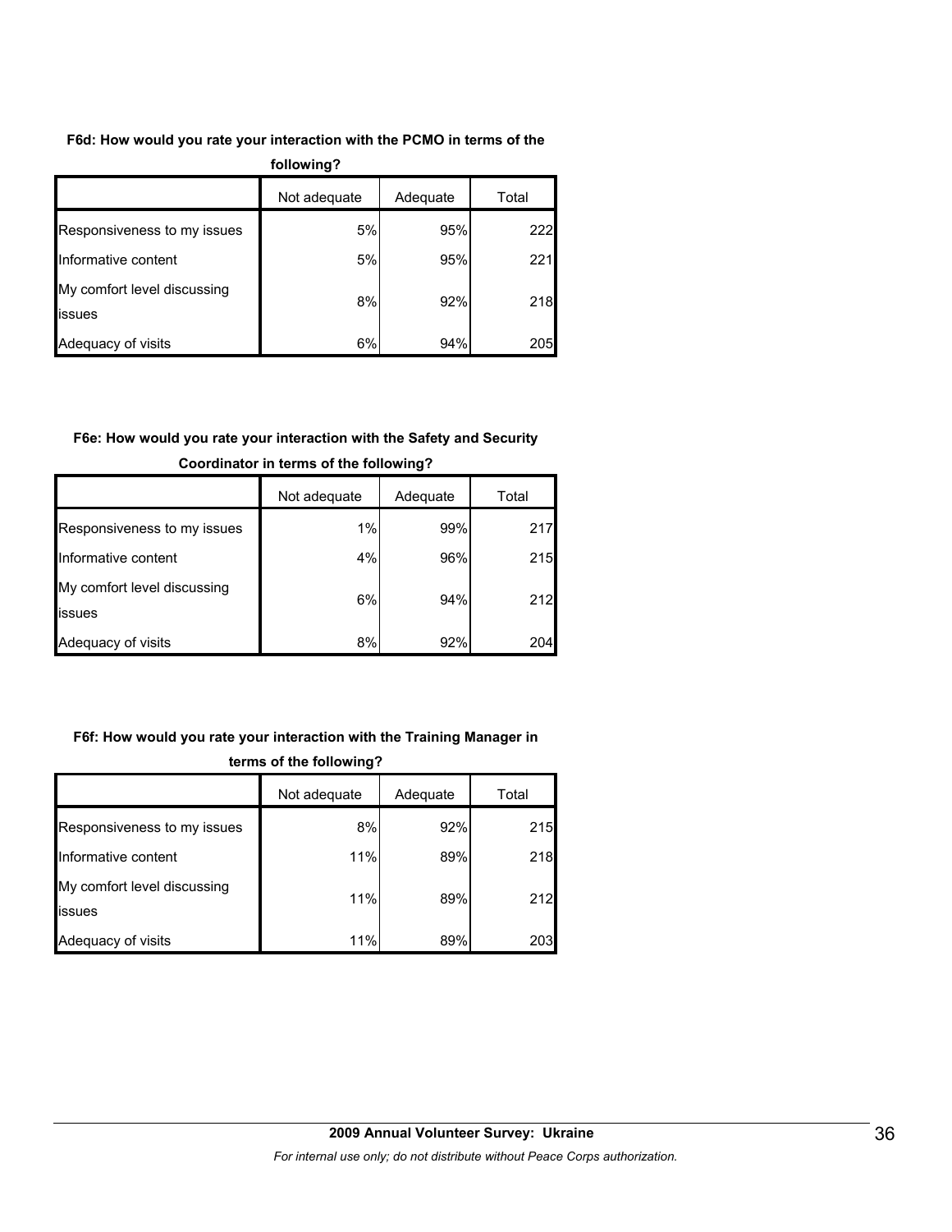**F6d: How would you rate your interaction with the PCMO in terms of the following?**

| | Not adequate | Adequate | Total |
|---|---|---|---|
| Responsiveness to my issues | 5% | 95% | 222 |
| Informative content | 5% | 95% | 221 |
| My comfort level discussing issues | 8% | 92% | 218 |
| Adequacy of visits | 6% | 94% | 205 |

**F6e: How would you rate your interaction with the Safety and Security Coordinator in terms of the following?**

| | Not adequate | Adequate | Total |
|---|---|---|---|
| Responsiveness to my issues | 1% | 99% | 217 |
| Informative content | 4% | 96% | 215 |
| My comfort level discussing issues | 6% | 94% | 212 |
| Adequacy of visits | 8% | 92% | 204 |

**F6f: How would you rate your interaction with the Training Manager in terms of the following?**

| | Not adequate | Adequate | Total |
|---|---|---|---|
| Responsiveness to my issues | 8% | 92% | 215 |
| Informative content | 11% | 89% | 218 |
| My comfort level discussing issues | 11% | 89% | 212 |
| Adequacy of visits | 11% | 89% | 203 |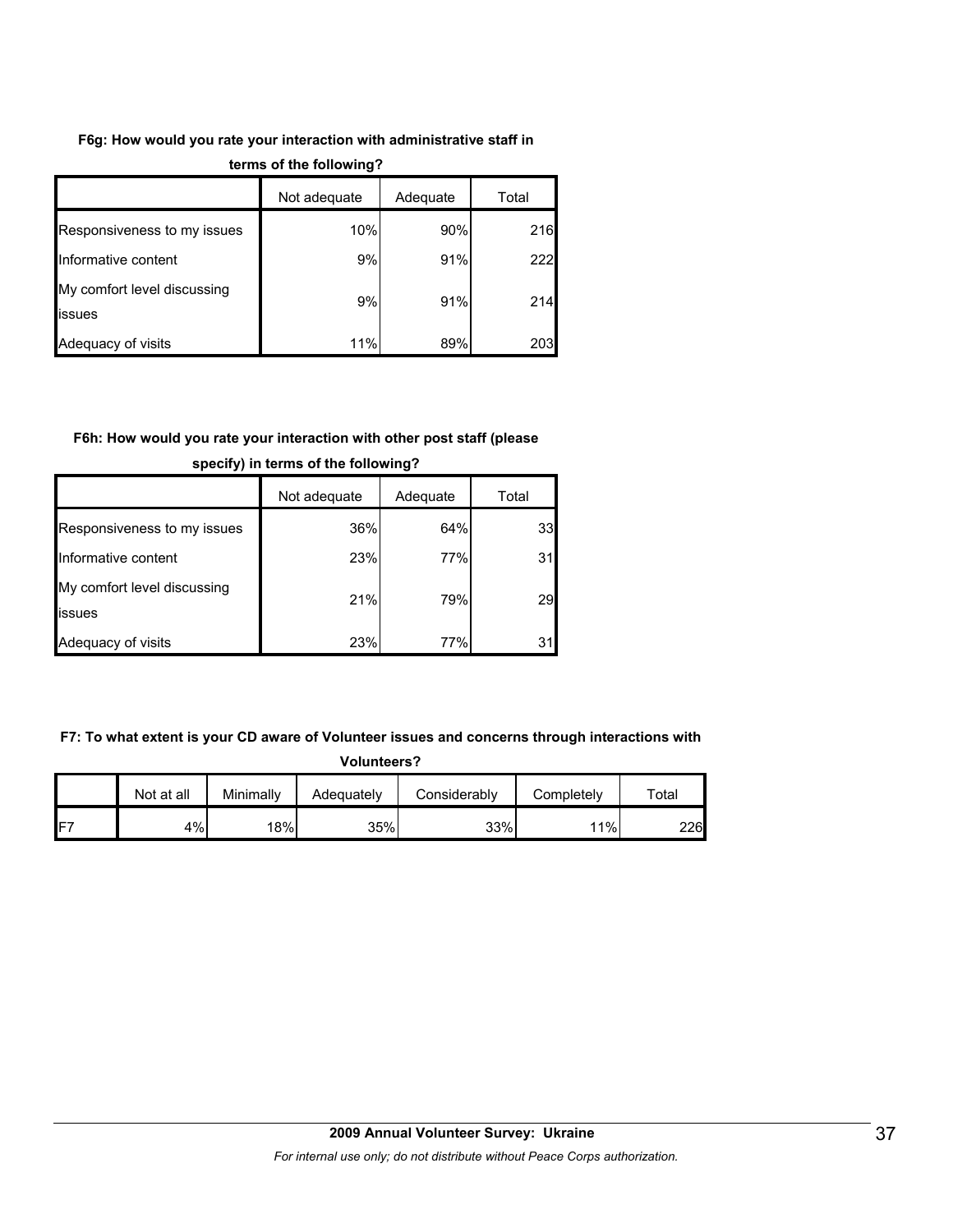**F6g: How would you rate your interaction with administrative staff in terms of the following?**

| | Not adequate | Adequate | Total |
|---|---|---|---|
| Responsiveness to my issues | 10% | 90% | 216 |
| Informative content | 9% | 91% | 222 |
| My comfort level discussing issues | 9% | 91% | 214 |
| Adequacy of visits | 11% | 89% | 203 |

**F6h: How would you rate your interaction with other post staff (please specify) in terms of the following?**

| | Not adequate | Adequate | Total |
|---|---|---|---|
| Responsiveness to my issues | 36% | 64% | 33 |
| Informative content | 23% | 77% | 31 |
| My comfort level discussing issues | 21% | 79% | 29 |
| Adequacy of visits | 23% | 77% | 31 |

**F7: To what extent is your CD aware of Volunteer issues and concerns through interactions with Volunteers?**

| | Not at all | Minimally | Adequately | Considerably | Completely | Total |
|---|---|---|---|---|---|---|
| F7 | 4% | 18% | 35% | 33% | 11% | 226 |

**2009 Annual Volunteer Survey: Ukraine**

*For internal use only; do not distribute without Peace Corps authorization.*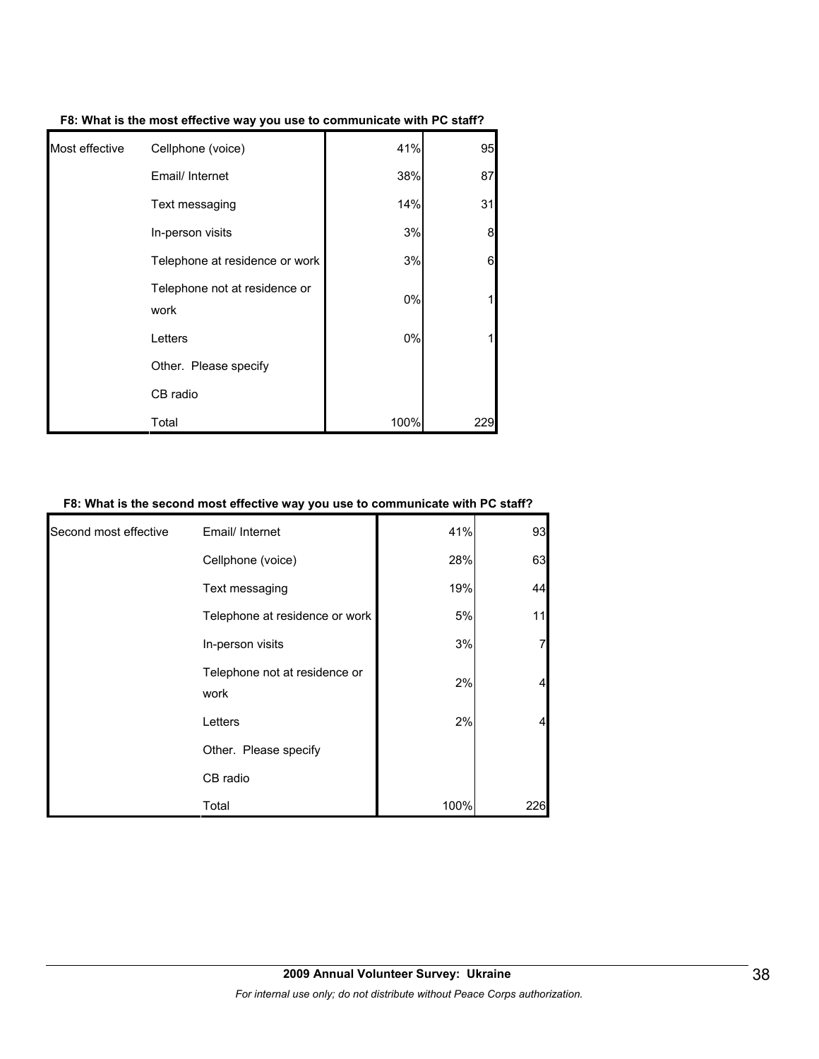**F8: What is the most effective way you use to communicate with PC staff?**

| | | | |
|---|---|---|---|
| Most effective | Cellphone (voice) | 41% | 95 |
| | Email/ Internet | 38% | 87 |
| | Text messaging | 14% | 31 |
| | In-person visits | 3% | 8 |
| | Telephone at residence or work | 3% | 6 |
| | Telephone not at residence or work | 0% | 1 |
| | Letters | 0% | 1 |
| | Other. Please specify | | |
| | CB radio | | |
| | Total | 100% | 229 |

**F8: What is the second most effective way you use to communicate with PC staff?**

| | | | |
|---|---|---|---|
| Second most effective | Email/ Internet | 41% | 93 |
| | Cellphone (voice) | 28% | 63 |
| | Text messaging | 19% | 44 |
| | Telephone at residence or work | 5% | 11 |
| | In-person visits | 3% | 7 |
| | Telephone not at residence or work | 2% | 4 |
| | Letters | 2% | 4 |
| | Other. Please specify | | |
| | CB radio | | |
| | Total | 100% | 226 |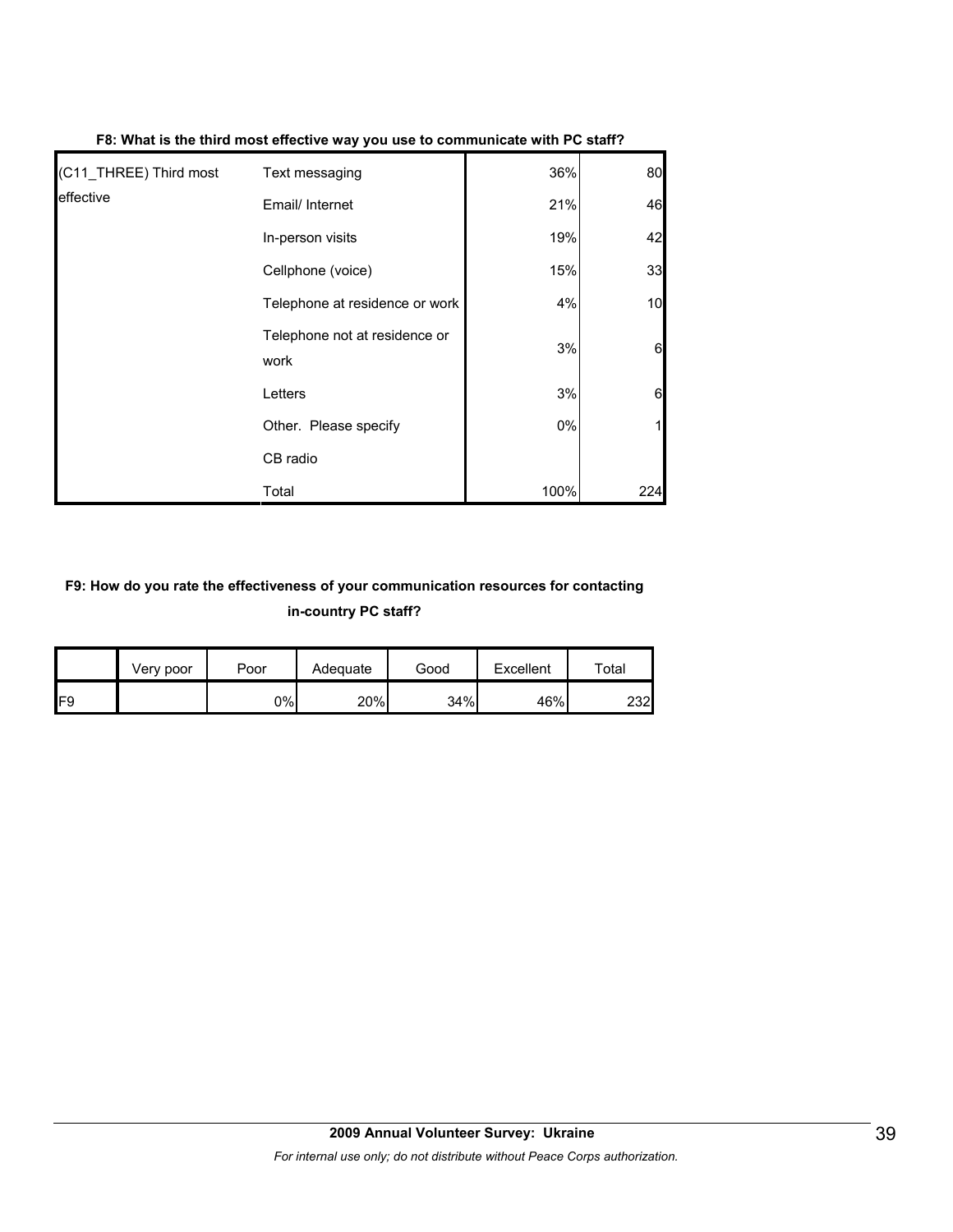**F8: What is the third most effective way you use to communicate with PC staff?**

| | | | |
|---|---|---|---|
| (C11_THREE) Third most effective | Text messaging | 36% | 80 |
| | Email/ Internet | 21% | 46 |
| | In-person visits | 19% | 42 |
| | Cellphone (voice) | 15% | 33 |
| | Telephone at residence or work | 4% | 10 |
| | Telephone not at residence or work | 3% | 6 |
| | Letters | 3% | 6 |
| | Other. Please specify | 0% | 1 |
| | CB radio | | |
| | Total | 100% | 224 |

**F9: How do you rate the effectiveness of your communication resources for contacting in-country PC staff?**

| | Very poor | Poor | Adequate | Good | Excellent | Total |
|---|---|---|---|---|---|---|
| F9 | | 0% | 20% | 34% | 46% | 232 |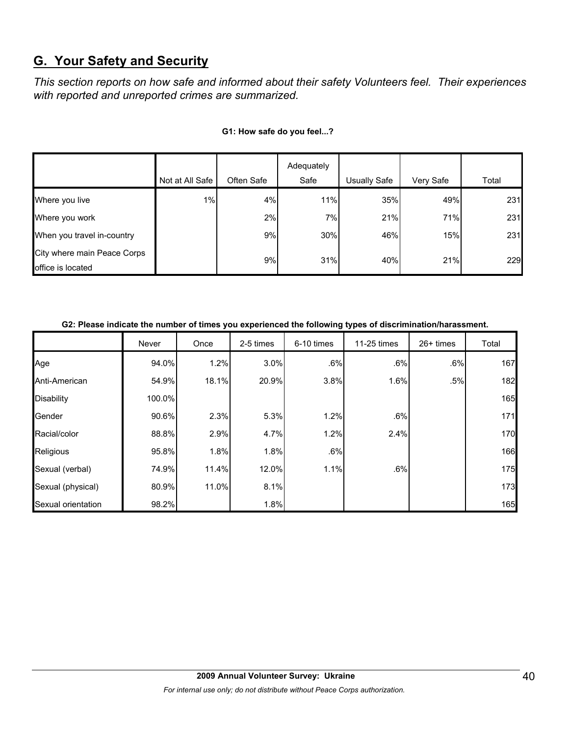## G. Your Safety and Security

*This section reports on how safe and informed about their safety Volunteers feel. Their experiences with reported and unreported crimes are summarized.*

**G1: How safe do you feel...?**

| | Not at All Safe | Often Safe | Adequately Safe | Usually Safe | Very Safe | Total |
|---|---|---|---|---|---|---|
| Where you live | 1% | 4% | 11% | 35% | 49% | 231 |
| Where you work | | 2% | 7% | 21% | 71% | 231 |
| When you travel in-country | | 9% | 30% | 46% | 15% | 231 |
| City where main Peace Corps office is located | | 9% | 31% | 40% | 21% | 229 |

**G2: Please indicate the number of times you experienced the following types of discrimination/harassment.**

| | Never | Once | 2-5 times | 6-10 times | 11-25 times | 26+ times | Total |
|---|---|---|---|---|---|---|---|
| Age | 94.0% | 1.2% | 3.0% | .6% | .6% | .6% | 167 |
| Anti-American | 54.9% | 18.1% | 20.9% | 3.8% | 1.6% | .5% | 182 |
| Disability | 100.0% | | | | | | 165 |
| Gender | 90.6% | 2.3% | 5.3% | 1.2% | .6% | | 171 |
| Racial/color | 88.8% | 2.9% | 4.7% | 1.2% | 2.4% | | 170 |
| Religious | 95.8% | 1.8% | 1.8% | .6% | | | 166 |
| Sexual (verbal) | 74.9% | 11.4% | 12.0% | 1.1% | .6% | | 175 |
| Sexual (physical) | 80.9% | 11.0% | 8.1% | | | | 173 |
| Sexual orientation | 98.2% | | 1.8% | | | | 165 |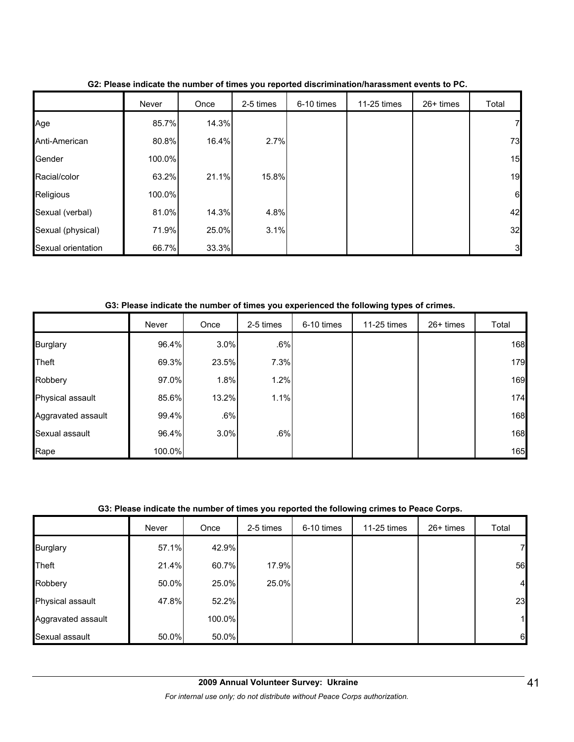**G2: Please indicate the number of times you reported discrimination/harassment events to PC.**

| | Never | Once | 2-5 times | 6-10 times | 11-25 times | 26+ times | Total |
|---|---|---|---|---|---|---|---|
| Age | 85.7% | 14.3% | | | | | 7 |
| Anti-American | 80.8% | 16.4% | 2.7% | | | | 73 |
| Gender | 100.0% | | | | | | 15 |
| Racial/color | 63.2% | 21.1% | 15.8% | | | | 19 |
| Religious | 100.0% | | | | | | 6 |
| Sexual (verbal) | 81.0% | 14.3% | 4.8% | | | | 42 |
| Sexual (physical) | 71.9% | 25.0% | 3.1% | | | | 32 |
| Sexual orientation | 66.7% | 33.3% | | | | | 3 |

**G3: Please indicate the number of times you experienced the following types of crimes.**

| | Never | Once | 2-5 times | 6-10 times | 11-25 times | 26+ times | Total |
|---|---|---|---|---|---|---|---|
| Burglary | 96.4% | 3.0% | .6% | | | | 168 |
| Theft | 69.3% | 23.5% | 7.3% | | | | 179 |
| Robbery | 97.0% | 1.8% | 1.2% | | | | 169 |
| Physical assault | 85.6% | 13.2% | 1.1% | | | | 174 |
| Aggravated assault | 99.4% | .6% | | | | | 168 |
| Sexual assault | 96.4% | 3.0% | .6% | | | | 168 |
| Rape | 100.0% | | | | | | 165 |

**G3: Please indicate the number of times you reported the following crimes to Peace Corps.**

| | Never | Once | 2-5 times | 6-10 times | 11-25 times | 26+ times | Total |
|---|---|---|---|---|---|---|---|
| Burglary | 57.1% | 42.9% | | | | | 7 |
| Theft | 21.4% | 60.7% | 17.9% | | | | 56 |
| Robbery | 50.0% | 25.0% | 25.0% | | | | 4 |
| Physical assault | 47.8% | 52.2% | | | | | 23 |
| Aggravated assault | | 100.0% | | | | | 1 |
| Sexual assault | 50.0% | 50.0% | | | | | 6 |

**2009 Annual Volunteer Survey: Ukraine**

*For internal use only; do not distribute without Peace Corps authorization.*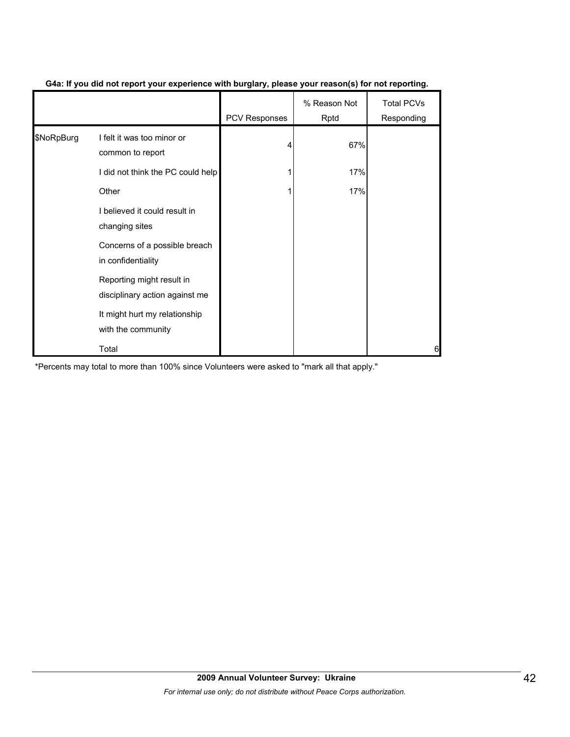**G4a: If you did not report your experience with burglary, please your reason(s) for not reporting.**

| | | PCV Responses | % Reason Not Rptd | Total PCVs Responding |
|---|---|---|---|---|
| $NoRpBurg | I felt it was too minor or common to report | 4 | 67% | |
| | I did not think the PC could help | 1 | 17% | |
| | Other | 1 | 17% | |
| | I believed it could result in changing sites | | | |
| | Concerns of a possible breach in confidentiality | | | |
| | Reporting might result in disciplinary action against me | | | |
| | It might hurt my relationship with the community | | | |
| | Total | | | 6 |

*Percents may total to more than 100% since Volunteers were asked to "mark all that apply."

**2009 Annual Volunteer Survey: Ukraine**

*For internal use only; do not distribute without Peace Corps authorization.*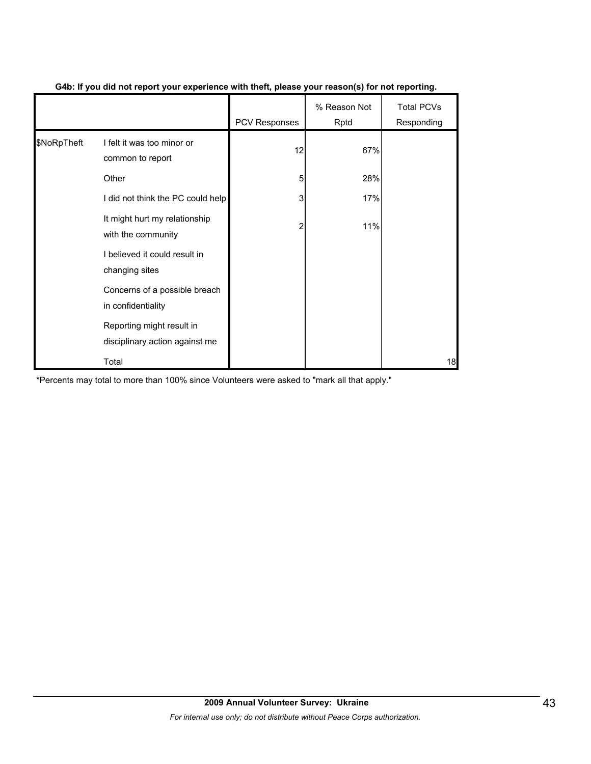**G4b: If you did not report your experience with theft, please your reason(s) for not reporting.**

| | | PCV Responses | % Reason Not Rptd | Total PCVs Responding |
|---|---|---|---|---|
| $NoRpTheft | I felt it was too minor or common to report | 12 | 67% | |
| | Other | 5 | 28% | |
| | I did not think the PC could help | 3 | 17% | |
| | It might hurt my relationship with the community | 2 | 11% | |
| | I believed it could result in changing sites | | | |
| | Concerns of a possible breach in confidentiality | | | |
| | Reporting might result in disciplinary action against me | | | |
| | Total | | | 18 |

*Percents may total to more than 100% since Volunteers were asked to "mark all that apply."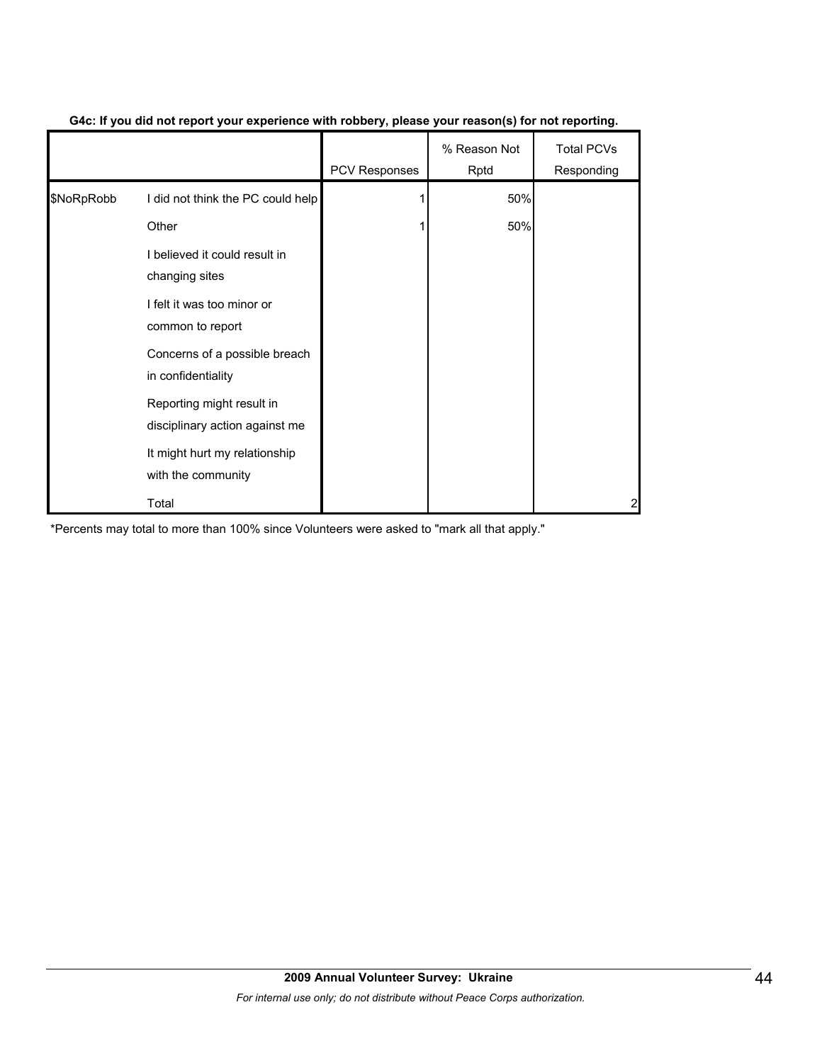**G4c: If you did not report your experience with robbery, please your reason(s) for not reporting.**

| | | PCV Responses | % Reason Not Rptd | Total PCVs Responding |
|---|---|---|---|---|
| $NoRpRobb | I did not think the PC could help | 1 | 50% | |
| | Other | 1 | 50% | |
| | I believed it could result in changing sites | | | |
| | I felt it was too minor or common to report | | | |
| | Concerns of a possible breach in confidentiality | | | |
| | Reporting might result in disciplinary action against me | | | |
| | It might hurt my relationship with the community | | | |
| | Total | | | 2 |

*Percents may total to more than 100% since Volunteers were asked to "mark all that apply."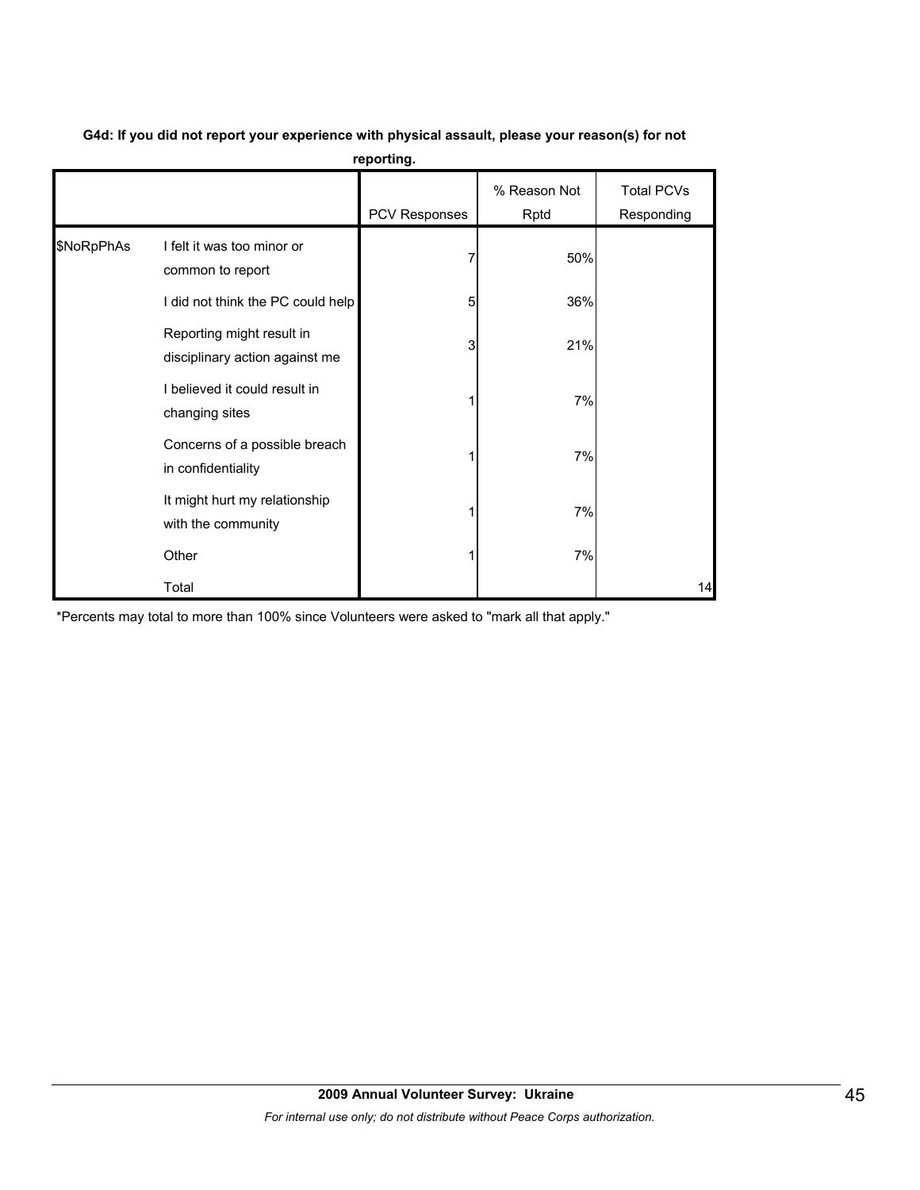**G4d: If you did not report your experience with physical assault, please your reason(s) for not reporting.**

| | | PCV Responses | % Reason Not Rptd | Total PCVs Responding |
|---|---|---|---|---|
| $NoRpPhAs | I felt it was too minor or common to report | 7 | 50% | |
| | I did not think the PC could help | 5 | 36% | |
| | Reporting might result in disciplinary action against me | 3 | 21% | |
| | I believed it could result in changing sites | 1 | 7% | |
| | Concerns of a possible breach in confidentiality | 1 | 7% | |
| | It might hurt my relationship with the community | 1 | 7% | |
| | Other | 1 | 7% | |
| | Total | | | 14 |

*Percents may total to more than 100% since Volunteers were asked to "mark all that apply."

**2009 Annual Volunteer Survey: Ukraine**

*For internal use only; do not distribute without Peace Corps authorization.*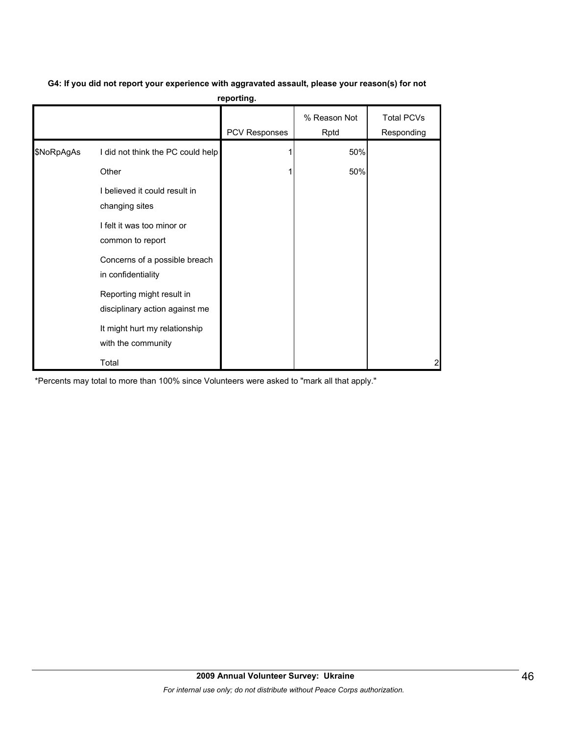**G4: If you did not report your experience with aggravated assault, please your reason(s) for not reporting.**

| | | PCV Responses | % Reason Not Rptd | Total PCVs Responding |
|---|---|---|---|---|
| $NoRpAgAs | I did not think the PC could help | 1 | 50% | |
| | Other | 1 | 50% | |
| | I believed it could result in changing sites | | | |
| | I felt it was too minor or common to report | | | |
| | Concerns of a possible breach in confidentiality | | | |
| | Reporting might result in disciplinary action against me | | | |
| | It might hurt my relationship with the community | | | |
| | Total | | | 2 |

*Percents may total to more than 100% since Volunteers were asked to "mark all that apply."

**2009 Annual Volunteer Survey: Ukraine**

*For internal use only; do not distribute without Peace Corps authorization.*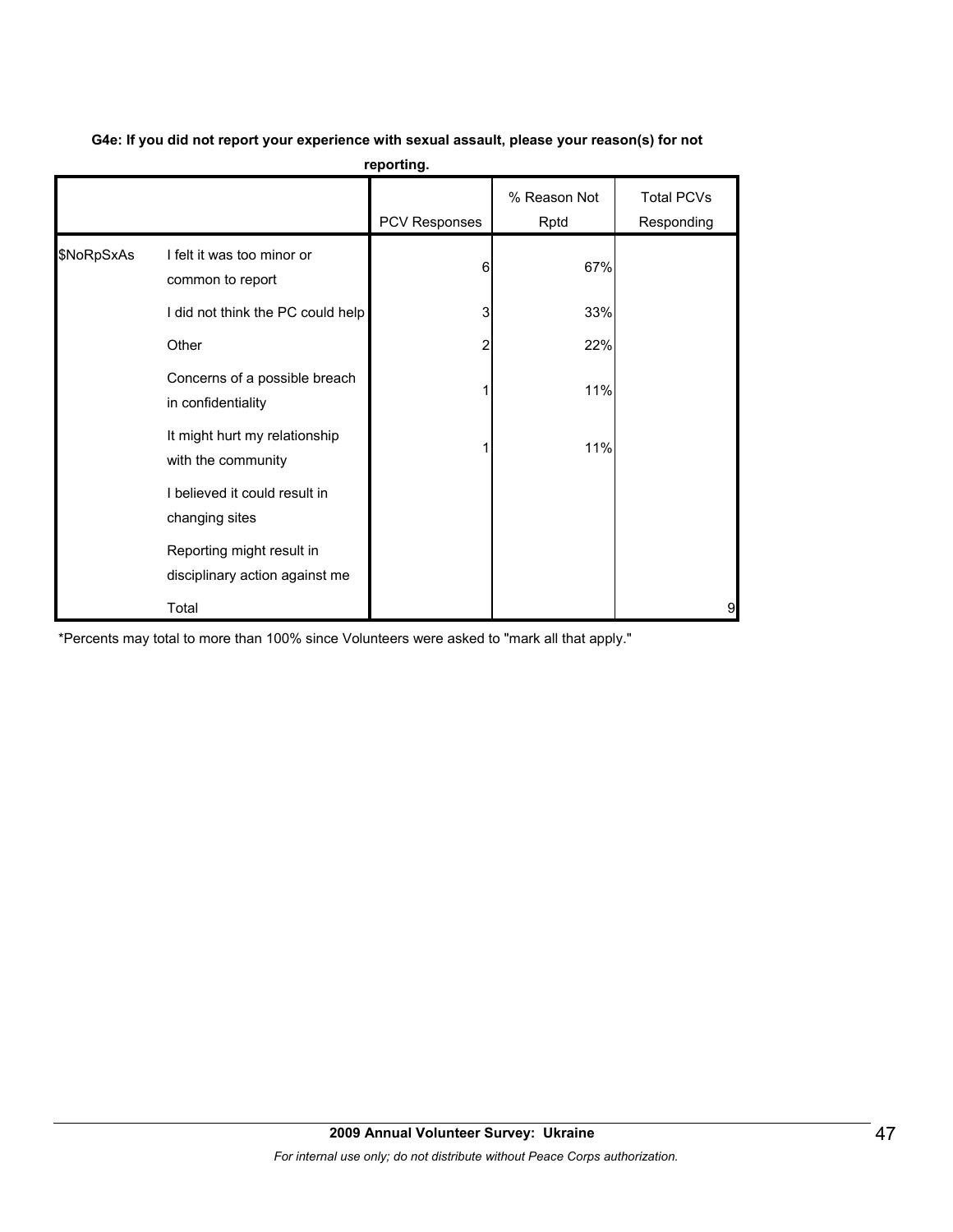**G4e: If you did not report your experience with sexual assault, please your reason(s) for not reporting.**

| | | PCV Responses | % Reason Not Rptd | Total PCVs Responding |
|---|---|---|---|---|
| $NoRpSxAs | I felt it was too minor or common to report | 6 | 67% | |
| | I did not think the PC could help | 3 | 33% | |
| | Other | 2 | 22% | |
| | Concerns of a possible breach in confidentiality | 1 | 11% | |
| | It might hurt my relationship with the community | 1 | 11% | |
| | I believed it could result in changing sites | | | |
| | Reporting might result in disciplinary action against me | | | |
| | Total | | | 9 |

*Percents may total to more than 100% since Volunteers were asked to "mark all that apply."

**2009 Annual Volunteer Survey: Ukraine**

*For internal use only; do not distribute without Peace Corps authorization.*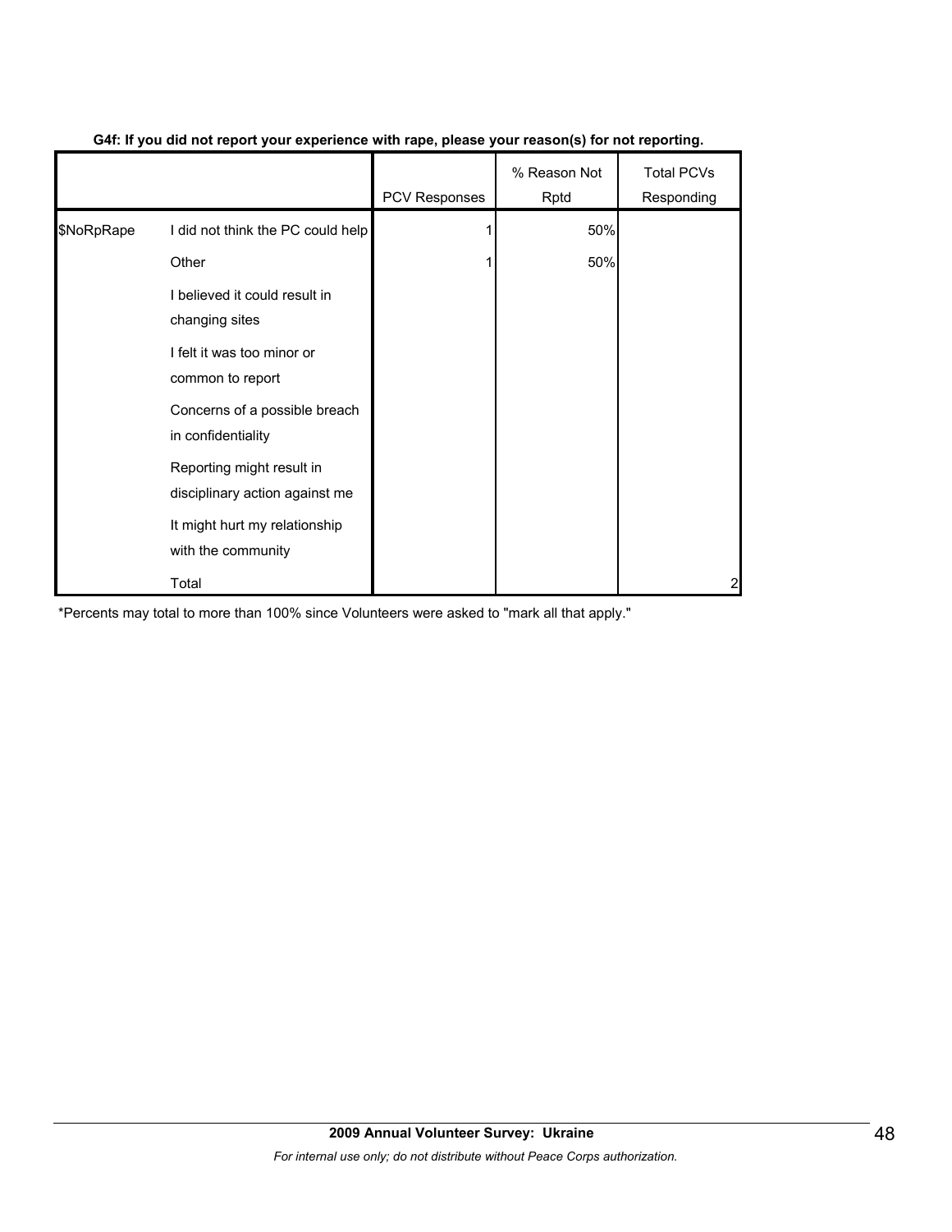**G4f: If you did not report your experience with rape, please your reason(s) for not reporting.**

| | | PCV Responses | % Reason Not Rptd | Total PCVs Responding |
|---|---|---|---|---|
| $NoRpRape | I did not think the PC could help | 1 | 50% | |
| | Other | 1 | 50% | |
| | I believed it could result in changing sites | | | |
| | I felt it was too minor or common to report | | | |
| | Concerns of a possible breach in confidentiality | | | |
| | Reporting might result in disciplinary action against me | | | |
| | It might hurt my relationship with the community | | | |
| | Total | | | 2 |

*Percents may total to more than 100% since Volunteers were asked to "mark all that apply."

**2009 Annual Volunteer Survey: Ukraine**

*For internal use only; do not distribute without Peace Corps authorization.*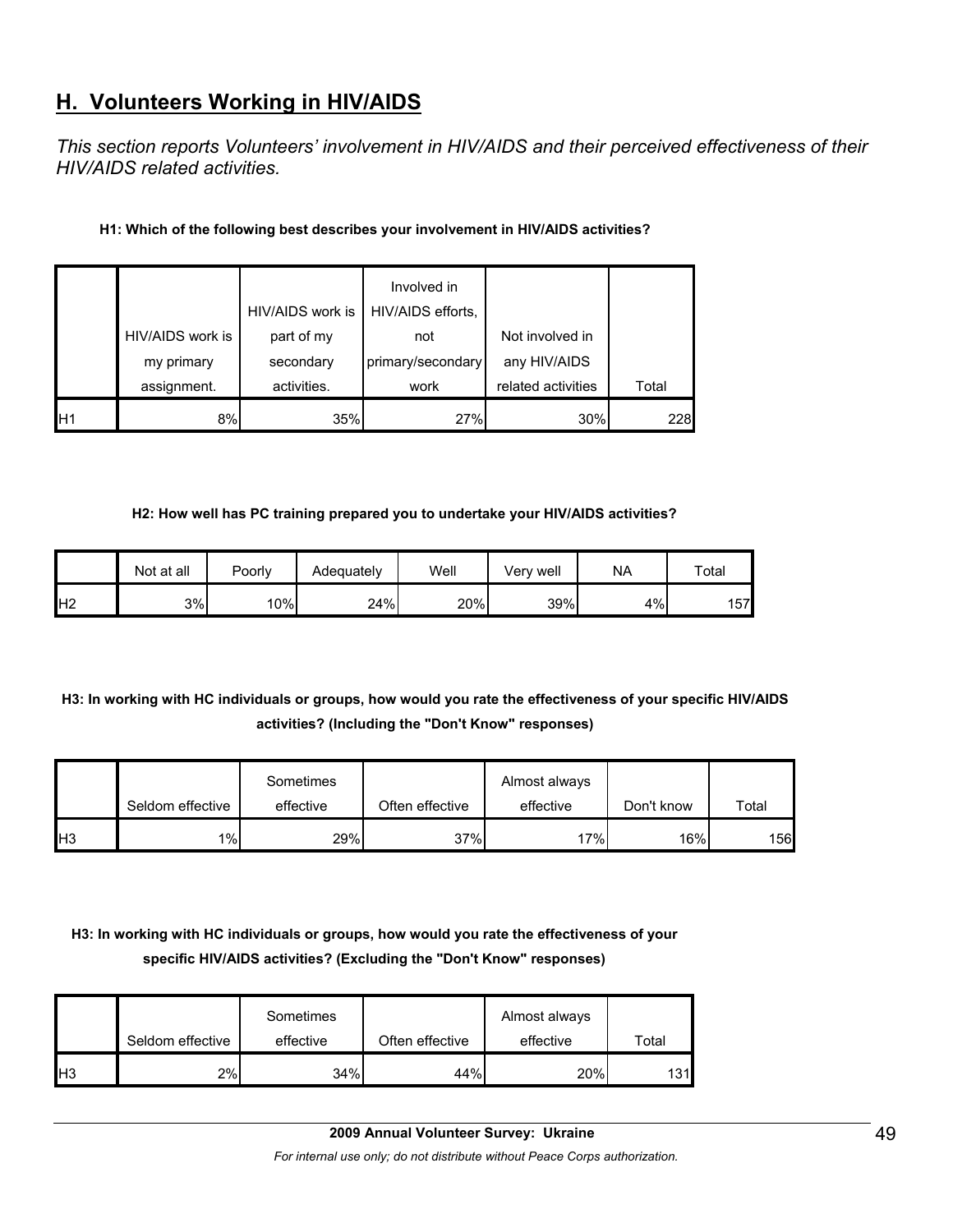## H. Volunteers Working in HIV/AIDS

*This section reports Volunteers' involvement in HIV/AIDS and their perceived effectiveness of their HIV/AIDS related activities.*

**H1: Which of the following best describes your involvement in HIV/AIDS activities?**

| | HIV/AIDS work is my primary assignment. | HIV/AIDS work is part of my secondary activities. | Involved in HIV/AIDS efforts, not primary/secondary work | Not involved in any HIV/AIDS related activities | Total |
|---|---|---|---|---|---|
| H1 | 8% | 35% | 27% | 30% | 228 |

**H2: How well has PC training prepared you to undertake your HIV/AIDS activities?**

| | Not at all | Poorly | Adequately | Well | Very well | NA | Total |
|---|---|---|---|---|---|---|---|
| H2 | 3% | 10% | 24% | 20% | 39% | 4% | 157 |

**H3: In working with HC individuals or groups, how would you rate the effectiveness of your specific HIV/AIDS activities? (Including the "Don't Know" responses)**

| | Seldom effective | Sometimes effective | Often effective | Almost always effective | Don't know | Total |
|---|---|---|---|---|---|---|
| H3 | 1% | 29% | 37% | 17% | 16% | 156 |

**H3: In working with HC individuals or groups, how would you rate the effectiveness of your specific HIV/AIDS activities? (Excluding the "Don't Know" responses)**

| | Seldom effective | Sometimes effective | Often effective | Almost always effective | Total |
|---|---|---|---|---|---|
| H3 | 2% | 34% | 44% | 20% | 131 |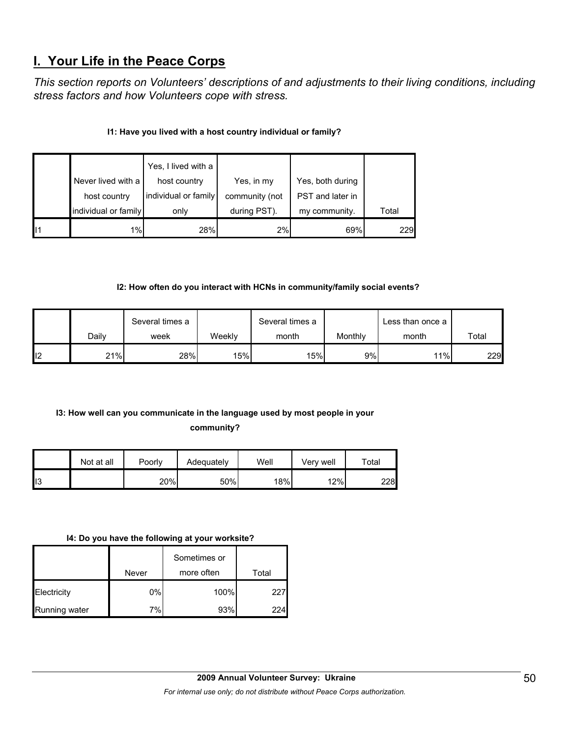## I. Your Life in the Peace Corps

*This section reports on Volunteers' descriptions of and adjustments to their living conditions, including stress factors and how Volunteers cope with stress.*

**I1: Have you lived with a host country individual or family?**

| | Never lived with a host country individual or family | Yes, I lived with a host country individual or family only | Yes, in my community (not during PST). | Yes, both during PST and later in my community. | Total |
|---|---|---|---|---|---|
| I1 | 1% | 28% | 2% | 69% | 229 |

**I2: How often do you interact with HCNs in community/family social events?**

| | Daily | Several times a week | Weekly | Several times a month | Monthly | Less than once a month | Total |
|---|---|---|---|---|---|---|---|
| I2 | 21% | 28% | 15% | 15% | 9% | 11% | 229 |

**I3: How well can you communicate in the language used by most people in your community?**

| | Not at all | Poorly | Adequately | Well | Very well | Total |
|---|---|---|---|---|---|---|
| I3 | | 20% | 50% | 18% | 12% | 228 |

**I4: Do you have the following at your worksite?**

| | Never | Sometimes or more often | Total |
|---|---|---|---|
| Electricity | 0% | 100% | 227 |
| Running water | 7% | 93% | 224 |

**2009 Annual Volunteer Survey: Ukraine**

*For internal use only; do not distribute without Peace Corps authorization.*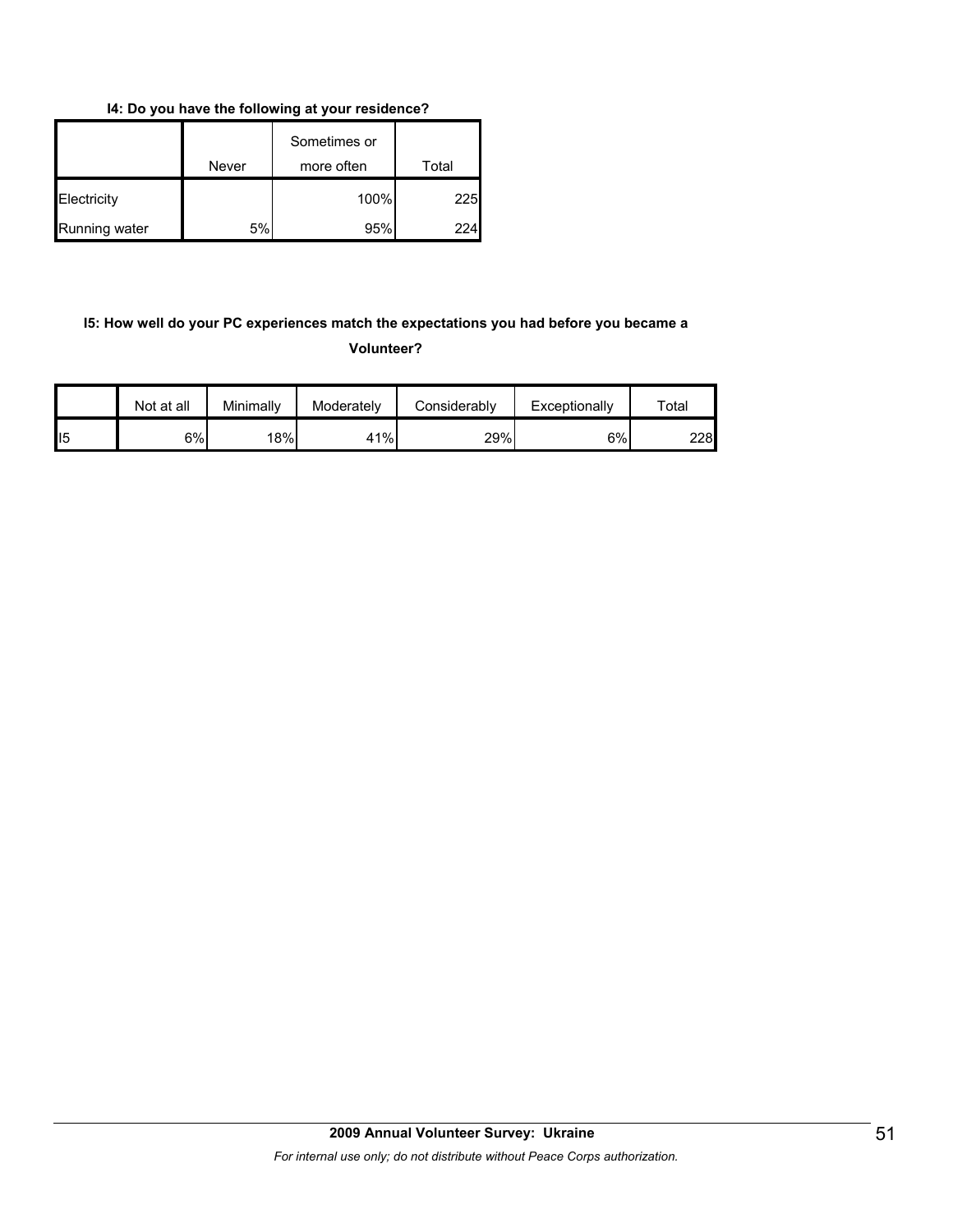**I4: Do you have the following at your residence?**

| | Never | Sometimes or more often | Total |
|---|---|---|---|
| Electricity | | 100% | 225 |
| Running water | 5% | 95% | 224 |

**I5: How well do your PC experiences match the expectations you had before you became a Volunteer?**

| | Not at all | Minimally | Moderately | Considerably | Exceptionally | Total |
|---|---|---|---|---|---|---|
| I5 | 6% | 18% | 41% | 29% | 6% | 228 |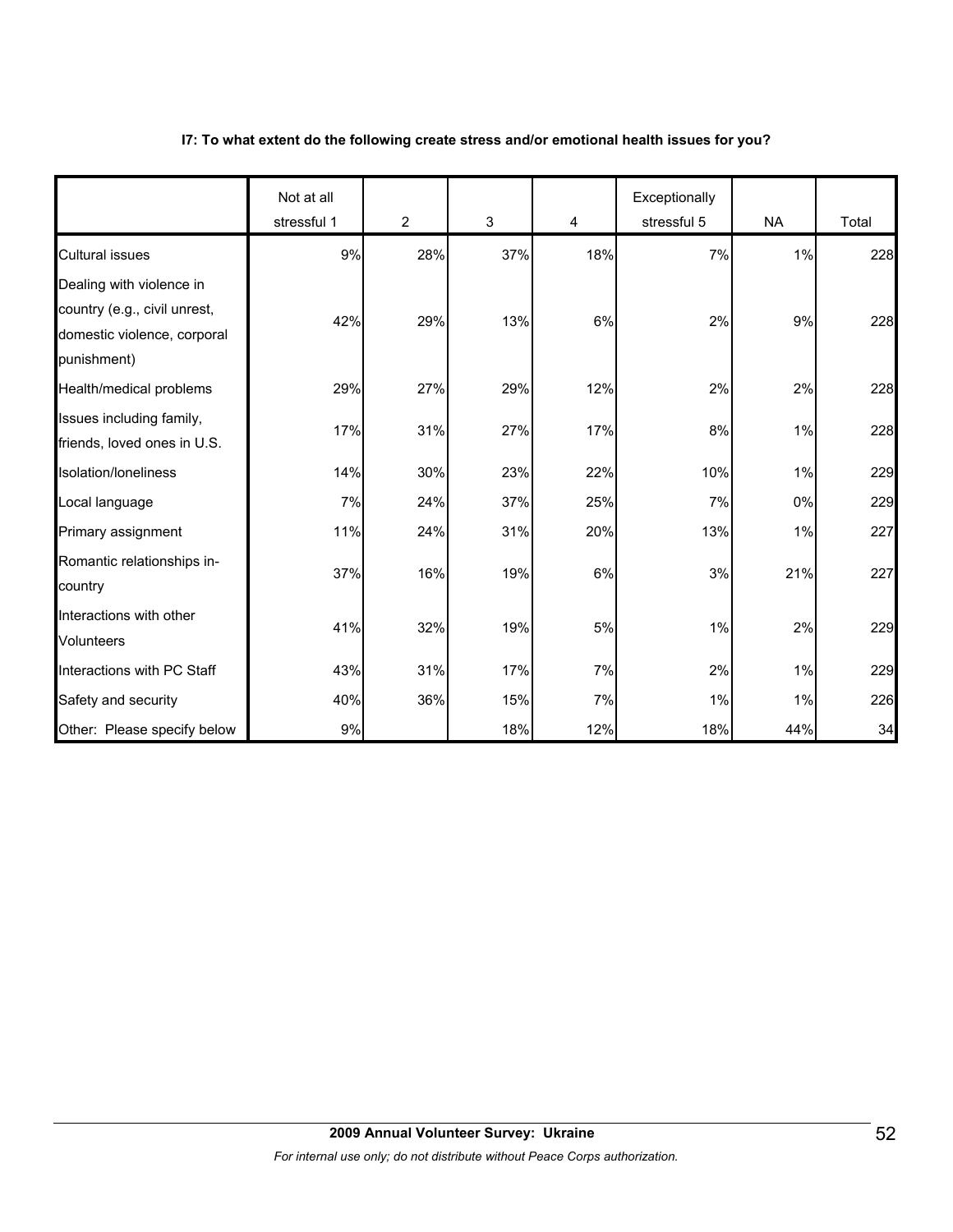**I7: To what extent do the following create stress and/or emotional health issues for you?**

| | Not at all stressful 1 | 2 | 3 | 4 | Exceptionally stressful 5 | NA | Total |
|---|---|---|---|---|---|---|---|
| Cultural issues | 9% | 28% | 37% | 18% | 7% | 1% | 228 |
| Dealing with violence in country (e.g., civil unrest, domestic violence, corporal punishment) | 42% | 29% | 13% | 6% | 2% | 9% | 228 |
| Health/medical problems | 29% | 27% | 29% | 12% | 2% | 2% | 228 |
| Issues including family, friends, loved ones in U.S. | 17% | 31% | 27% | 17% | 8% | 1% | 228 |
| Isolation/loneliness | 14% | 30% | 23% | 22% | 10% | 1% | 229 |
| Local language | 7% | 24% | 37% | 25% | 7% | 0% | 229 |
| Primary assignment | 11% | 24% | 31% | 20% | 13% | 1% | 227 |
| Romantic relationships in-country | 37% | 16% | 19% | 6% | 3% | 21% | 227 |
| Interactions with other Volunteers | 41% | 32% | 19% | 5% | 1% | 2% | 229 |
| Interactions with PC Staff | 43% | 31% | 17% | 7% | 2% | 1% | 229 |
| Safety and security | 40% | 36% | 15% | 7% | 1% | 1% | 226 |
| Other: Please specify below | 9% | | 18% | 12% | 18% | 44% | 34 |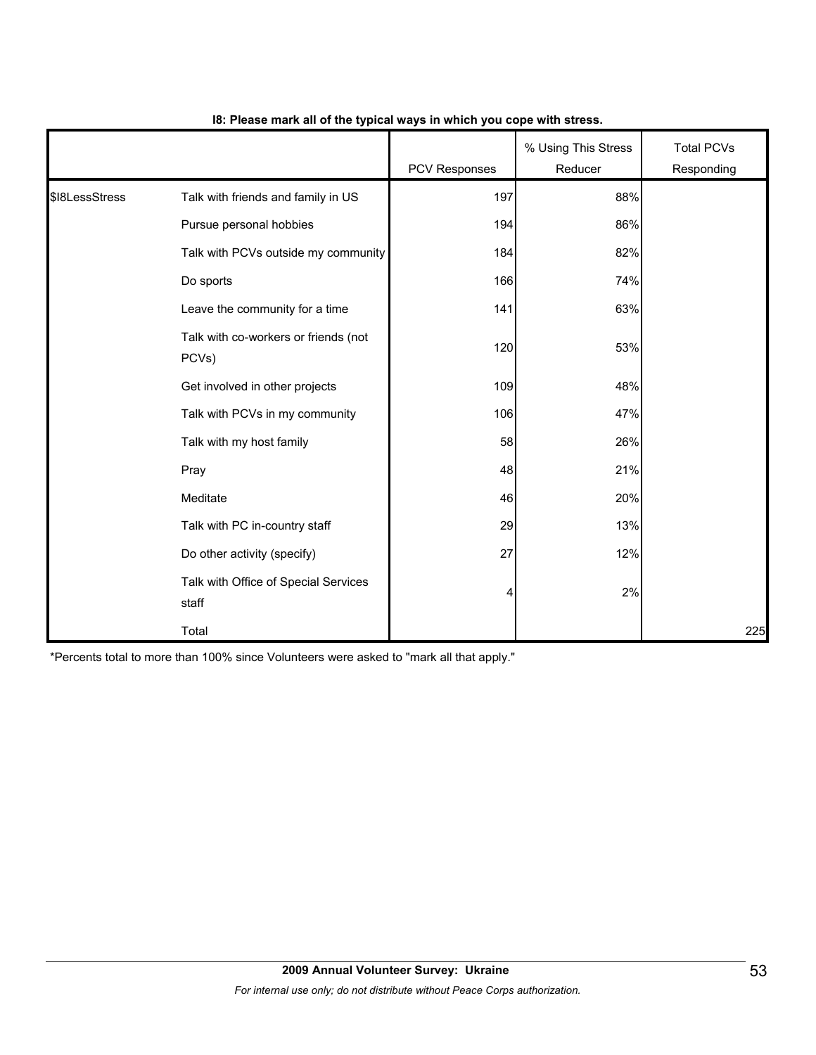**I8: Please mark all of the typical ways in which you cope with stress.**

| | | PCV Responses | % Using This Stress Reducer | Total PCVs Responding |
|---|---|---|---|---|
| $I8LessStress | Talk with friends and family in US | 197 | 88% | |
| | Pursue personal hobbies | 194 | 86% | |
| | Talk with PCVs outside my community | 184 | 82% | |
| | Do sports | 166 | 74% | |
| | Leave the community for a time | 141 | 63% | |
| | Talk with co-workers or friends (not PCVs) | 120 | 53% | |
| | Get involved in other projects | 109 | 48% | |
| | Talk with PCVs in my community | 106 | 47% | |
| | Talk with my host family | 58 | 26% | |
| | Pray | 48 | 21% | |
| | Meditate | 46 | 20% | |
| | Talk with PC in-country staff | 29 | 13% | |
| | Do other activity (specify) | 27 | 12% | |
| | Talk with Office of Special Services staff | 4 | 2% | |
| | Total | | | 225 |

*Percents total to more than 100% since Volunteers were asked to "mark all that apply."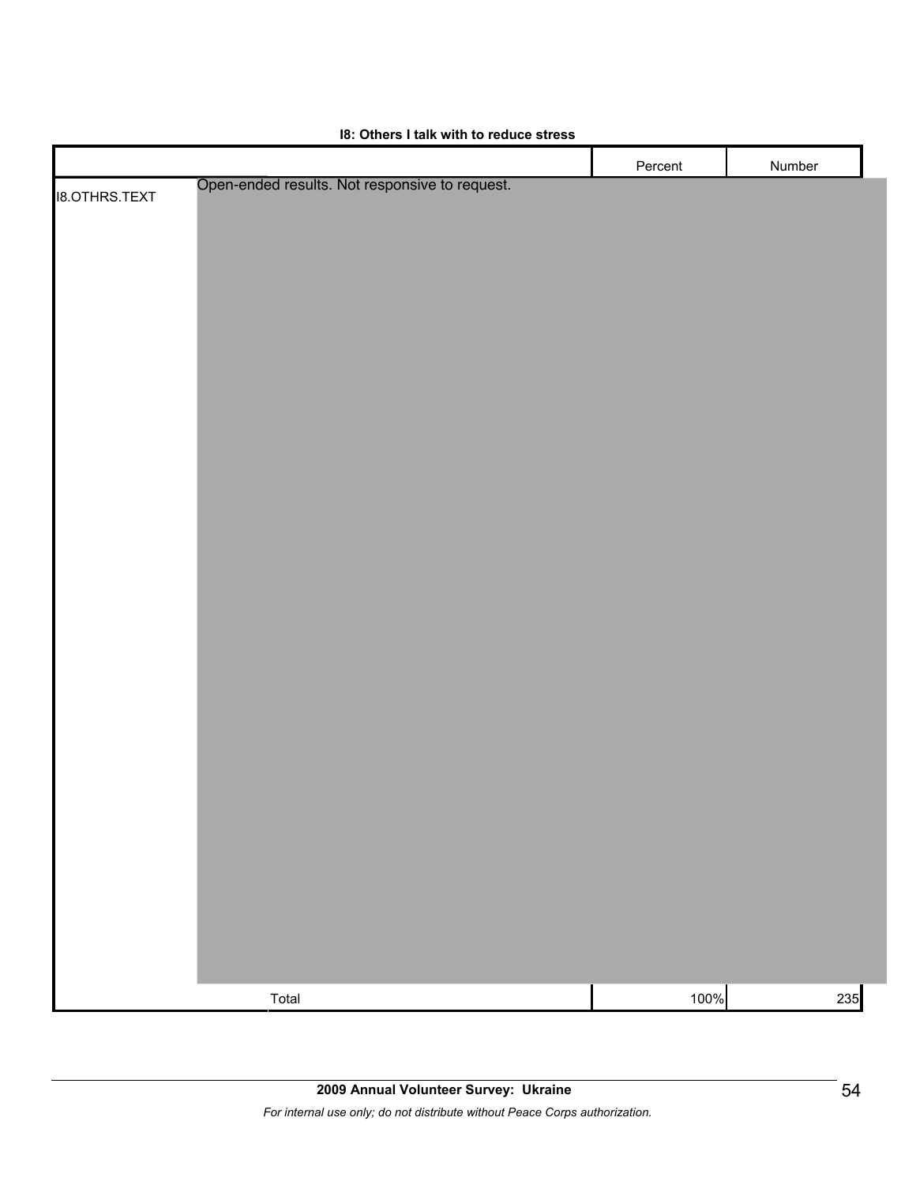**I8: Others I talk with to reduce stress**

| | | Percent | Number |
|---|---|---|---|
| I8.OTHRS.TEXT | Open-ended results. Not responsive to request. | | |
| | Total | 100% | 235 |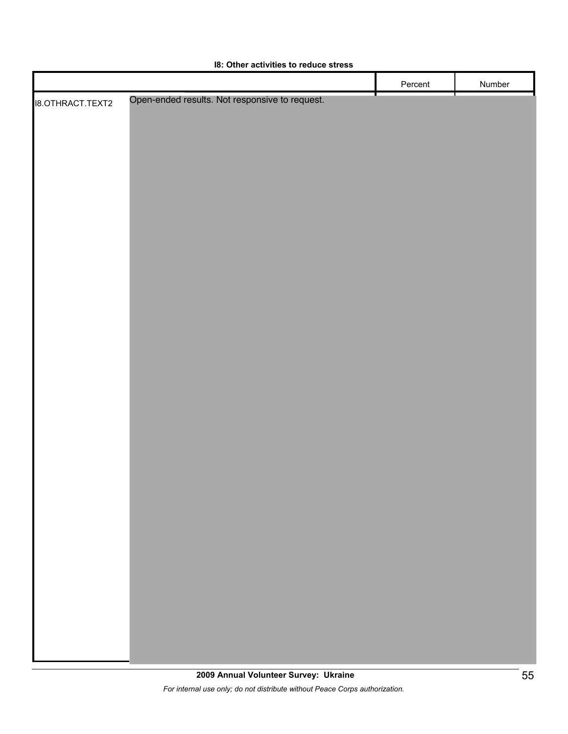**I8: Other activities to reduce stress**

| | | Percent | Number |
|---|---|---|---|
| I8.OTHRACT.TEXT2 | Open-ended results. Not responsive to request. | | |

**2009 Annual Volunteer Survey: Ukraine**

*For internal use only; do not distribute without Peace Corps authorization.*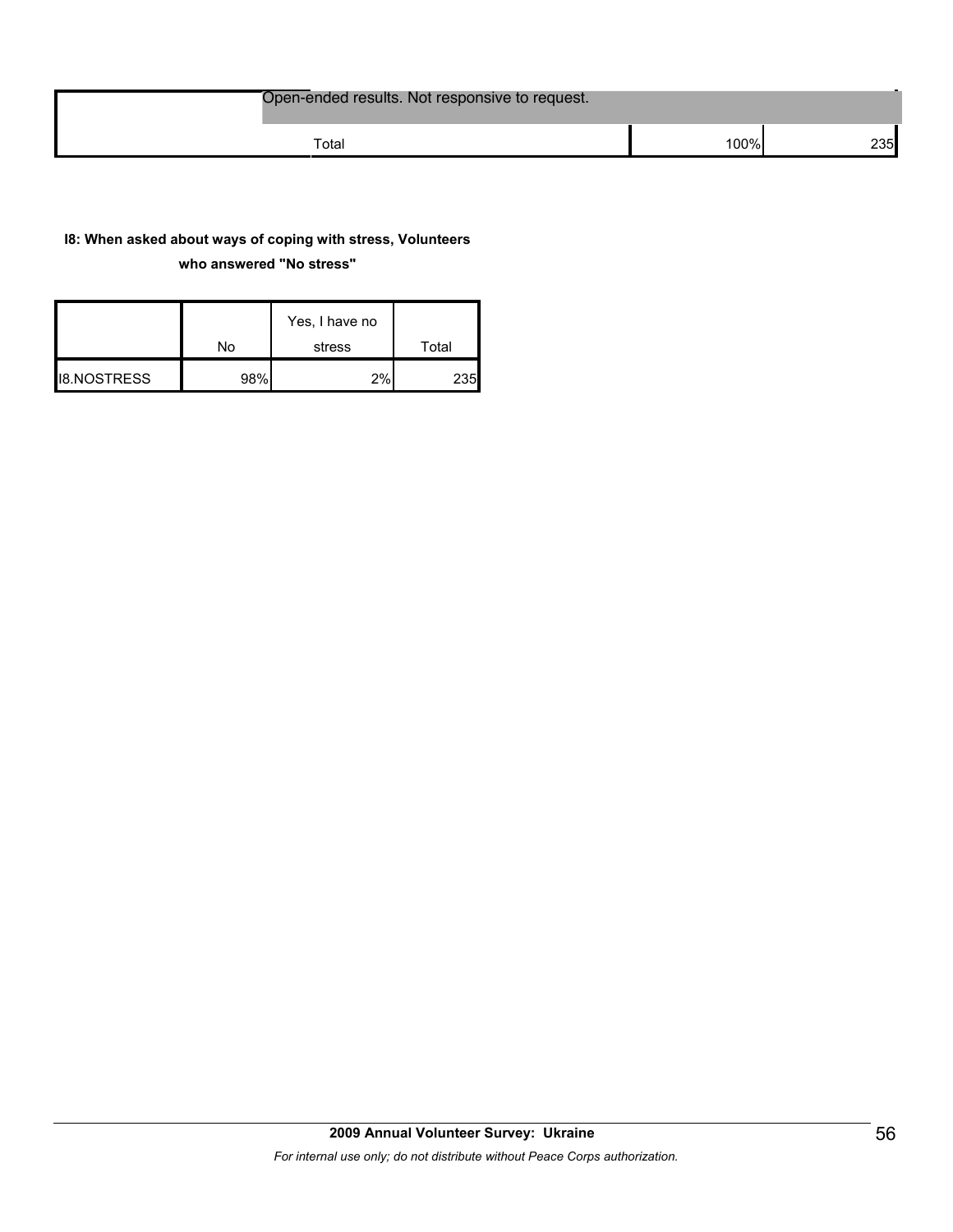| | | |
|---|---|---|
| Open-ended results. Not responsive to request. | | |
| Total | 100% | 235 |

**I8: When asked about ways of coping with stress, Volunteers who answered "No stress"**

| | No | Yes, I have no stress | Total |
|---|---|---|---|
| I8.NOSTRESS | 98% | 2% | 235 |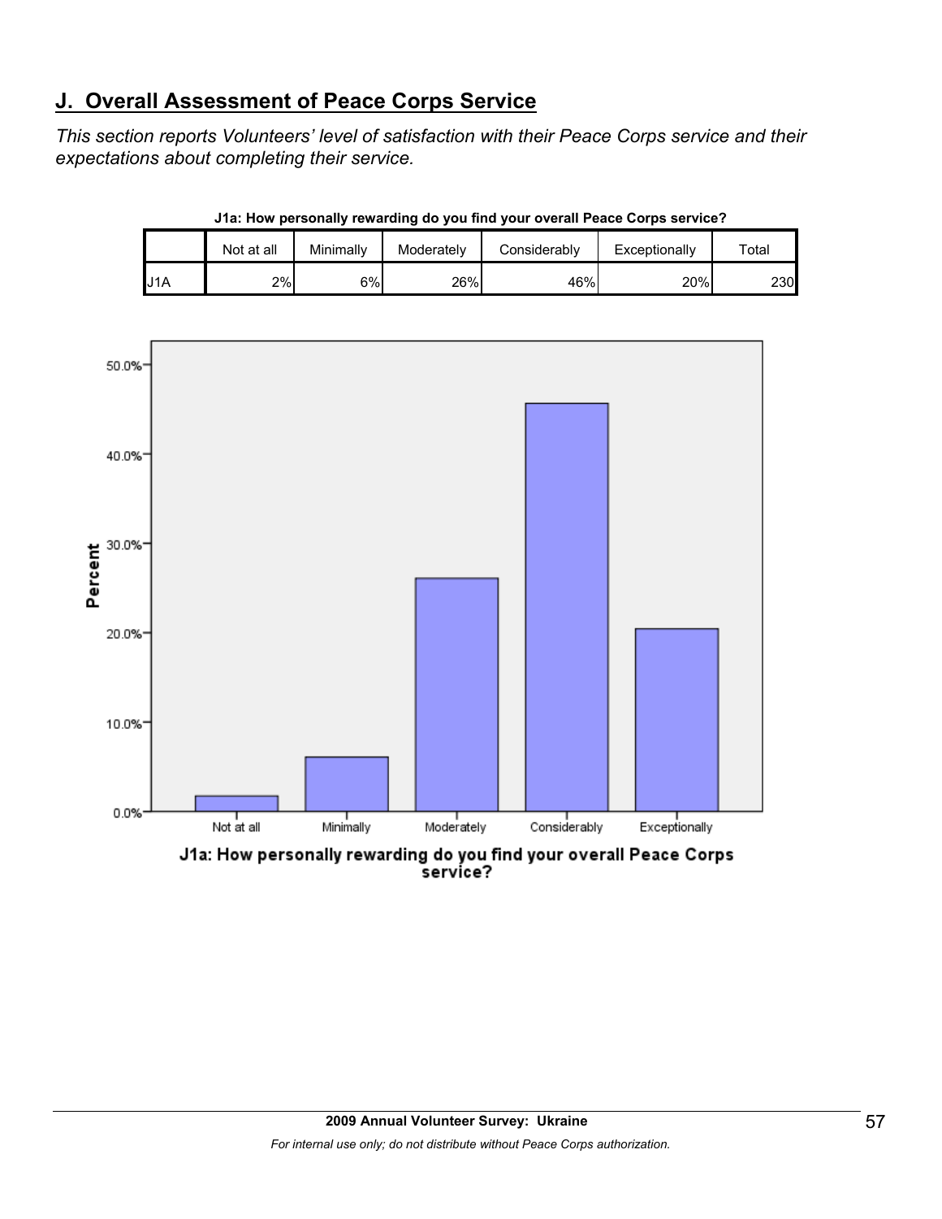## J. Overall Assessment of Peace Corps Service

*This section reports Volunteers' level of satisfaction with their Peace Corps service and their expectations about completing their service.*

**J1a: How personally rewarding do you find your overall Peace Corps service?**

| | Not at all | Minimally | Moderately | Considerably | Exceptionally | Total |
|---|---|---|---|---|---|---|
| J1A | 2% | 6% | 26% | 46% | 20% | 230 |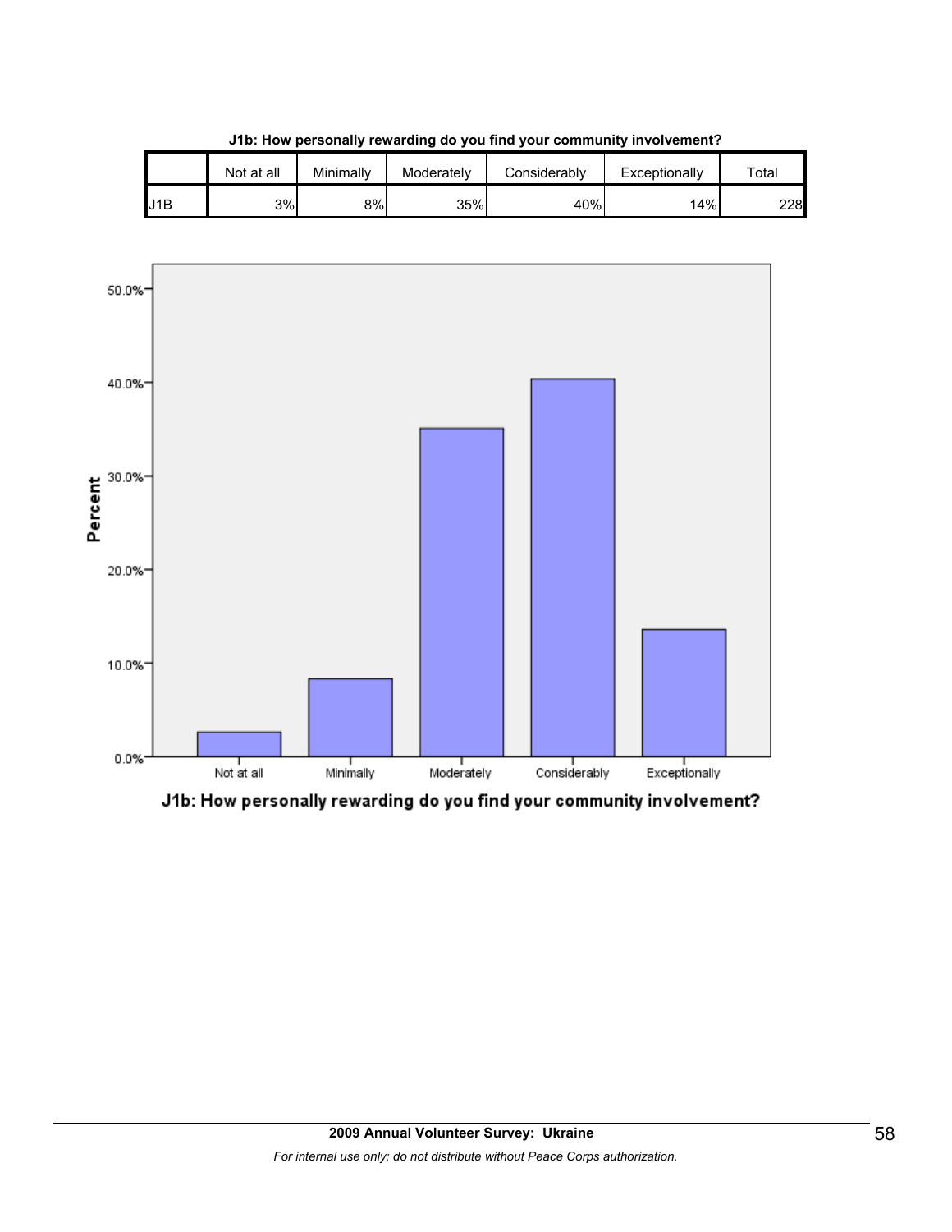**J1b: How personally rewarding do you find your community involvement?**

| | Not at all | Minimally | Moderately | Considerably | Exceptionally | Total |
|---|---|---|---|---|---|---|
| J1B | 3% | 8% | 35% | 40% | 14% | 228 |

J1b: How personally rewarding do you find your community involvement?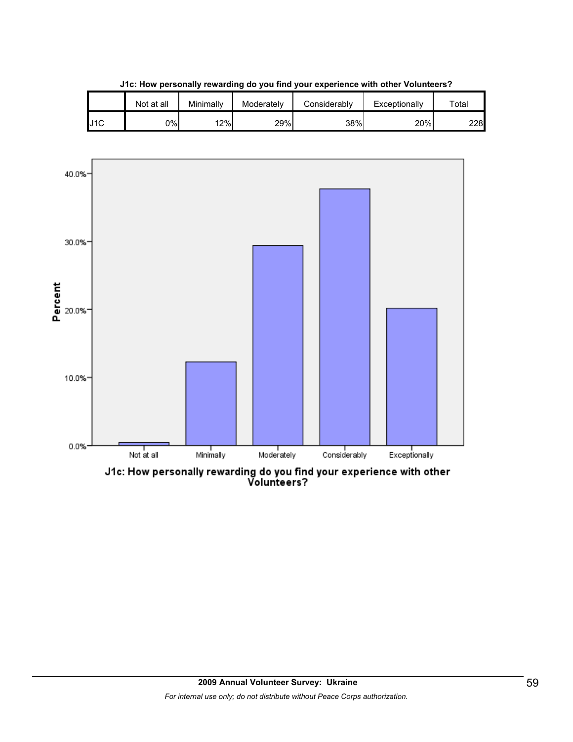**J1c: How personally rewarding do you find your experience with other Volunteers?**

| | Not at all | Minimally | Moderately | Considerably | Exceptionally | Total |
|---|---|---|---|---|---|---|
| J1C | 0% | 12% | 29% | 38% | 20% | 228 |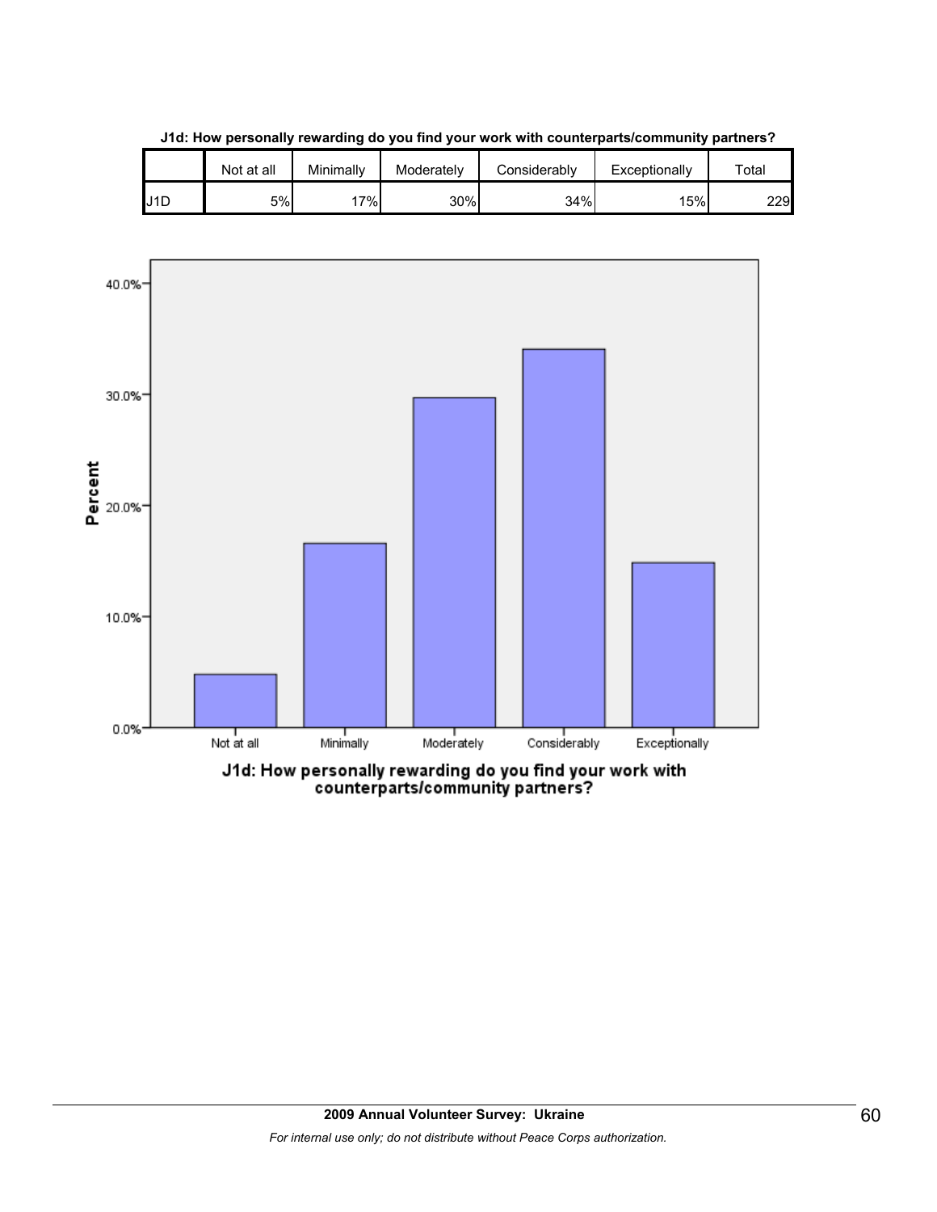**J1d: How personally rewarding do you find your work with counterparts/community partners?**

| | Not at all | Minimally | Moderately | Considerably | Exceptionally | Total |
|---|---|---|---|---|---|---|
| J1D | 5% | 17% | 30% | 34% | 15% | 229 |

**J1d: How personally rewarding do you find your work with counterparts/community partners?**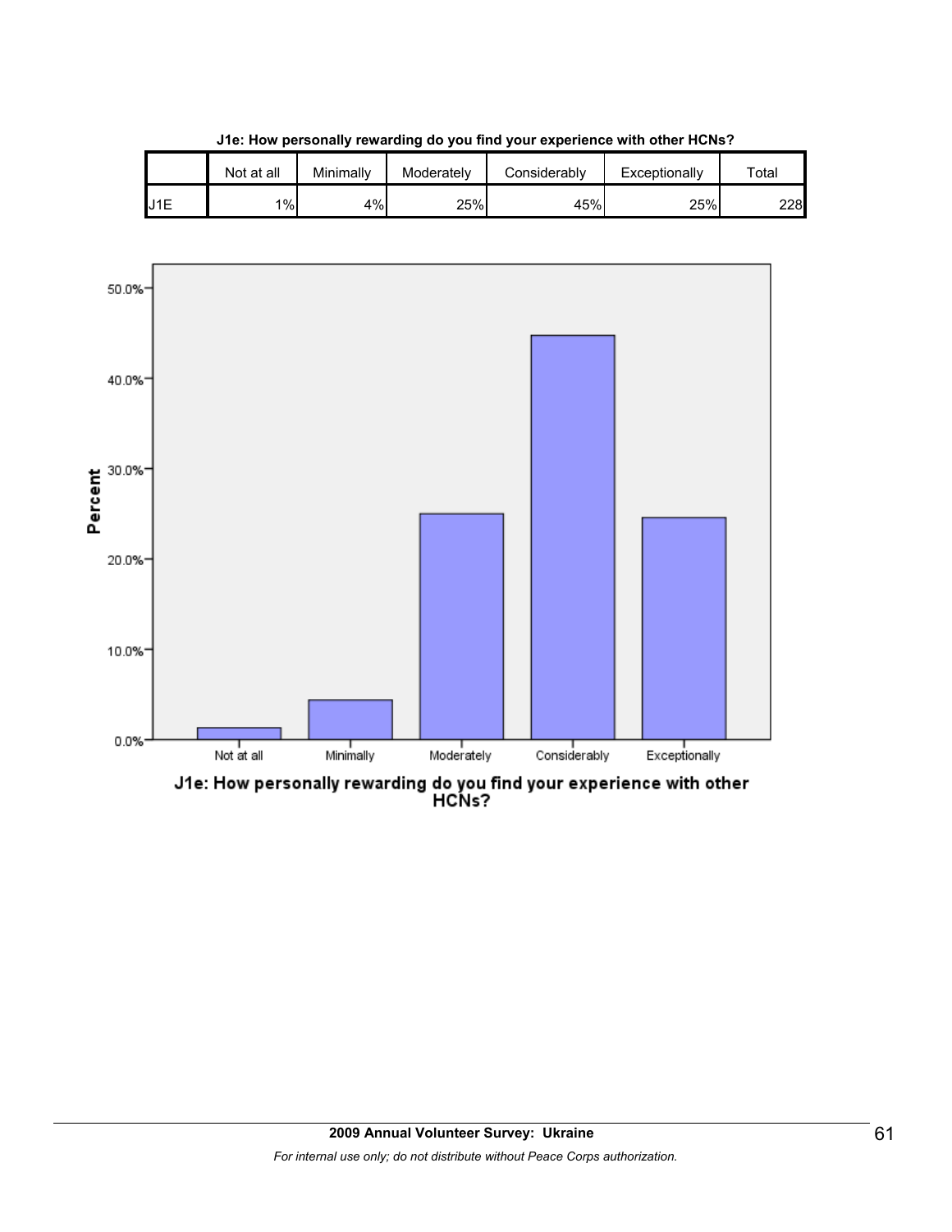**J1e: How personally rewarding do you find your experience with other HCNs?**

| | Not at all | Minimally | Moderately | Considerably | Exceptionally | Total |
|---|---|---|---|---|---|---|
| J1E | 1% | 4% | 25% | 45% | 25% | 228 |

J1e: How personally rewarding do you find your experience with other HCNs?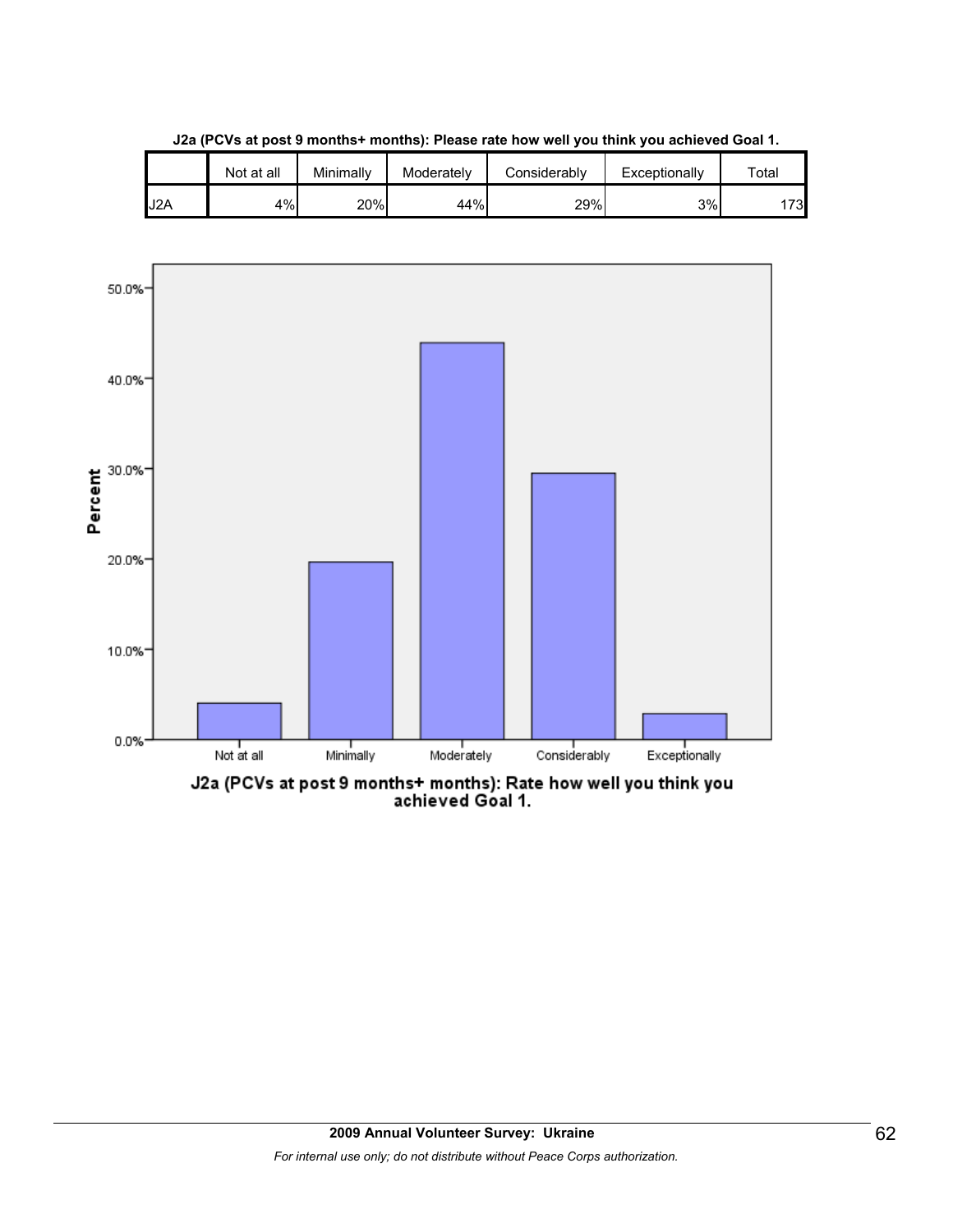**J2a (PCVs at post 9 months+ months): Please rate how well you think you achieved Goal 1.**

| | Not at all | Minimally | Moderately | Considerably | Exceptionally | Total |
|---|---|---|---|---|---|---|
| J2A | 4% | 20% | 44% | 29% | 3% | 173 |

J2a (PCVs at post 9 months+ months): Rate how well you think you achieved Goal 1.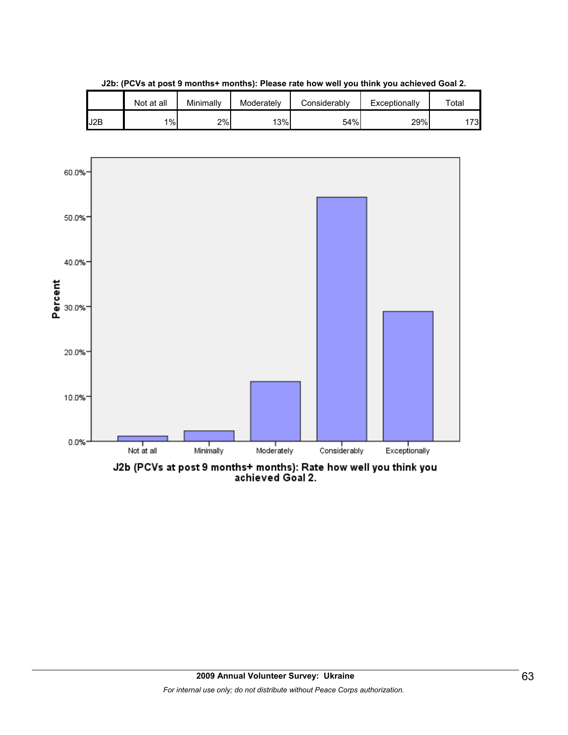**J2b: (PCVs at post 9 months+ months): Please rate how well you think you achieved Goal 2.**

| | Not at all | Minimally | Moderately | Considerably | Exceptionally | Total |
|---|---|---|---|---|---|---|
| J2B | 1% | 2% | 13% | 54% | 29% | 173 |

J2b (PCVs at post 9 months+ months): Rate how well you think you achieved Goal 2.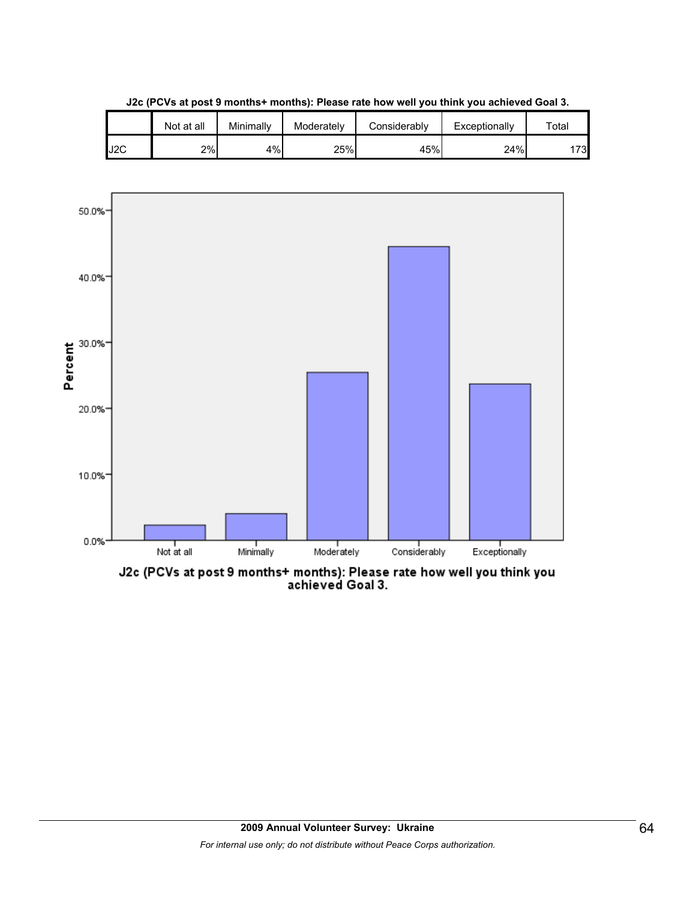**J2c (PCVs at post 9 months+ months): Please rate how well you think you achieved Goal 3.**

| | Not at all | Minimally | Moderately | Considerably | Exceptionally | Total |
|---|---|---|---|---|---|---|
| J2C | 2% | 4% | 25% | 45% | 24% | 173 |

J2c (PCVs at post 9 months+ months): Please rate how well you think you achieved Goal 3.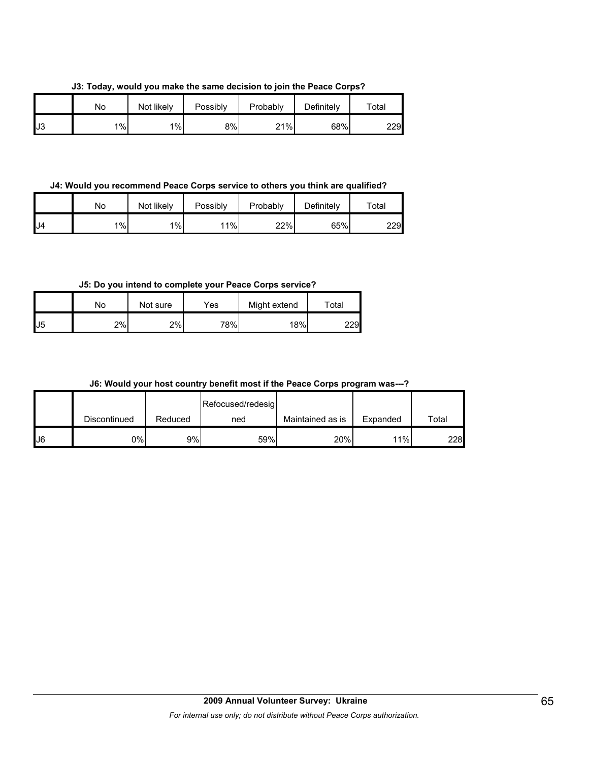**J3: Today, would you make the same decision to join the Peace Corps?**

| | No | Not likely | Possibly | Probably | Definitely | Total |
|---|---|---|---|---|---|---|
| J3 | 1% | 1% | 8% | 21% | 68% | 229 |

**J4: Would you recommend Peace Corps service to others you think are qualified?**

| | No | Not likely | Possibly | Probably | Definitely | Total |
|---|---|---|---|---|---|---|
| J4 | 1% | 1% | 11% | 22% | 65% | 229 |

**J5: Do you intend to complete your Peace Corps service?**

| | No | Not sure | Yes | Might extend | Total |
|---|---|---|---|---|---|
| J5 | 2% | 2% | 78% | 18% | 229 |

**J6: Would your host country benefit most if the Peace Corps program was---?**

| | Discontinued | Reduced | Refocused/redesigned | Maintained as is | Expanded | Total |
|---|---|---|---|---|---|---|
| J6 | 0% | 9% | 59% | 20% | 11% | 228 |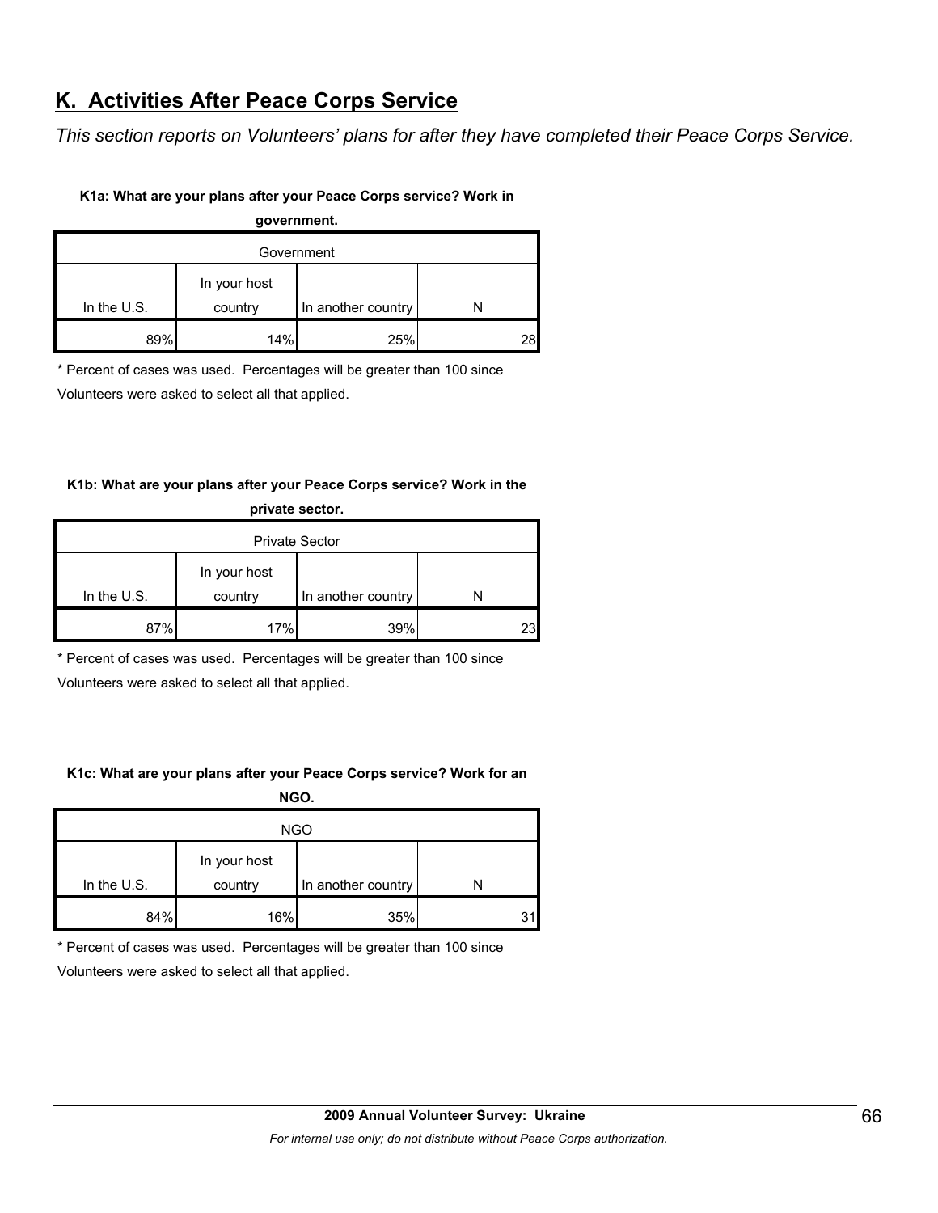## K. Activities After Peace Corps Service

*This section reports on Volunteers' plans for after they have completed their Peace Corps Service.*

**K1a: What are your plans after your Peace Corps service? Work in government.**

| Government | | | |
|---|---|---|---|
| In the U.S. | In your host country | In another country | N |
| 89% | 14% | 25% | 28 |

* Percent of cases was used. Percentages will be greater than 100 since Volunteers were asked to select all that applied.

**K1b: What are your plans after your Peace Corps service? Work in the private sector.**

| Private Sector | | | |
|---|---|---|---|
| In the U.S. | In your host country | In another country | N |
| 87% | 17% | 39% | 23 |

* Percent of cases was used. Percentages will be greater than 100 since Volunteers were asked to select all that applied.

**K1c: What are your plans after your Peace Corps service? Work for an NGO.**

| NGO | | | |
|---|---|---|---|
| In the U.S. | In your host country | In another country | N |
| 84% | 16% | 35% | 31 |

* Percent of cases was used. Percentages will be greater than 100 since Volunteers were asked to select all that applied.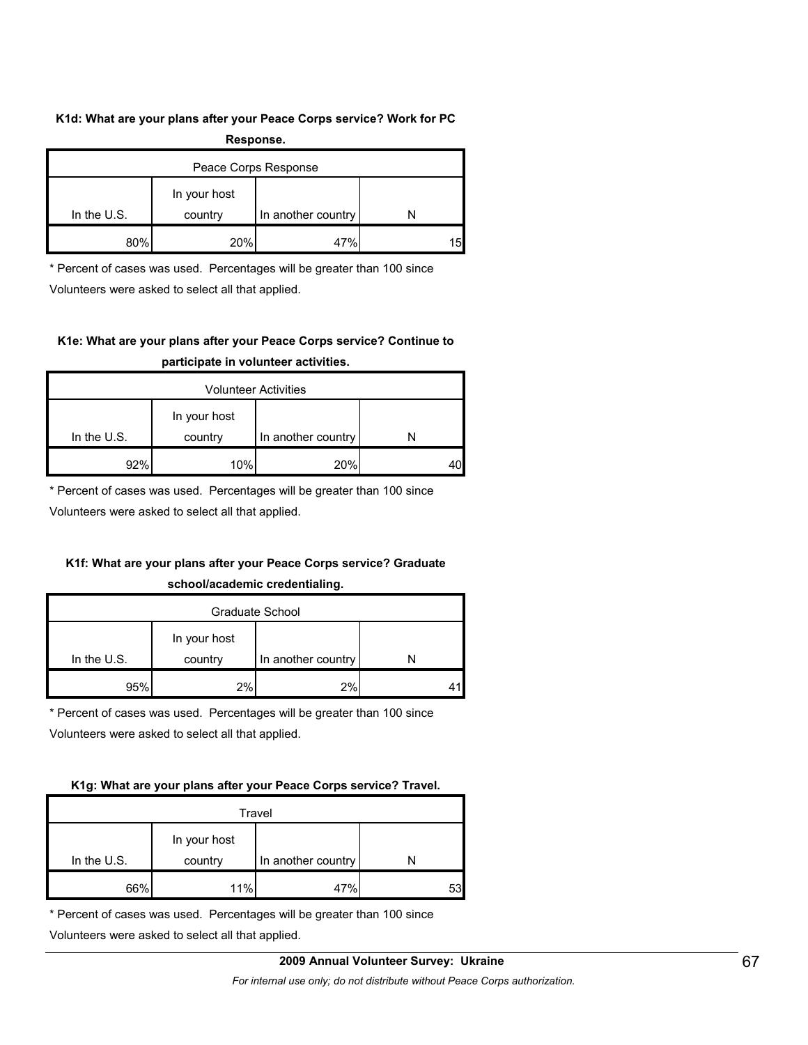**K1d: What are your plans after your Peace Corps service? Work for PC Response.**

| Peace Corps Response | | | |
|---|---|---|---|
| In the U.S. | In your host country | In another country | N |
| 80% | 20% | 47% | 15 |

\* Percent of cases was used. Percentages will be greater than 100 since Volunteers were asked to select all that applied.

**K1e: What are your plans after your Peace Corps service? Continue to participate in volunteer activities.**

| Volunteer Activities | | | |
|---|---|---|---|
| In the U.S. | In your host country | In another country | N |
| 92% | 10% | 20% | 40 |

\* Percent of cases was used. Percentages will be greater than 100 since Volunteers were asked to select all that applied.

**K1f: What are your plans after your Peace Corps service? Graduate school/academic credentialing.**

| Graduate School | | | |
|---|---|---|---|
| In the U.S. | In your host country | In another country | N |
| 95% | 2% | 2% | 41 |

\* Percent of cases was used. Percentages will be greater than 100 since Volunteers were asked to select all that applied.

**K1g: What are your plans after your Peace Corps service? Travel.**

| Travel | | | |
|---|---|---|---|
| In the U.S. | In your host country | In another country | N |
| 66% | 11% | 47% | 53 |

\* Percent of cases was used. Percentages will be greater than 100 since Volunteers were asked to select all that applied.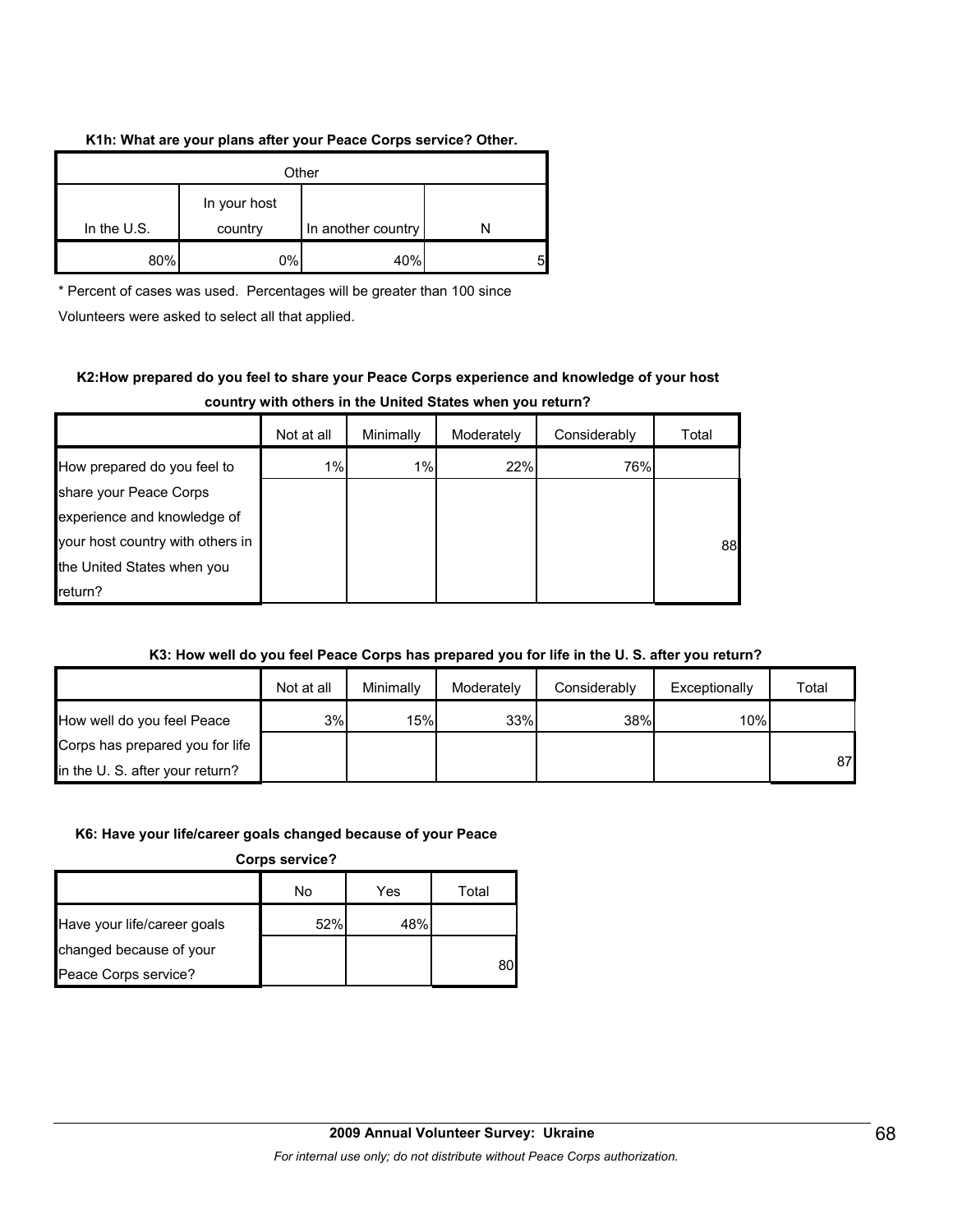**K1h: What are your plans after your Peace Corps service? Other.**

| Other | | | |
|---|---|---|---|
| In the U.S. | In your host country | In another country | N |
| 80% | 0% | 40% | 5 |

\* Percent of cases was used. Percentages will be greater than 100 since Volunteers were asked to select all that applied.

**K2:How prepared do you feel to share your Peace Corps experience and knowledge of your host country with others in the United States when you return?**

| | Not at all | Minimally | Moderately | Considerably | Total |
|---|---|---|---|---|---|
| How prepared do you feel to share your Peace Corps experience and knowledge of your host country with others in the United States when you return? | 1% | 1% | 22% | 76% | 88 |

**K3: How well do you feel Peace Corps has prepared you for life in the U. S. after you return?**

| | Not at all | Minimally | Moderately | Considerably | Exceptionally | Total |
|---|---|---|---|---|---|---|
| How well do you feel Peace Corps has prepared you for life in the U. S. after your return? | 3% | 15% | 33% | 38% | 10% | 87 |

**K6: Have your life/career goals changed because of your Peace Corps service?**

| | No | Yes | Total |
|---|---|---|---|
| Have your life/career goals changed because of your Peace Corps service? | 52% | 48% | 80 |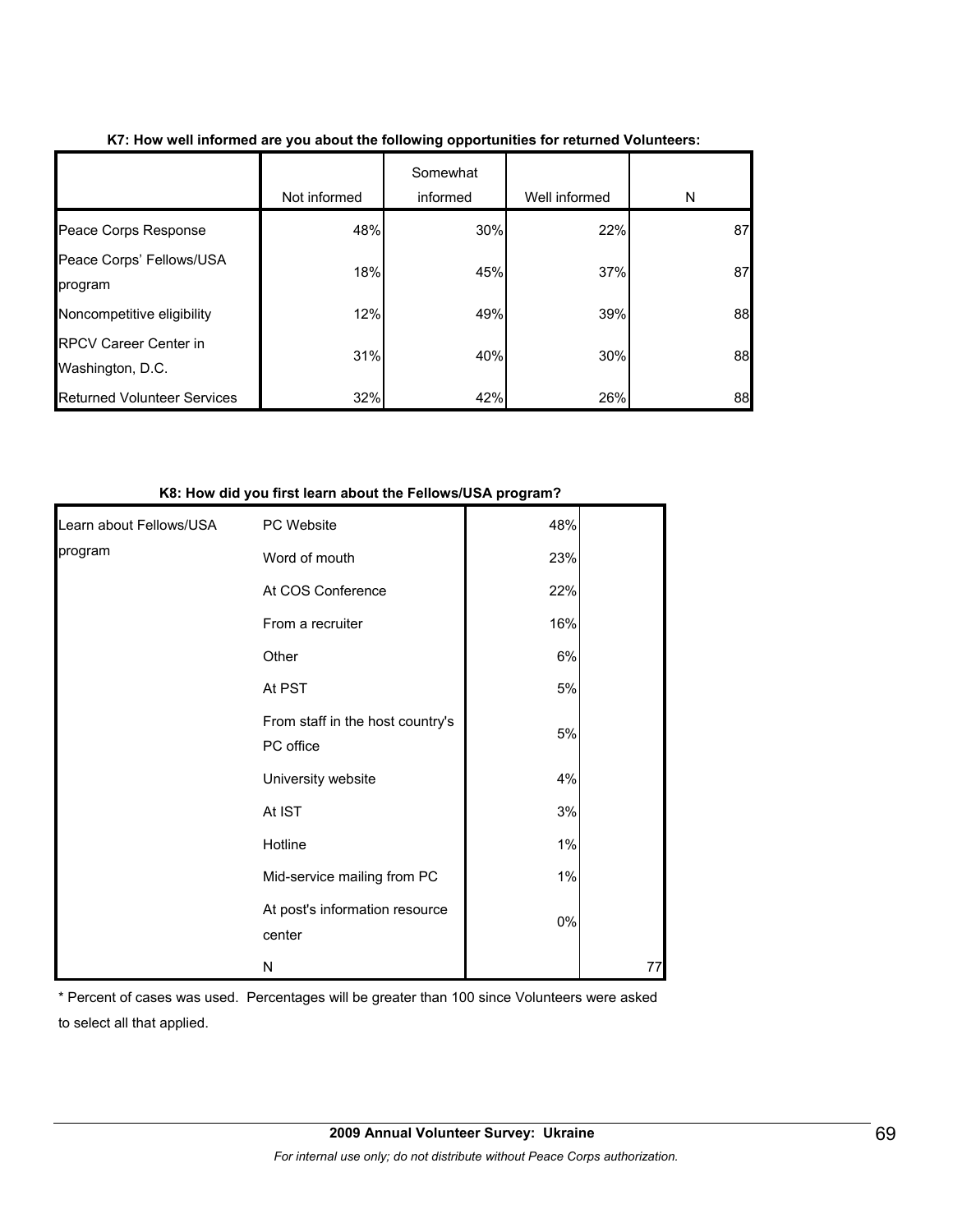**K7: How well informed are you about the following opportunities for returned Volunteers:**

| | Not informed | Somewhat informed | Well informed | N |
|---|---|---|---|---|
| Peace Corps Response | 48% | 30% | 22% | 87 |
| Peace Corps' Fellows/USA program | 18% | 45% | 37% | 87 |
| Noncompetitive eligibility | 12% | 49% | 39% | 88 |
| RPCV Career Center in Washington, D.C. | 31% | 40% | 30% | 88 |
| Returned Volunteer Services | 32% | 42% | 26% | 88 |

**K8: How did you first learn about the Fellows/USA program?**

| | | | |
|---|---|---|---|
| Learn about Fellows/USA program | PC Website | 48% | |
| | Word of mouth | 23% | |
| | At COS Conference | 22% | |
| | From a recruiter | 16% | |
| | Other | 6% | |
| | At PST | 5% | |
| | From staff in the host country's PC office | 5% | |
| | University website | 4% | |
| | At IST | 3% | |
| | Hotline | 1% | |
| | Mid-service mailing from PC | 1% | |
| | At post's information resource center | 0% | |
| | N | | 77 |

* Percent of cases was used. Percentages will be greater than 100 since Volunteers were asked to select all that applied.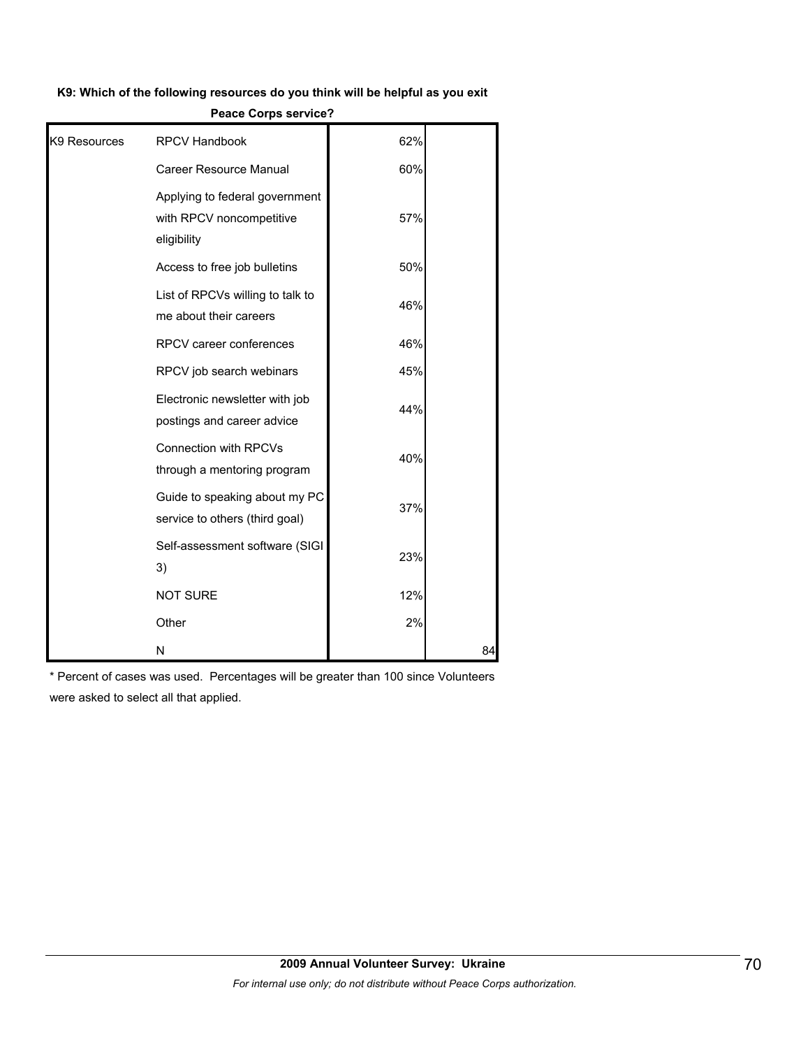**K9: Which of the following resources do you think will be helpful as you exit Peace Corps service?**

| | | | |
|---|---|---|---|
| K9 Resources | RPCV Handbook | 62% | |
| | Career Resource Manual | 60% | |
| | Applying to federal government with RPCV noncompetitive eligibility | 57% | |
| | Access to free job bulletins | 50% | |
| | List of RPCVs willing to talk to me about their careers | 46% | |
| | RPCV career conferences | 46% | |
| | RPCV job search webinars | 45% | |
| | Electronic newsletter with job postings and career advice | 44% | |
| | Connection with RPCVs through a mentoring program | 40% | |
| | Guide to speaking about my PC service to others (third goal) | 37% | |
| | Self-assessment software (SIGI 3) | 23% | |
| | NOT SURE | 12% | |
| | Other | 2% | |
| | N | | 84 |

* Percent of cases was used. Percentages will be greater than 100 since Volunteers were asked to select all that applied.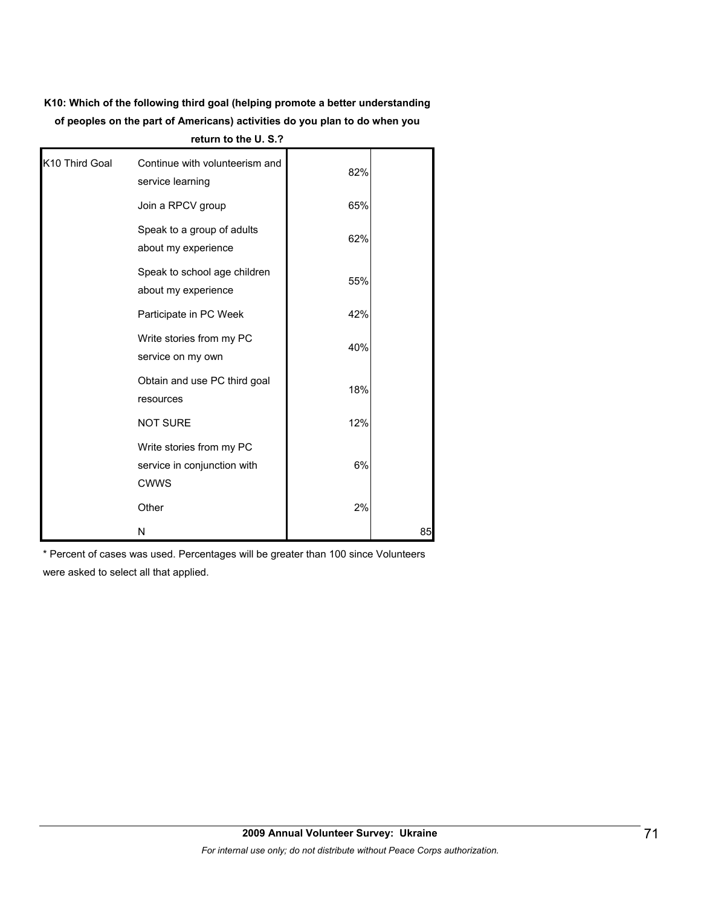**K10: Which of the following third goal (helping promote a better understanding of peoples on the part of Americans) activities do you plan to do when you return to the U. S.?**

| | | | |
|---|---|---|---|
| K10 Third Goal | Continue with volunteerism and service learning | 82% | |
| | Join a RPCV group | 65% | |
| | Speak to a group of adults about my experience | 62% | |
| | Speak to school age children about my experience | 55% | |
| | Participate in PC Week | 42% | |
| | Write stories from my PC service on my own | 40% | |
| | Obtain and use PC third goal resources | 18% | |
| | NOT SURE | 12% | |
| | Write stories from my PC service in conjunction with CWWS | 6% | |
| | Other | 2% | |
| | N | | 85 |

* Percent of cases was used. Percentages will be greater than 100 since Volunteers were asked to select all that applied.